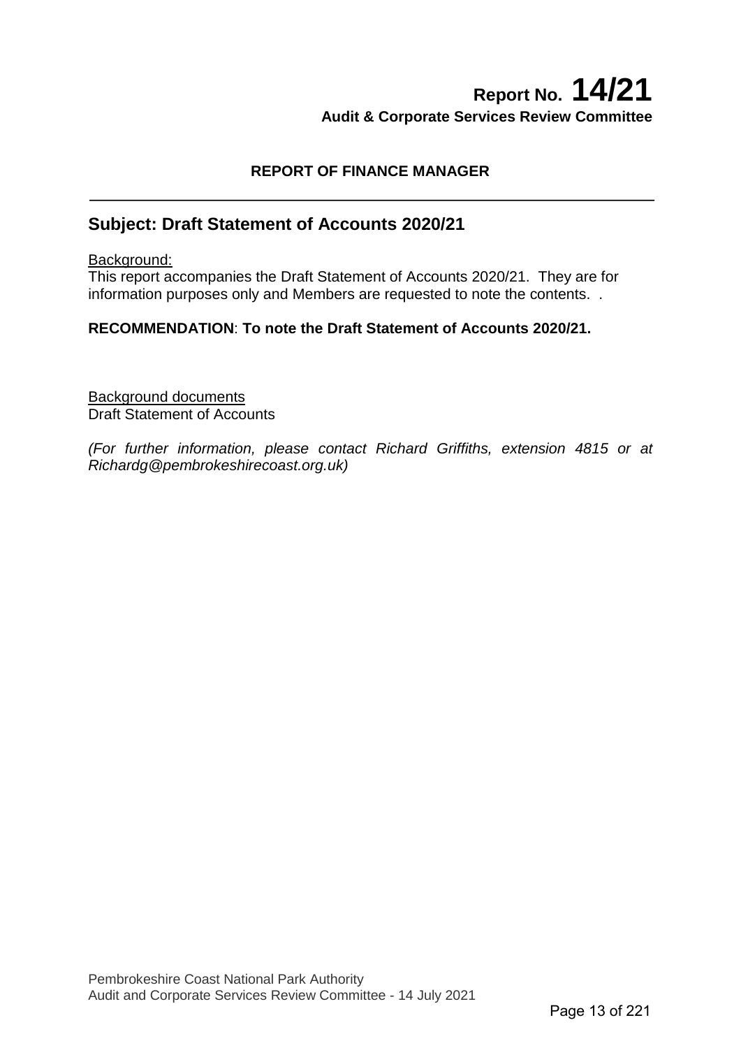# Report No. 14/21

**Audit & Corporate Services Review Committee**

**REPORT OF FINANCE MANAGER**

---

## Subject: Draft Statement of Accounts 2020/21

Background:
This report accompanies the Draft Statement of Accounts 2020/21. They are for information purposes only and Members are requested to note the contents. .

**RECOMMENDATION**: **To note the Draft Statement of Accounts 2020/21.**

Background documents
Draft Statement of Accounts

*(For further information, please contact Richard Griffiths, extension 4815 or at Richardg@pembrokeshirecoast.org.uk)*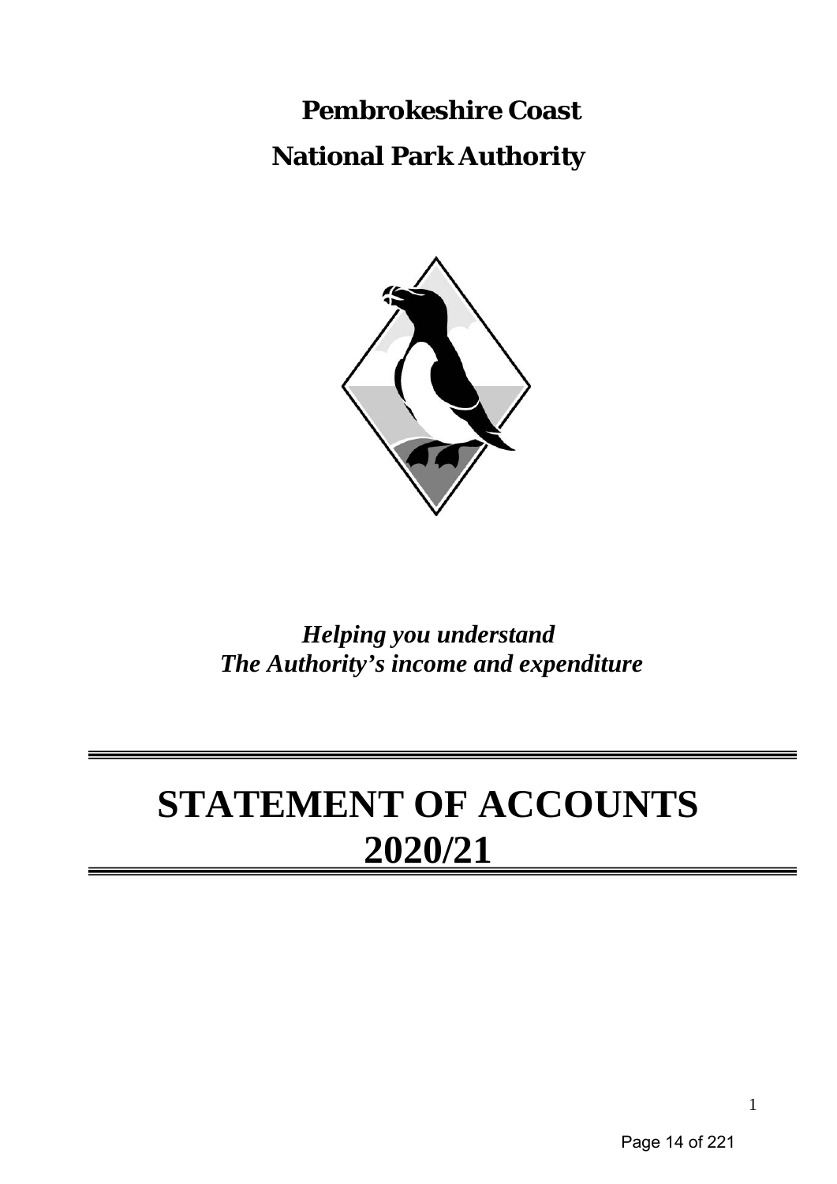# Pembrokeshire Coast

# National Park Authority

*Helping you understand*
*The Authority's income and expenditure*

# STATEMENT OF ACCOUNTS 2020/21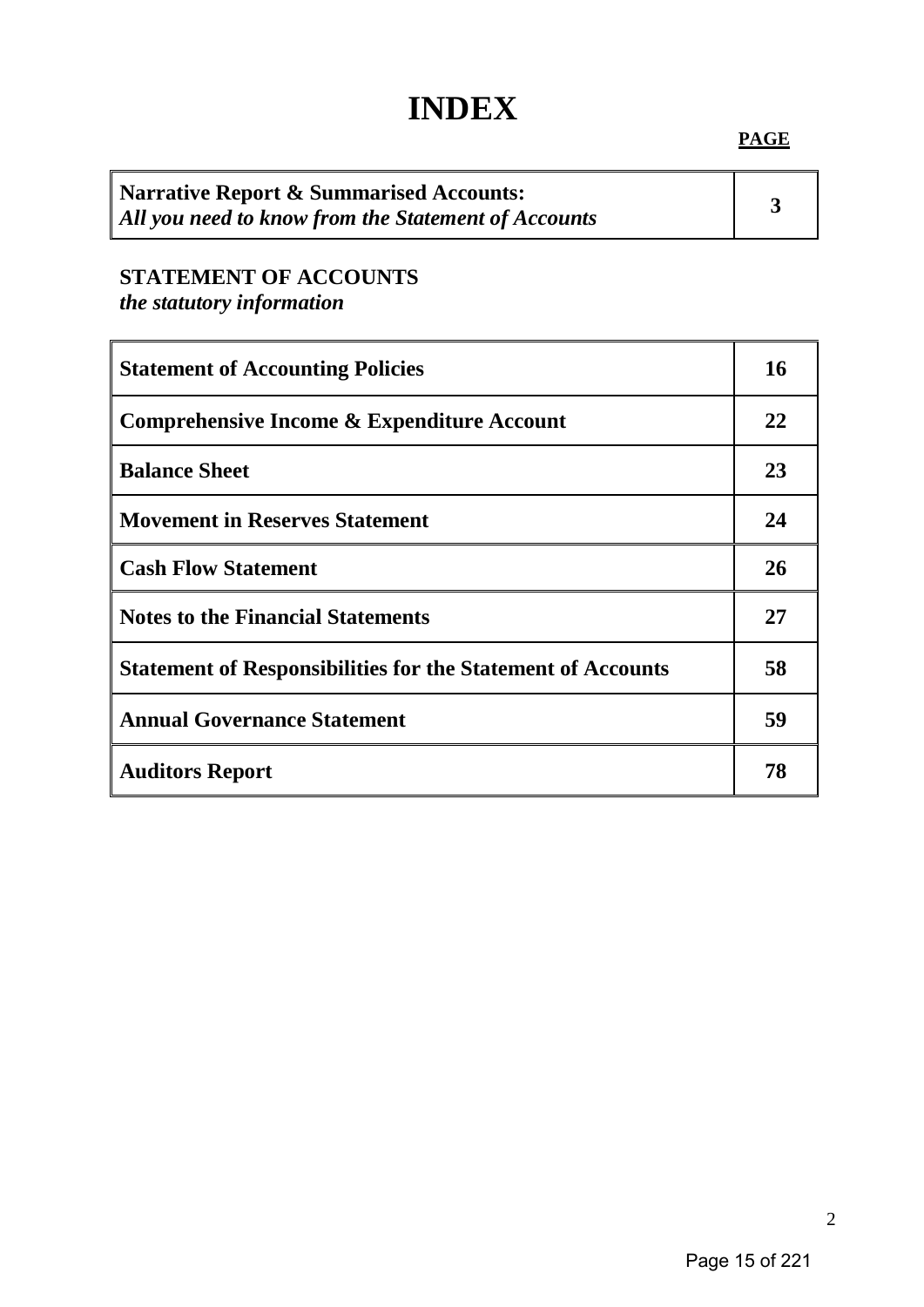# INDEX

| | PAGE |
|---|---|
| **Narrative Report & Summarised Accounts:** *All you need to know from the Statement of Accounts* | **3** |

**STATEMENT OF ACCOUNTS**
*the statutory information*

| | |
|---|---|
| **Statement of Accounting Policies** | **16** |
| **Comprehensive Income & Expenditure Account** | **22** |
| **Balance Sheet** | **23** |
| **Movement in Reserves Statement** | **24** |
| **Cash Flow Statement** | **26** |
| **Notes to the Financial Statements** | **27** |
| **Statement of Responsibilities for the Statement of Accounts** | **58** |
| **Annual Governance Statement** | **59** |
| **Auditors Report** | **78** |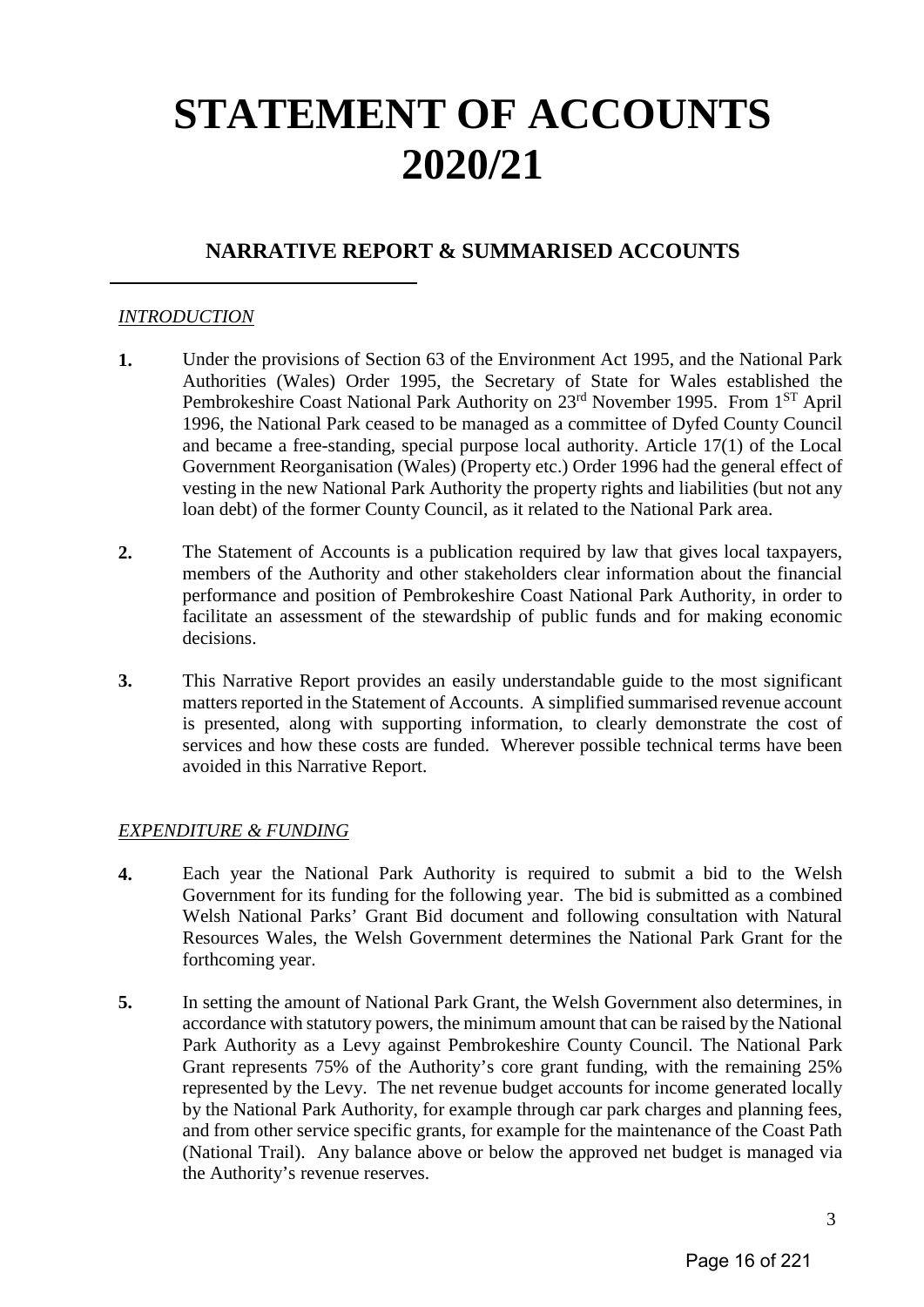# STATEMENT OF ACCOUNTS 2020/21

## NARRATIVE REPORT & SUMMARISED ACCOUNTS

*INTRODUCTION*

**1.** Under the provisions of Section 63 of the Environment Act 1995, and the National Park Authorities (Wales) Order 1995, the Secretary of State for Wales established the Pembrokeshire Coast National Park Authority on 23rd November 1995. From 1ST April 1996, the National Park ceased to be managed as a committee of Dyfed County Council and became a free-standing, special purpose local authority. Article 17(1) of the Local Government Reorganisation (Wales) (Property etc.) Order 1996 had the general effect of vesting in the new National Park Authority the property rights and liabilities (but not any loan debt) of the former County Council, as it related to the National Park area.

**2.** The Statement of Accounts is a publication required by law that gives local taxpayers, members of the Authority and other stakeholders clear information about the financial performance and position of Pembrokeshire Coast National Park Authority, in order to facilitate an assessment of the stewardship of public funds and for making economic decisions.

**3.** This Narrative Report provides an easily understandable guide to the most significant matters reported in the Statement of Accounts. A simplified summarised revenue account is presented, along with supporting information, to clearly demonstrate the cost of services and how these costs are funded. Wherever possible technical terms have been avoided in this Narrative Report.

*EXPENDITURE & FUNDING*

**4.** Each year the National Park Authority is required to submit a bid to the Welsh Government for its funding for the following year. The bid is submitted as a combined Welsh National Parks' Grant Bid document and following consultation with Natural Resources Wales, the Welsh Government determines the National Park Grant for the forthcoming year.

**5.** In setting the amount of National Park Grant, the Welsh Government also determines, in accordance with statutory powers, the minimum amount that can be raised by the National Park Authority as a Levy against Pembrokeshire County Council. The National Park Grant represents 75% of the Authority's core grant funding, with the remaining 25% represented by the Levy. The net revenue budget accounts for income generated locally by the National Park Authority, for example through car park charges and planning fees, and from other service specific grants, for example for the maintenance of the Coast Path (National Trail). Any balance above or below the approved net budget is managed via the Authority's revenue reserves.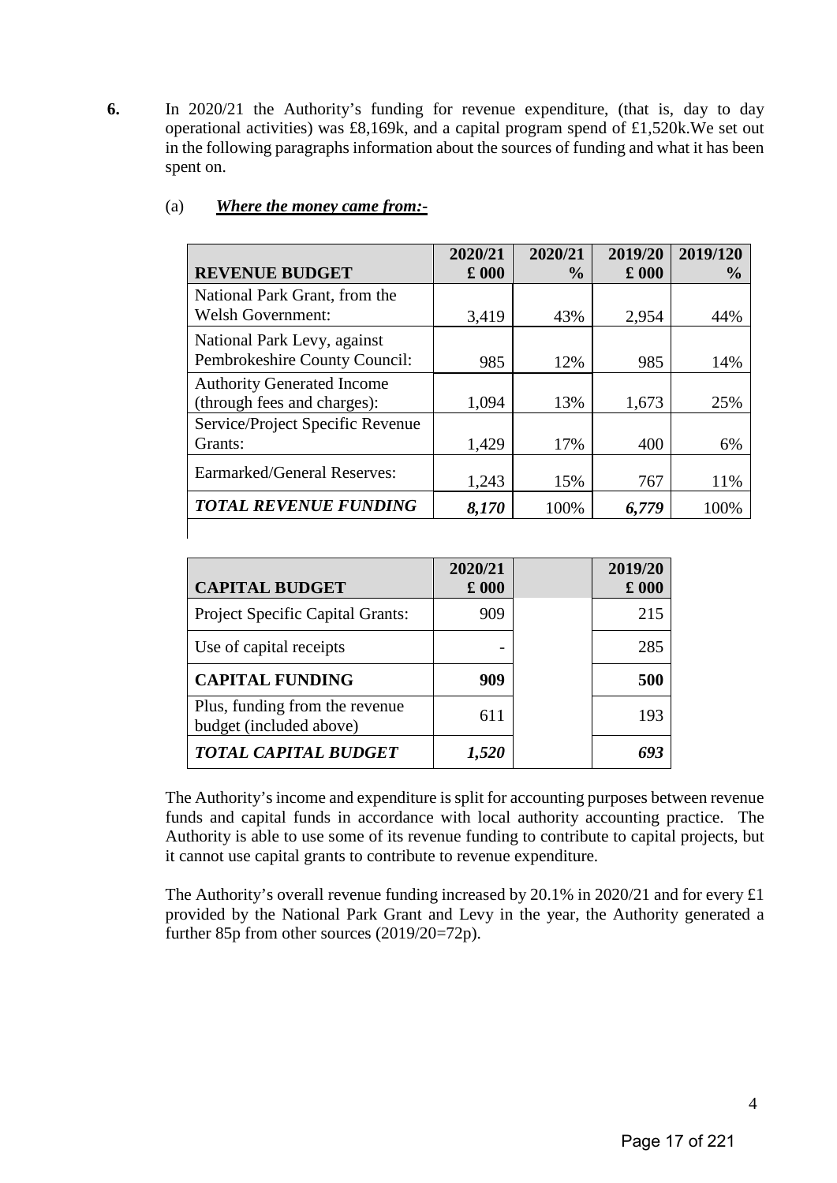**6.** In 2020/21 the Authority's funding for revenue expenditure, (that is, day to day operational activities) was £8,169k, and a capital program spend of £1,520k.We set out in the following paragraphs information about the sources of funding and what it has been spent on.

(a) ***Where the money came from:-***

| **REVENUE BUDGET** | **2020/21 £ 000** | **2020/21 %** | **2019/20 £ 000** | **2019/120 %** |
|---|---|---|---|---|
| National Park Grant, from the Welsh Government: | 3,419 | 43% | 2,954 | 44% |
| National Park Levy, against Pembrokeshire County Council: | 985 | 12% | 985 | 14% |
| Authority Generated Income (through fees and charges): | 1,094 | 13% | 1,673 | 25% |
| Service/Project Specific Revenue Grants: | 1,429 | 17% | 400 | 6% |
| Earmarked/General Reserves: | 1,243 | 15% | 767 | 11% |
| ***TOTAL REVENUE FUNDING*** | ***8,170*** | 100% | ***6,779*** | 100% |

| **CAPITAL BUDGET** | **2020/21 £ 000** | | **2019/20 £ 000** |
|---|---|---|---|
| Project Specific Capital Grants: | 909 | | 215 |
| Use of capital receipts | - | | 285 |
| **CAPITAL FUNDING** | **909** | | **500** |
| Plus, funding from the revenue budget (included above) | 611 | | 193 |
| ***TOTAL CAPITAL BUDGET*** | ***1,520*** | | ***693*** |

The Authority's income and expenditure is split for accounting purposes between revenue funds and capital funds in accordance with local authority accounting practice. The Authority is able to use some of its revenue funding to contribute to capital projects, but it cannot use capital grants to contribute to revenue expenditure.

The Authority's overall revenue funding increased by 20.1% in 2020/21 and for every £1 provided by the National Park Grant and Levy in the year, the Authority generated a further 85p from other sources (2019/20=72p).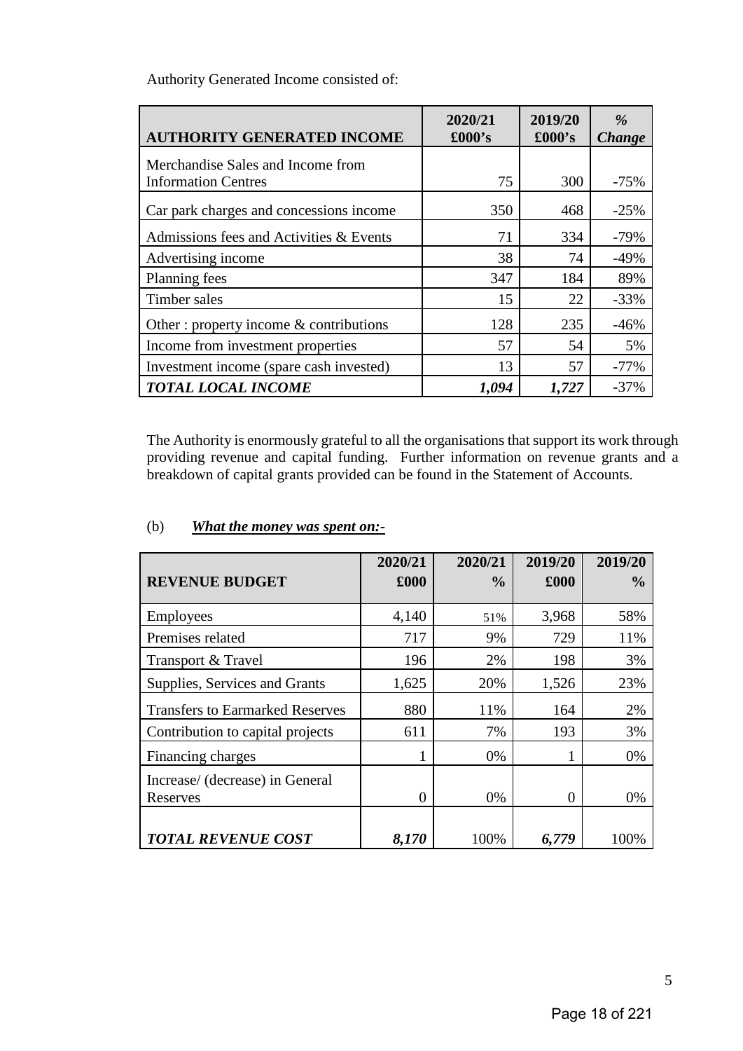Authority Generated Income consisted of:

| **AUTHORITY GENERATED INCOME** | **2020/21 £000's** | **2019/20 £000's** | ***% Change*** |
|---|---|---|---|
| Merchandise Sales and Income from Information Centres | 75 | 300 | -75% |
| Car park charges and concessions income | 350 | 468 | -25% |
| Admissions fees and Activities & Events | 71 | 334 | -79% |
| Advertising income | 38 | 74 | -49% |
| Planning fees | 347 | 184 | 89% |
| Timber sales | 15 | 22 | -33% |
| Other : property income & contributions | 128 | 235 | -46% |
| Income from investment properties | 57 | 54 | 5% |
| Investment income (spare cash invested) | 13 | 57 | -77% |
| ***TOTAL LOCAL INCOME*** | ***1,094*** | ***1,727*** | -37% |

The Authority is enormously grateful to all the organisations that support its work through providing revenue and capital funding. Further information on revenue grants and a breakdown of capital grants provided can be found in the Statement of Accounts.

(b) ***What the money was spent on:-***

| **REVENUE BUDGET** | **2020/21 £000** | **2020/21 %** | **2019/20 £000** | **2019/20 %** |
|---|---|---|---|---|
| Employees | 4,140 | 51% | 3,968 | 58% |
| Premises related | 717 | 9% | 729 | 11% |
| Transport & Travel | 196 | 2% | 198 | 3% |
| Supplies, Services and Grants | 1,625 | 20% | 1,526 | 23% |
| Transfers to Earmarked Reserves | 880 | 11% | 164 | 2% |
| Contribution to capital projects | 611 | 7% | 193 | 3% |
| Financing charges | 1 | 0% | 1 | 0% |
| Increase/ (decrease) in General Reserves | 0 | 0% | 0 | 0% |
| ***TOTAL REVENUE COST*** | ***8,170*** | 100% | ***6,779*** | 100% |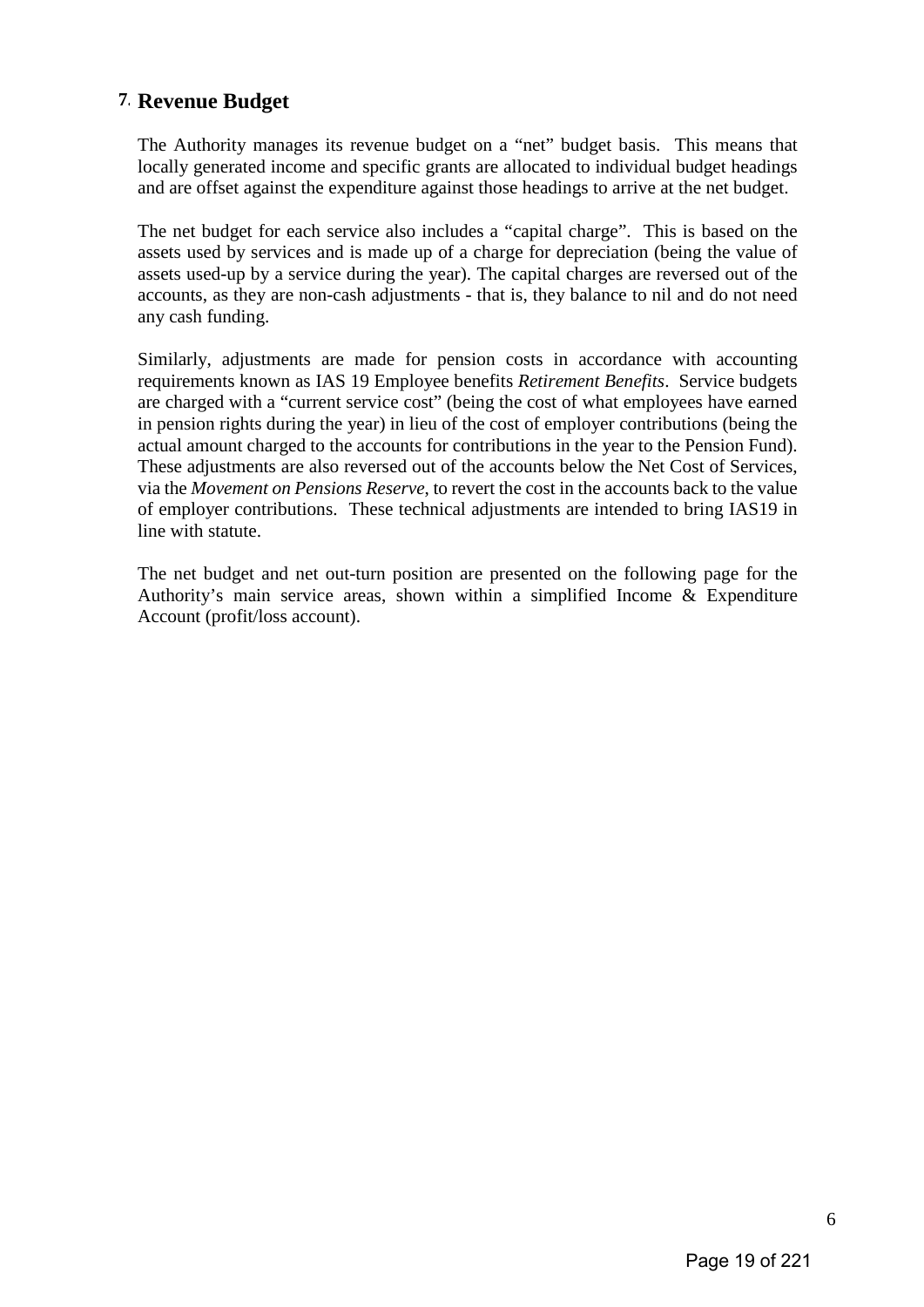## 7. Revenue Budget

The Authority manages its revenue budget on a "net" budget basis. This means that locally generated income and specific grants are allocated to individual budget headings and are offset against the expenditure against those headings to arrive at the net budget.

The net budget for each service also includes a "capital charge". This is based on the assets used by services and is made up of a charge for depreciation (being the value of assets used-up by a service during the year). The capital charges are reversed out of the accounts, as they are non-cash adjustments - that is, they balance to nil and do not need any cash funding.

Similarly, adjustments are made for pension costs in accordance with accounting requirements known as IAS 19 Employee benefits *Retirement Benefits*. Service budgets are charged with a "current service cost" (being the cost of what employees have earned in pension rights during the year) in lieu of the cost of employer contributions (being the actual amount charged to the accounts for contributions in the year to the Pension Fund). These adjustments are also reversed out of the accounts below the Net Cost of Services, via the *Movement on Pensions Reserve*, to revert the cost in the accounts back to the value of employer contributions. These technical adjustments are intended to bring IAS19 in line with statute.

The net budget and net out-turn position are presented on the following page for the Authority's main service areas, shown within a simplified Income & Expenditure Account (profit/loss account).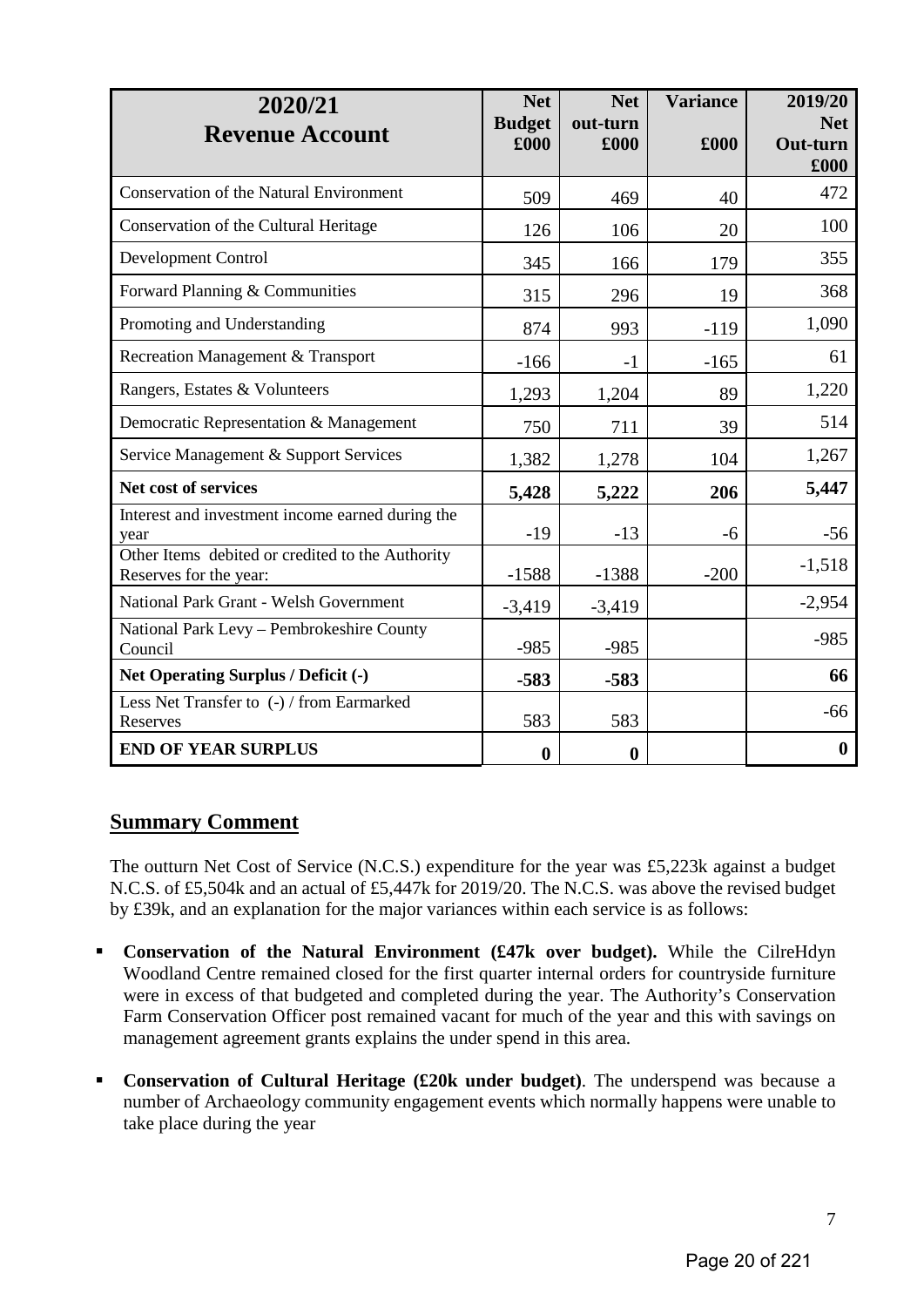| 2020/21 Revenue Account | Net Budget £000 | Net out-turn £000 | Variance £000 | 2019/20 Net Out-turn £000 |
|---|---|---|---|---|
| Conservation of the Natural Environment | 509 | 469 | 40 | 472 |
| Conservation of the Cultural Heritage | 126 | 106 | 20 | 100 |
| Development Control | 345 | 166 | 179 | 355 |
| Forward Planning & Communities | 315 | 296 | 19 | 368 |
| Promoting and Understanding | 874 | 993 | -119 | 1,090 |
| Recreation Management & Transport | -166 | -1 | -165 | 61 |
| Rangers, Estates & Volunteers | 1,293 | 1,204 | 89 | 1,220 |
| Democratic Representation & Management | 750 | 711 | 39 | 514 |
| Service Management & Support Services | 1,382 | 1,278 | 104 | 1,267 |
| **Net cost of services** | **5,428** | **5,222** | **206** | **5,447** |
| Interest and investment income earned during the year | -19 | -13 | -6 | -56 |
| Other Items debited or credited to the Authority Reserves for the year: | -1588 | -1388 | -200 | -1,518 |
| National Park Grant - Welsh Government | -3,419 | -3,419 | | -2,954 |
| National Park Levy – Pembrokeshire County Council | -985 | -985 | | -985 |
| **Net Operating Surplus / Deficit (-)** | **-583** | **-583** | | **66** |
| Less Net Transfer to (-) / from Earmarked Reserves | 583 | 583 | | -66 |
| **END OF YEAR SURPLUS** | **0** | **0** | | **0** |

## Summary Comment

The outturn Net Cost of Service (N.C.S.) expenditure for the year was £5,223k against a budget N.C.S. of £5,504k and an actual of £5,447k for 2019/20. The N.C.S. was above the revised budget by £39k, and an explanation for the major variances within each service is as follows:

- **Conservation of the Natural Environment (£47k over budget).** While the CilreHdyn Woodland Centre remained closed for the first quarter internal orders for countryside furniture were in excess of that budgeted and completed during the year. The Authority's Conservation Farm Conservation Officer post remained vacant for much of the year and this with savings on management agreement grants explains the under spend in this area.
- **Conservation of Cultural Heritage (£20k under budget)**. The underspend was because a number of Archaeology community engagement events which normally happens were unable to take place during the year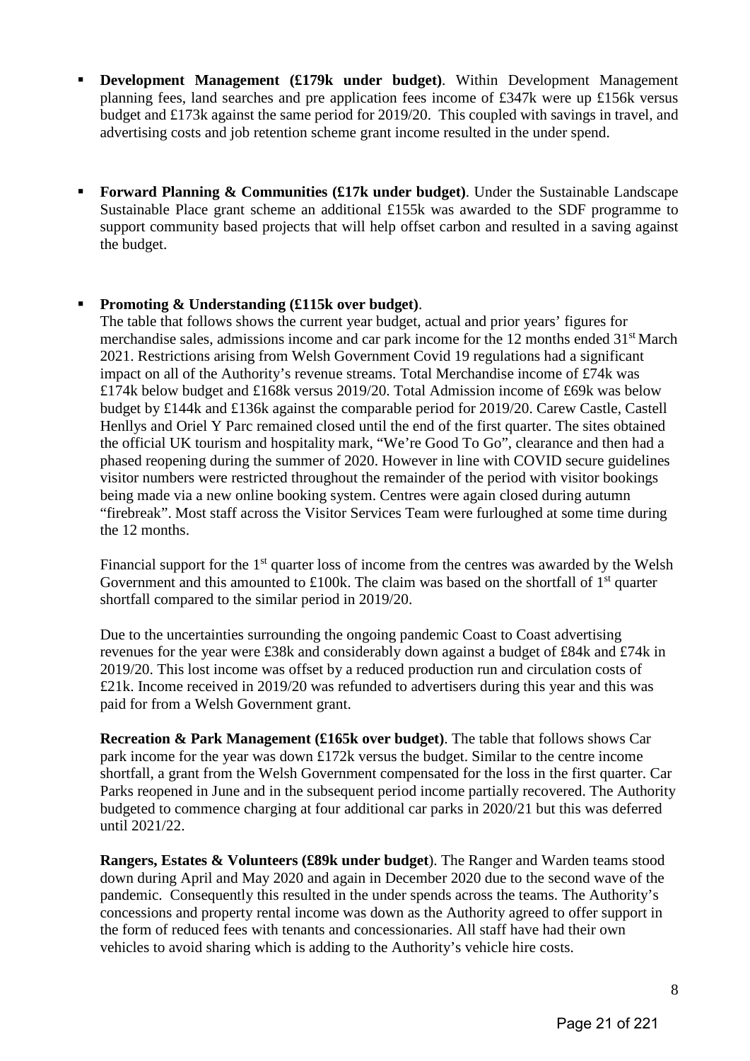- **Development Management (£179k under budget)**. Within Development Management planning fees, land searches and pre application fees income of £347k were up £156k versus budget and £173k against the same period for 2019/20. This coupled with savings in travel, and advertising costs and job retention scheme grant income resulted in the under spend.

- **Forward Planning & Communities (£17k under budget)**. Under the Sustainable Landscape Sustainable Place grant scheme an additional £155k was awarded to the SDF programme to support community based projects that will help offset carbon and resulted in a saving against the budget.

- **Promoting & Understanding (£115k over budget)**.
  The table that follows shows the current year budget, actual and prior years' figures for merchandise sales, admissions income and car park income for the 12 months ended 31st March 2021. Restrictions arising from Welsh Government Covid 19 regulations had a significant impact on all of the Authority's revenue streams. Total Merchandise income of £74k was £174k below budget and £168k versus 2019/20. Total Admission income of £69k was below budget by £144k and £136k against the comparable period for 2019/20. Carew Castle, Castell Henllys and Oriel Y Parc remained closed until the end of the first quarter. The sites obtained the official UK tourism and hospitality mark, "We're Good To Go", clearance and then had a phased reopening during the summer of 2020. However in line with COVID secure guidelines visitor numbers were restricted throughout the remainder of the period with visitor bookings being made via a new online booking system. Centres were again closed during autumn "firebreak". Most staff across the Visitor Services Team were furloughed at some time during the 12 months.

  Financial support for the 1st quarter loss of income from the centres was awarded by the Welsh Government and this amounted to £100k. The claim was based on the shortfall of 1st quarter shortfall compared to the similar period in 2019/20.

  Due to the uncertainties surrounding the ongoing pandemic Coast to Coast advertising revenues for the year were £38k and considerably down against a budget of £84k and £74k in 2019/20. This lost income was offset by a reduced production run and circulation costs of £21k. Income received in 2019/20 was refunded to advertisers during this year and this was paid for from a Welsh Government grant.

  **Recreation & Park Management (£165k over budget)**. The table that follows shows Car park income for the year was down £172k versus the budget. Similar to the centre income shortfall, a grant from the Welsh Government compensated for the loss in the first quarter. Car Parks reopened in June and in the subsequent period income partially recovered. The Authority budgeted to commence charging at four additional car parks in 2020/21 but this was deferred until 2021/22.

  **Rangers, Estates & Volunteers (£89k under budget**). The Ranger and Warden teams stood down during April and May 2020 and again in December 2020 due to the second wave of the pandemic. Consequently this resulted in the under spends across the teams. The Authority's concessions and property rental income was down as the Authority agreed to offer support in the form of reduced fees with tenants and concessionaries. All staff have had their own vehicles to avoid sharing which is adding to the Authority's vehicle hire costs.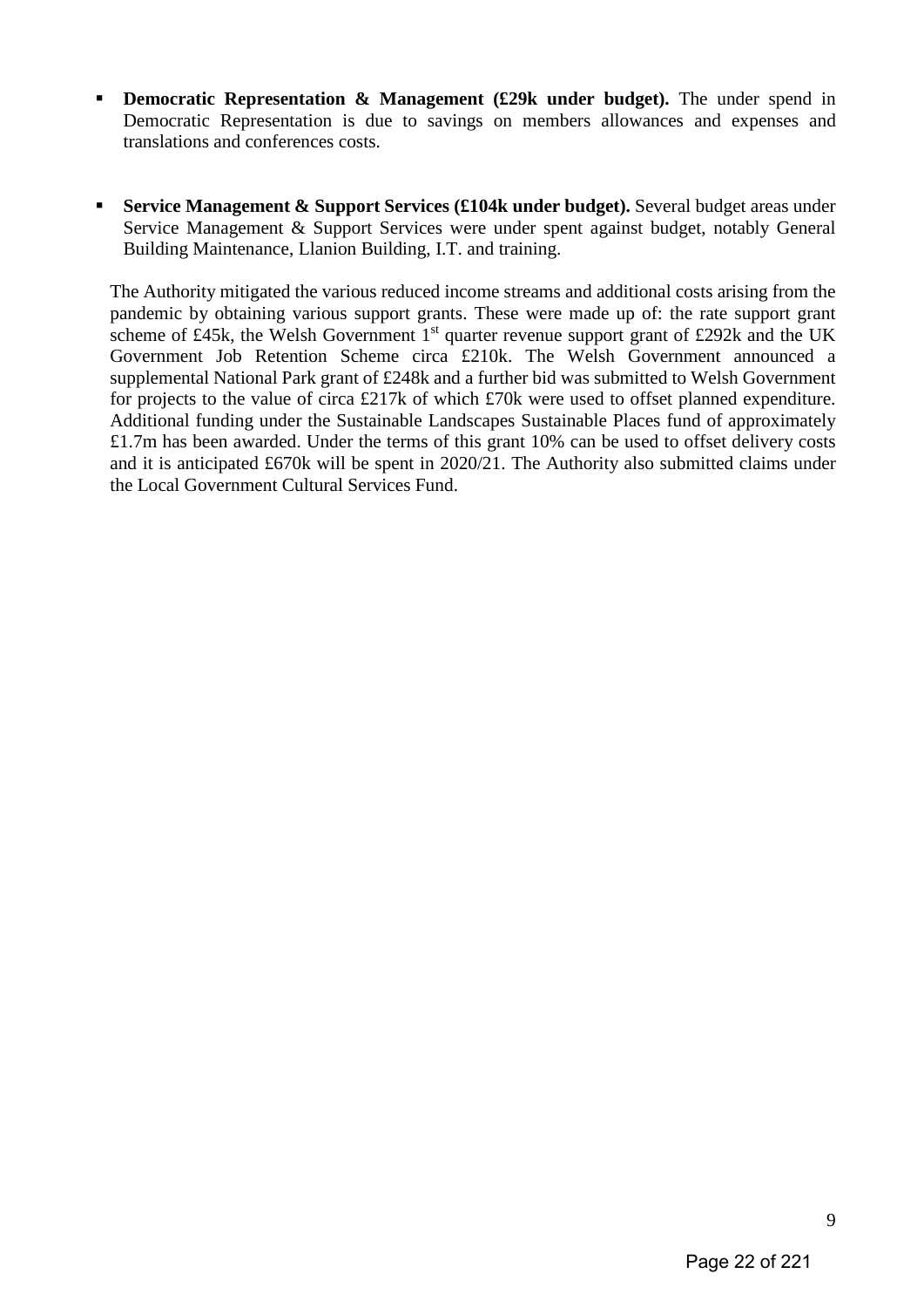- **Democratic Representation & Management (£29k under budget).** The under spend in Democratic Representation is due to savings on members allowances and expenses and translations and conferences costs.

- **Service Management & Support Services (£104k under budget).** Several budget areas under Service Management & Support Services were under spent against budget, notably General Building Maintenance, Llanion Building, I.T. and training.

The Authority mitigated the various reduced income streams and additional costs arising from the pandemic by obtaining various support grants. These were made up of: the rate support grant scheme of £45k, the Welsh Government 1st quarter revenue support grant of £292k and the UK Government Job Retention Scheme circa £210k. The Welsh Government announced a supplemental National Park grant of £248k and a further bid was submitted to Welsh Government for projects to the value of circa £217k of which £70k were used to offset planned expenditure. Additional funding under the Sustainable Landscapes Sustainable Places fund of approximately £1.7m has been awarded. Under the terms of this grant 10% can be used to offset delivery costs and it is anticipated £670k will be spent in 2020/21. The Authority also submitted claims under the Local Government Cultural Services Fund.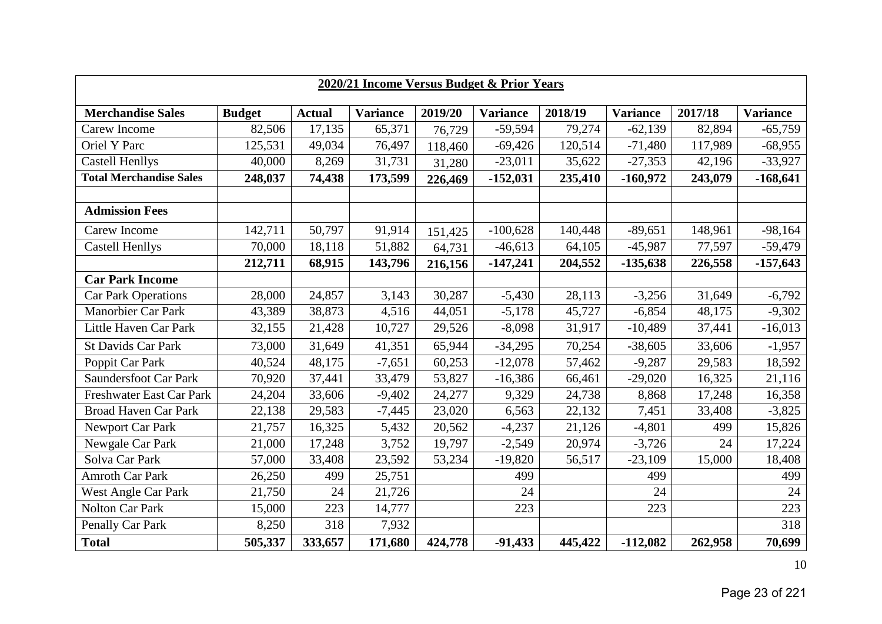**2020/21 Income Versus Budget & Prior Years**

| Merchandise Sales | Budget | Actual | Variance | 2019/20 | Variance | 2018/19 | Variance | 2017/18 | Variance |
|---|---|---|---|---|---|---|---|---|---|
| Carew Income | 82,506 | 17,135 | 65,371 | 76,729 | -59,594 | 79,274 | -62,139 | 82,894 | -65,759 |
| Oriel Y Parc | 125,531 | 49,034 | 76,497 | 118,460 | -69,426 | 120,514 | -71,480 | 117,989 | -68,955 |
| Castell Henllys | 40,000 | 8,269 | 31,731 | 31,280 | -23,011 | 35,622 | -27,353 | 42,196 | -33,927 |
| **Total Merchandise Sales** | **248,037** | **74,438** | **173,599** | **226,469** | **-152,031** | **235,410** | **-160,972** | **243,079** | **-168,641** |
| | | | | | | | | | |
| **Admission Fees** | | | | | | | | | |
| Carew Income | 142,711 | 50,797 | 91,914 | 151,425 | -100,628 | 140,448 | -89,651 | 148,961 | -98,164 |
| Castell Henllys | 70,000 | 18,118 | 51,882 | 64,731 | -46,613 | 64,105 | -45,987 | 77,597 | -59,479 |
| | **212,711** | **68,915** | **143,796** | **216,156** | **-147,241** | **204,552** | **-135,638** | **226,558** | **-157,643** |
| **Car Park Income** | | | | | | | | | |
| Car Park Operations | 28,000 | 24,857 | 3,143 | 30,287 | -5,430 | 28,113 | -3,256 | 31,649 | -6,792 |
| Manorbier Car Park | 43,389 | 38,873 | 4,516 | 44,051 | -5,178 | 45,727 | -6,854 | 48,175 | -9,302 |
| Little Haven Car Park | 32,155 | 21,428 | 10,727 | 29,526 | -8,098 | 31,917 | -10,489 | 37,441 | -16,013 |
| St Davids Car Park | 73,000 | 31,649 | 41,351 | 65,944 | -34,295 | 70,254 | -38,605 | 33,606 | -1,957 |
| Poppit Car Park | 40,524 | 48,175 | -7,651 | 60,253 | -12,078 | 57,462 | -9,287 | 29,583 | 18,592 |
| Saundersfoot Car Park | 70,920 | 37,441 | 33,479 | 53,827 | -16,386 | 66,461 | -29,020 | 16,325 | 21,116 |
| Freshwater East Car Park | 24,204 | 33,606 | -9,402 | 24,277 | 9,329 | 24,738 | 8,868 | 17,248 | 16,358 |
| Broad Haven Car Park | 22,138 | 29,583 | -7,445 | 23,020 | 6,563 | 22,132 | 7,451 | 33,408 | -3,825 |
| Newport Car Park | 21,757 | 16,325 | 5,432 | 20,562 | -4,237 | 21,126 | -4,801 | 499 | 15,826 |
| Newgale Car Park | 21,000 | 17,248 | 3,752 | 19,797 | -2,549 | 20,974 | -3,726 | 24 | 17,224 |
| Solva Car Park | 57,000 | 33,408 | 23,592 | 53,234 | -19,820 | 56,517 | -23,109 | 15,000 | 18,408 |
| Amroth Car Park | 26,250 | 499 | 25,751 | | 499 | | 499 | | 499 |
| West Angle Car Park | 21,750 | 24 | 21,726 | | 24 | | 24 | | 24 |
| Nolton Car Park | 15,000 | 223 | 14,777 | | 223 | | 223 | | 223 |
| Penally Car Park | 8,250 | 318 | 7,932 | | | | | | 318 |
| **Total** | **505,337** | **333,657** | **171,680** | **424,778** | **-91,433** | **445,422** | **-112,082** | **262,958** | **70,699** |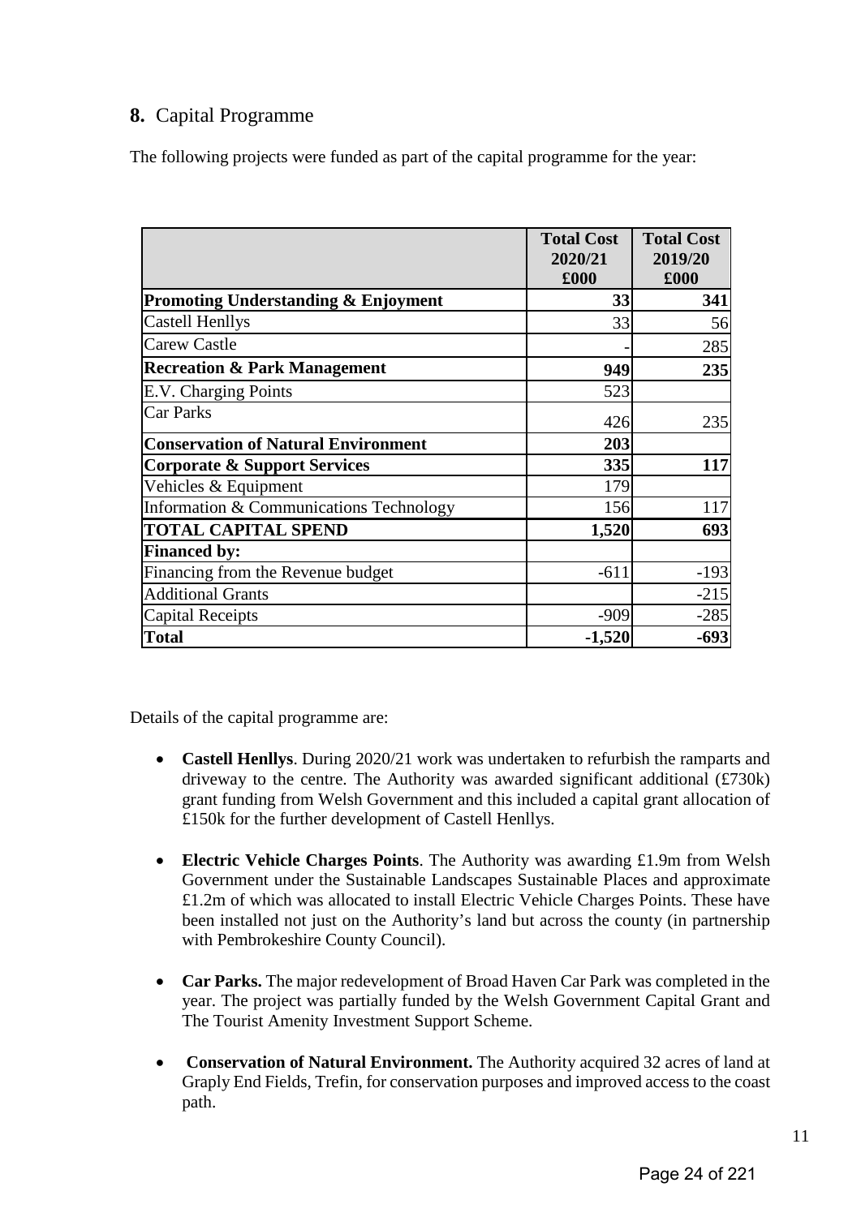## 8. Capital Programme

The following projects were funded as part of the capital programme for the year:

| | Total Cost 2020/21 £000 | Total Cost 2019/20 £000 |
|---|---|---|
| **Promoting Understanding & Enjoyment** | **33** | **341** |
| Castell Henllys | 33 | 56 |
| Carew Castle | - | 285 |
| **Recreation & Park Management** | **949** | **235** |
| E.V. Charging Points | 523 | |
| Car Parks | 426 | 235 |
| **Conservation of Natural Environment** | **203** | |
| **Corporate & Support Services** | **335** | **117** |
| Vehicles & Equipment | 179 | |
| Information & Communications Technology | 156 | 117 |
| **TOTAL CAPITAL SPEND** | **1,520** | **693** |
| **Financed by:** | | |
| Financing from the Revenue budget | -611 | -193 |
| Additional Grants | | -215 |
| Capital Receipts | -909 | -285 |
| **Total** | **-1,520** | **-693** |

Details of the capital programme are:

- **Castell Henllys**. During 2020/21 work was undertaken to refurbish the ramparts and driveway to the centre. The Authority was awarded significant additional (£730k) grant funding from Welsh Government and this included a capital grant allocation of £150k for the further development of Castell Henllys.

- **Electric Vehicle Charges Points**. The Authority was awarding £1.9m from Welsh Government under the Sustainable Landscapes Sustainable Places and approximate £1.2m of which was allocated to install Electric Vehicle Charges Points. These have been installed not just on the Authority's land but across the county (in partnership with Pembrokeshire County Council).

- **Car Parks.** The major redevelopment of Broad Haven Car Park was completed in the year. The project was partially funded by the Welsh Government Capital Grant and The Tourist Amenity Investment Support Scheme.

- **Conservation of Natural Environment.** The Authority acquired 32 acres of land at Graply End Fields, Trefin, for conservation purposes and improved access to the coast path.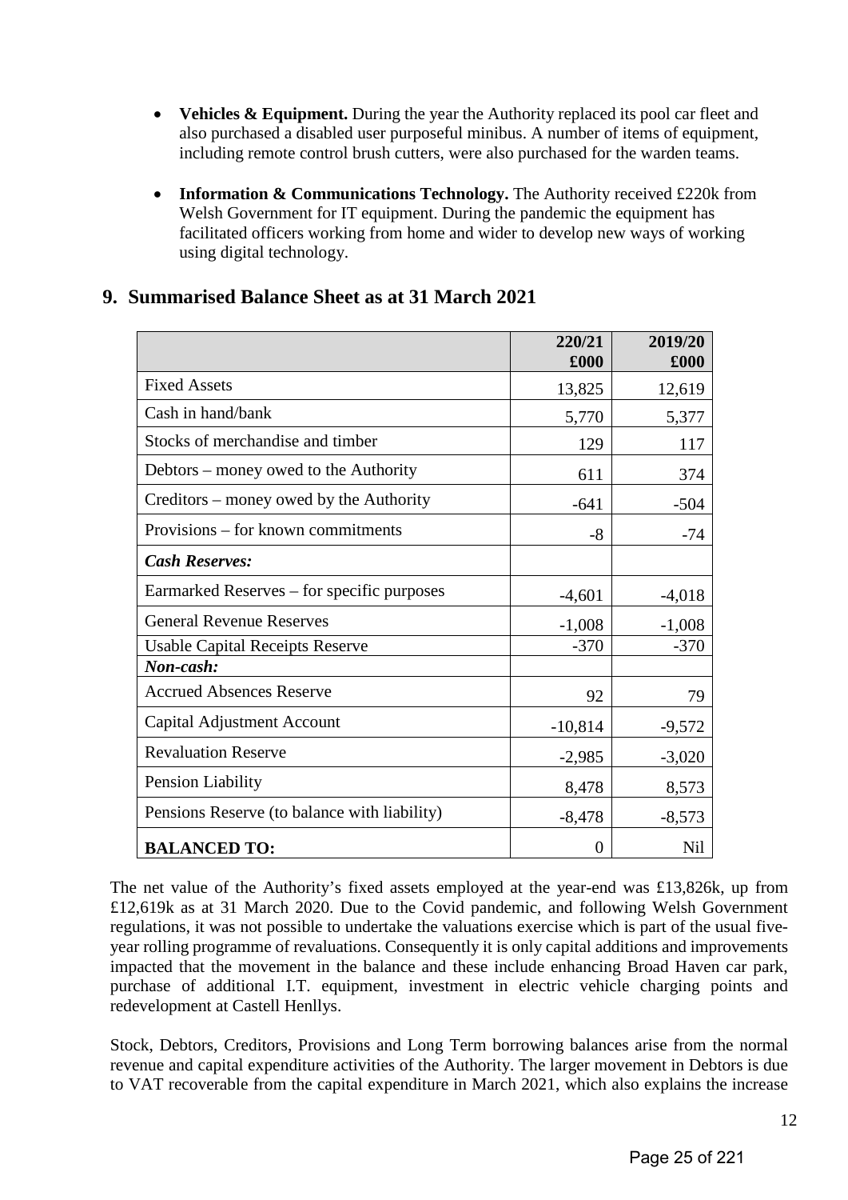- **Vehicles & Equipment.** During the year the Authority replaced its pool car fleet and also purchased a disabled user purposeful minibus. A number of items of equipment, including remote control brush cutters, were also purchased for the warden teams.

- **Information & Communications Technology.** The Authority received £220k from Welsh Government for IT equipment. During the pandemic the equipment has facilitated officers working from home and wider to develop new ways of working using digital technology.

## 9. Summarised Balance Sheet as at 31 March 2021

| | 220/21 £000 | 2019/20 £000 |
|---|---|---|
| Fixed Assets | 13,825 | 12,619 |
| Cash in hand/bank | 5,770 | 5,377 |
| Stocks of merchandise and timber | 129 | 117 |
| Debtors – money owed to the Authority | 611 | 374 |
| Creditors – money owed by the Authority | -641 | -504 |
| Provisions – for known commitments | -8 | -74 |
| ***Cash Reserves:*** | | |
| Earmarked Reserves – for specific purposes | -4,601 | -4,018 |
| General Revenue Reserves | -1,008 | -1,008 |
| Usable Capital Receipts Reserve | -370 | -370 |
| ***Non-cash:*** | | |
| Accrued Absences Reserve | 92 | 79 |
| Capital Adjustment Account | -10,814 | -9,572 |
| Revaluation Reserve | -2,985 | -3,020 |
| Pension Liability | 8,478 | 8,573 |
| Pensions Reserve (to balance with liability) | -8,478 | -8,573 |
| **BALANCED TO:** | 0 | Nil |

The net value of the Authority's fixed assets employed at the year-end was £13,826k, up from £12,619k as at 31 March 2020. Due to the Covid pandemic, and following Welsh Government regulations, it was not possible to undertake the valuations exercise which is part of the usual five-year rolling programme of revaluations. Consequently it is only capital additions and improvements impacted that the movement in the balance and these include enhancing Broad Haven car park, purchase of additional I.T. equipment, investment in electric vehicle charging points and redevelopment at Castell Henllys.

Stock, Debtors, Creditors, Provisions and Long Term borrowing balances arise from the normal revenue and capital expenditure activities of the Authority. The larger movement in Debtors is due to VAT recoverable from the capital expenditure in March 2021, which also explains the increase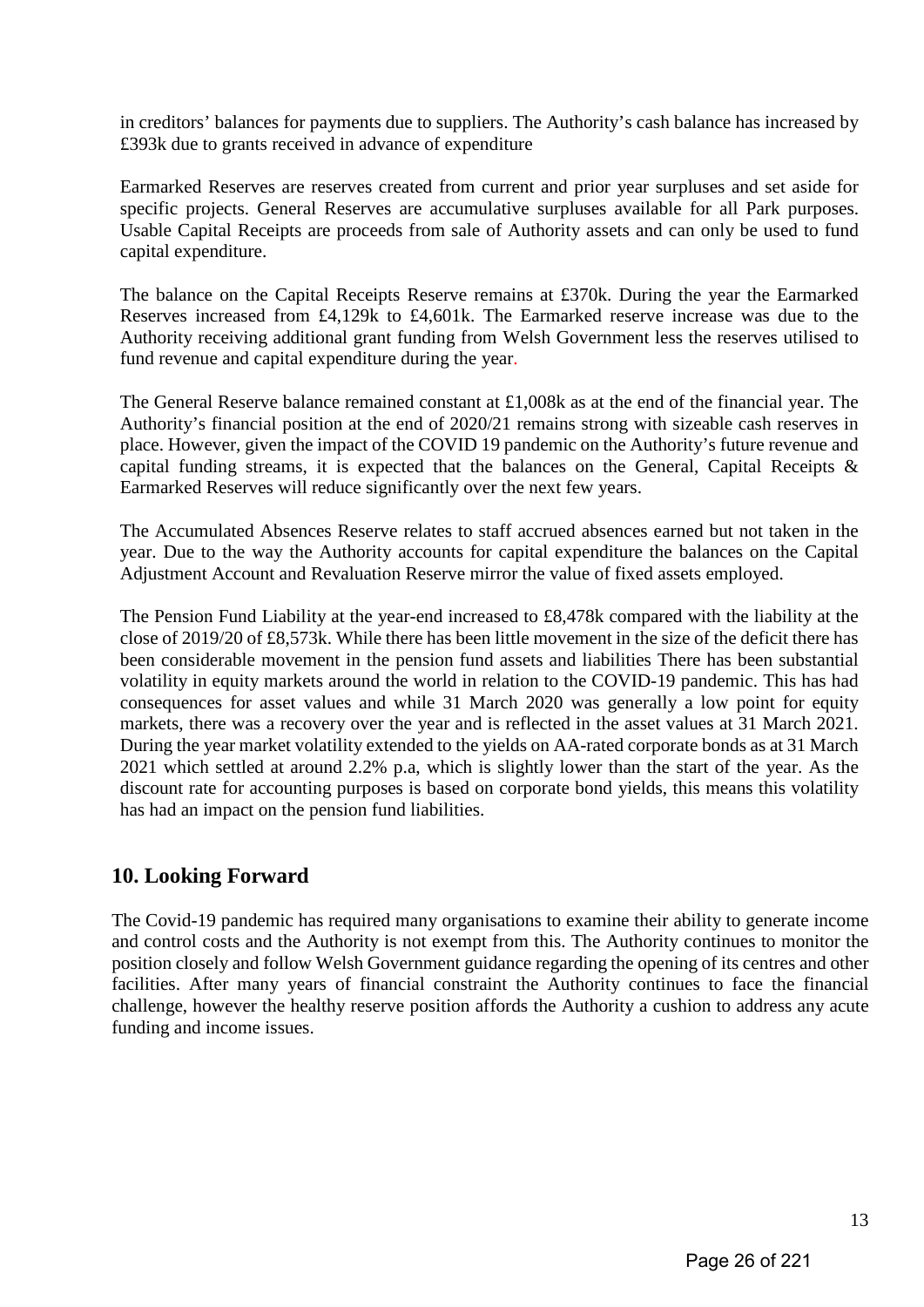in creditors' balances for payments due to suppliers. The Authority's cash balance has increased by £393k due to grants received in advance of expenditure

Earmarked Reserves are reserves created from current and prior year surpluses and set aside for specific projects. General Reserves are accumulative surpluses available for all Park purposes. Usable Capital Receipts are proceeds from sale of Authority assets and can only be used to fund capital expenditure.

The balance on the Capital Receipts Reserve remains at £370k. During the year the Earmarked Reserves increased from £4,129k to £4,601k. The Earmarked reserve increase was due to the Authority receiving additional grant funding from Welsh Government less the reserves utilised to fund revenue and capital expenditure during the year.

The General Reserve balance remained constant at £1,008k as at the end of the financial year. The Authority's financial position at the end of 2020/21 remains strong with sizeable cash reserves in place. However, given the impact of the COVID 19 pandemic on the Authority's future revenue and capital funding streams, it is expected that the balances on the General, Capital Receipts & Earmarked Reserves will reduce significantly over the next few years.

The Accumulated Absences Reserve relates to staff accrued absences earned but not taken in the year. Due to the way the Authority accounts for capital expenditure the balances on the Capital Adjustment Account and Revaluation Reserve mirror the value of fixed assets employed.

The Pension Fund Liability at the year-end increased to £8,478k compared with the liability at the close of 2019/20 of £8,573k. While there has been little movement in the size of the deficit there has been considerable movement in the pension fund assets and liabilities There has been substantial volatility in equity markets around the world in relation to the COVID-19 pandemic. This has had consequences for asset values and while 31 March 2020 was generally a low point for equity markets, there was a recovery over the year and is reflected in the asset values at 31 March 2021. During the year market volatility extended to the yields on AA-rated corporate bonds as at 31 March 2021 which settled at around 2.2% p.a, which is slightly lower than the start of the year. As the discount rate for accounting purposes is based on corporate bond yields, this means this volatility has had an impact on the pension fund liabilities.

## 10. Looking Forward

The Covid-19 pandemic has required many organisations to examine their ability to generate income and control costs and the Authority is not exempt from this. The Authority continues to monitor the position closely and follow Welsh Government guidance regarding the opening of its centres and other facilities. After many years of financial constraint the Authority continues to face the financial challenge, however the healthy reserve position affords the Authority a cushion to address any acute funding and income issues.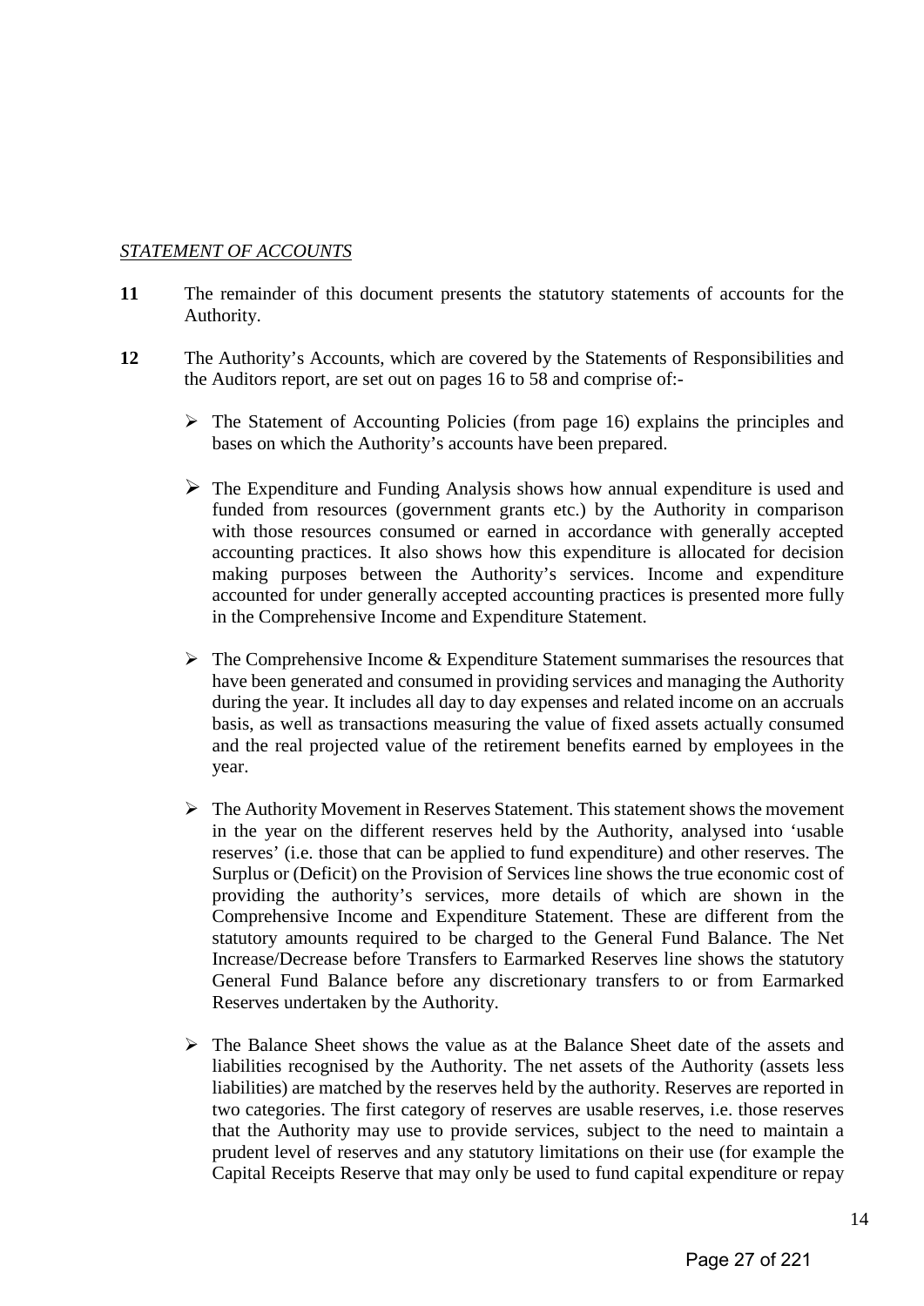*STATEMENT OF ACCOUNTS*

**11** The remainder of this document presents the statutory statements of accounts for the Authority.

**12** The Authority's Accounts, which are covered by the Statements of Responsibilities and the Auditors report, are set out on pages 16 to 58 and comprise of:-

- The Statement of Accounting Policies (from page 16) explains the principles and bases on which the Authority's accounts have been prepared.

- The Expenditure and Funding Analysis shows how annual expenditure is used and funded from resources (government grants etc.) by the Authority in comparison with those resources consumed or earned in accordance with generally accepted accounting practices. It also shows how this expenditure is allocated for decision making purposes between the Authority's services. Income and expenditure accounted for under generally accepted accounting practices is presented more fully in the Comprehensive Income and Expenditure Statement.

- The Comprehensive Income & Expenditure Statement summarises the resources that have been generated and consumed in providing services and managing the Authority during the year. It includes all day to day expenses and related income on an accruals basis, as well as transactions measuring the value of fixed assets actually consumed and the real projected value of the retirement benefits earned by employees in the year.

- The Authority Movement in Reserves Statement. This statement shows the movement in the year on the different reserves held by the Authority, analysed into 'usable reserves' (i.e. those that can be applied to fund expenditure) and other reserves. The Surplus or (Deficit) on the Provision of Services line shows the true economic cost of providing the authority's services, more details of which are shown in the Comprehensive Income and Expenditure Statement. These are different from the statutory amounts required to be charged to the General Fund Balance. The Net Increase/Decrease before Transfers to Earmarked Reserves line shows the statutory General Fund Balance before any discretionary transfers to or from Earmarked Reserves undertaken by the Authority.

- The Balance Sheet shows the value as at the Balance Sheet date of the assets and liabilities recognised by the Authority. The net assets of the Authority (assets less liabilities) are matched by the reserves held by the authority. Reserves are reported in two categories. The first category of reserves are usable reserves, i.e. those reserves that the Authority may use to provide services, subject to the need to maintain a prudent level of reserves and any statutory limitations on their use (for example the Capital Receipts Reserve that may only be used to fund capital expenditure or repay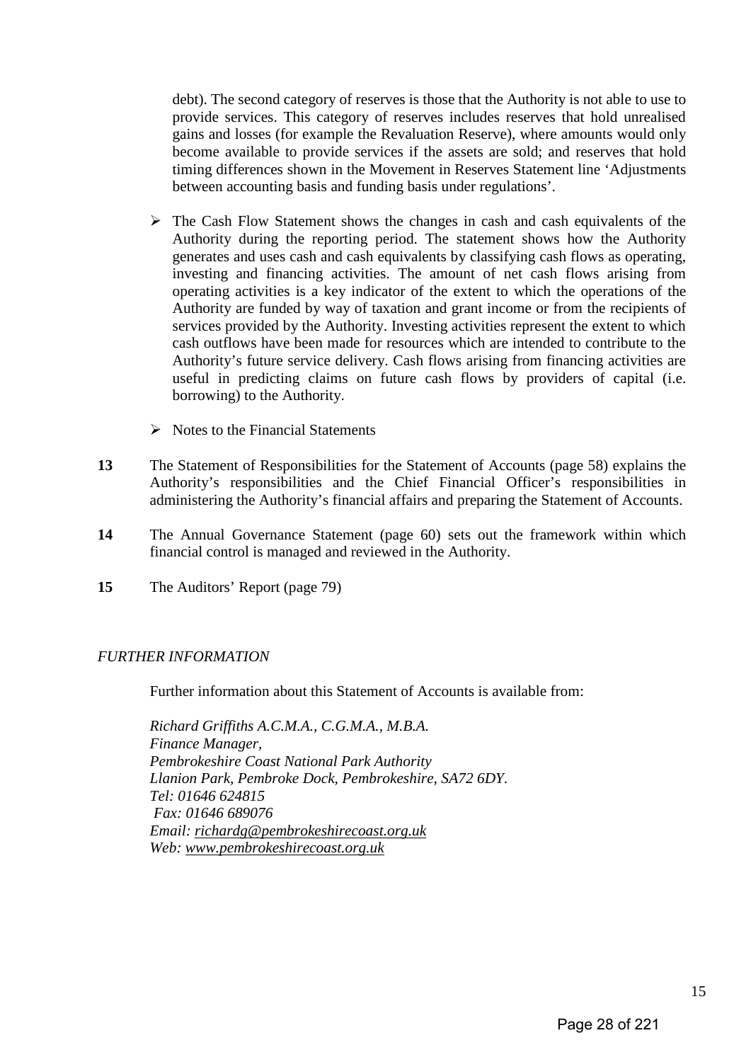debt). The second category of reserves is those that the Authority is not able to use to provide services. This category of reserves includes reserves that hold unrealised gains and losses (for example the Revaluation Reserve), where amounts would only become available to provide services if the assets are sold; and reserves that hold timing differences shown in the Movement in Reserves Statement line 'Adjustments between accounting basis and funding basis under regulations'.

- The Cash Flow Statement shows the changes in cash and cash equivalents of the Authority during the reporting period. The statement shows how the Authority generates and uses cash and cash equivalents by classifying cash flows as operating, investing and financing activities. The amount of net cash flows arising from operating activities is a key indicator of the extent to which the operations of the Authority are funded by way of taxation and grant income or from the recipients of services provided by the Authority. Investing activities represent the extent to which cash outflows have been made for resources which are intended to contribute to the Authority's future service delivery. Cash flows arising from financing activities are useful in predicting claims on future cash flows by providers of capital (i.e. borrowing) to the Authority.
- Notes to the Financial Statements

**13** The Statement of Responsibilities for the Statement of Accounts (page 58) explains the Authority's responsibilities and the Chief Financial Officer's responsibilities in administering the Authority's financial affairs and preparing the Statement of Accounts.

**14** The Annual Governance Statement (page 60) sets out the framework within which financial control is managed and reviewed in the Authority.

**15** The Auditors' Report (page 79)

*FURTHER INFORMATION*

Further information about this Statement of Accounts is available from:

*Richard Griffiths A.C.M.A., C.G.M.A., M.B.A.*
*Finance Manager,*
*Pembrokeshire Coast National Park Authority*
*Llanion Park, Pembroke Dock, Pembrokeshire, SA72 6DY.*
*Tel: 01646 624815*
*Fax: 01646 689076*
*Email: richardg@pembrokeshirecoast.org.uk*
*Web: www.pembrokeshirecoast.org.uk*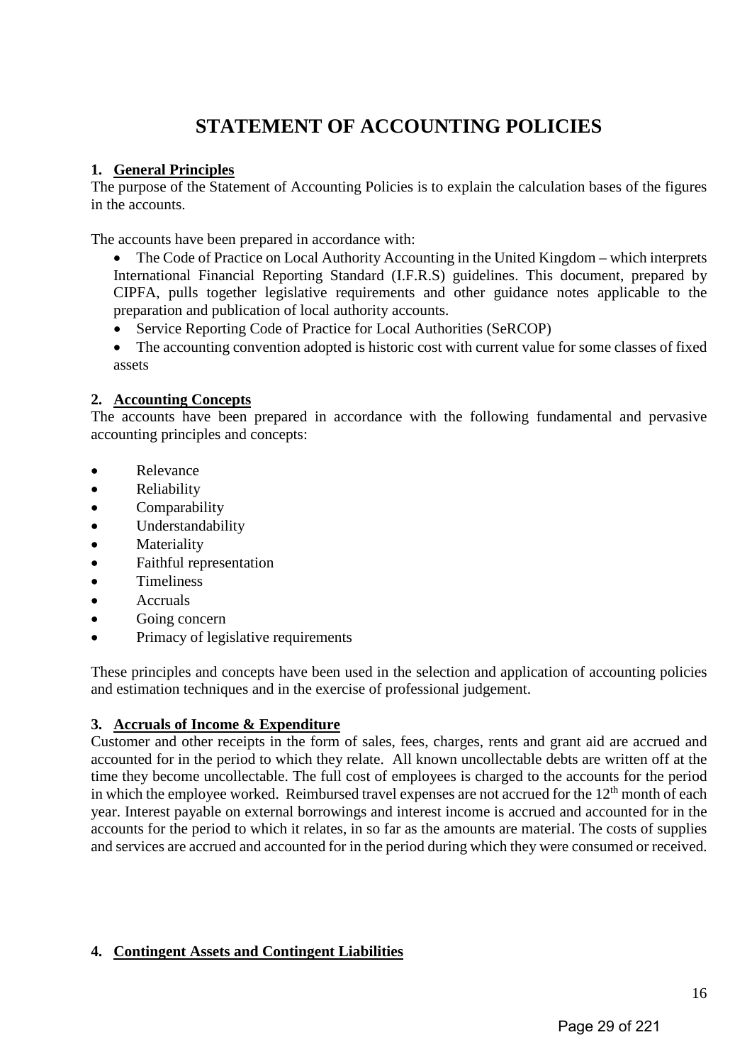# STATEMENT OF ACCOUNTING POLICIES

## 1. General Principles

The purpose of the Statement of Accounting Policies is to explain the calculation bases of the figures in the accounts.

The accounts have been prepared in accordance with:

- The Code of Practice on Local Authority Accounting in the United Kingdom – which interprets International Financial Reporting Standard (I.F.R.S) guidelines. This document, prepared by CIPFA, pulls together legislative requirements and other guidance notes applicable to the preparation and publication of local authority accounts.
- Service Reporting Code of Practice for Local Authorities (SeRCOP)
- The accounting convention adopted is historic cost with current value for some classes of fixed assets

## 2. Accounting Concepts

The accounts have been prepared in accordance with the following fundamental and pervasive accounting principles and concepts:

- Relevance
- Reliability
- Comparability
- Understandability
- Materiality
- Faithful representation
- Timeliness
- Accruals
- Going concern
- Primacy of legislative requirements

These principles and concepts have been used in the selection and application of accounting policies and estimation techniques and in the exercise of professional judgement.

## 3. Accruals of Income & Expenditure

Customer and other receipts in the form of sales, fees, charges, rents and grant aid are accrued and accounted for in the period to which they relate. All known uncollectable debts are written off at the time they become uncollectable. The full cost of employees is charged to the accounts for the period in which the employee worked. Reimbursed travel expenses are not accrued for the 12th month of each year. Interest payable on external borrowings and interest income is accrued and accounted for in the accounts for the period to which it relates, in so far as the amounts are material. The costs of supplies and services are accrued and accounted for in the period during which they were consumed or received.

## 4. Contingent Assets and Contingent Liabilities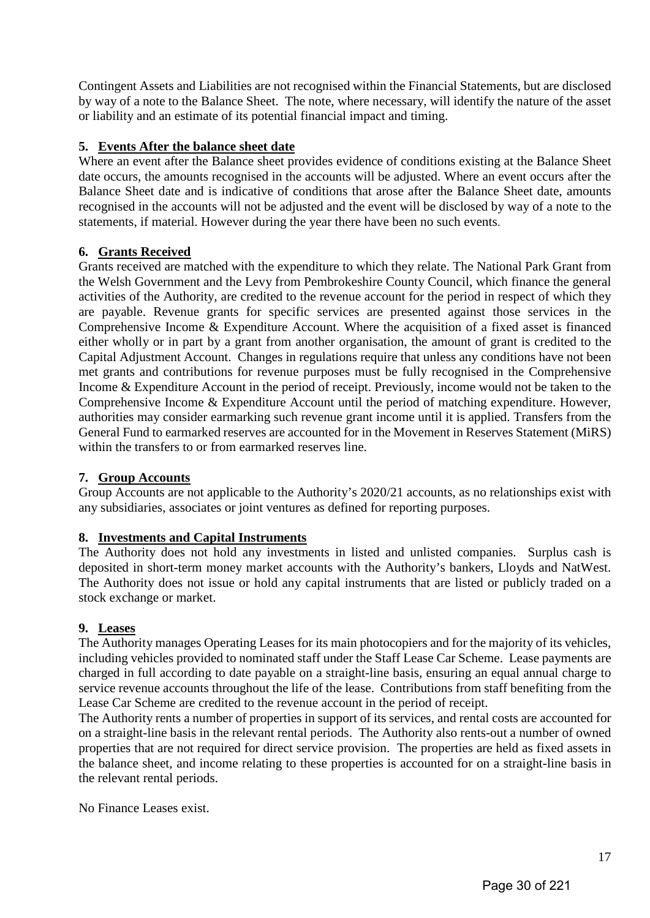Contingent Assets and Liabilities are not recognised within the Financial Statements, but are disclosed by way of a note to the Balance Sheet. The note, where necessary, will identify the nature of the asset or liability and an estimate of its potential financial impact and timing.

### 5. Events After the balance sheet date

Where an event after the Balance sheet provides evidence of conditions existing at the Balance Sheet date occurs, the amounts recognised in the accounts will be adjusted. Where an event occurs after the Balance Sheet date and is indicative of conditions that arose after the Balance Sheet date, amounts recognised in the accounts will not be adjusted and the event will be disclosed by way of a note to the statements, if material. However during the year there have been no such events.

### 6. Grants Received

Grants received are matched with the expenditure to which they relate. The National Park Grant from the Welsh Government and the Levy from Pembrokeshire County Council, which finance the general activities of the Authority, are credited to the revenue account for the period in respect of which they are payable. Revenue grants for specific services are presented against those services in the Comprehensive Income & Expenditure Account. Where the acquisition of a fixed asset is financed either wholly or in part by a grant from another organisation, the amount of grant is credited to the Capital Adjustment Account. Changes in regulations require that unless any conditions have not been met grants and contributions for revenue purposes must be fully recognised in the Comprehensive Income & Expenditure Account in the period of receipt. Previously, income would not be taken to the Comprehensive Income & Expenditure Account until the period of matching expenditure. However, authorities may consider earmarking such revenue grant income until it is applied. Transfers from the General Fund to earmarked reserves are accounted for in the Movement in Reserves Statement (MiRS) within the transfers to or from earmarked reserves line.

### 7. Group Accounts

Group Accounts are not applicable to the Authority's 2020/21 accounts, as no relationships exist with any subsidiaries, associates or joint ventures as defined for reporting purposes.

### 8. Investments and Capital Instruments

The Authority does not hold any investments in listed and unlisted companies. Surplus cash is deposited in short-term money market accounts with the Authority's bankers, Lloyds and NatWest. The Authority does not issue or hold any capital instruments that are listed or publicly traded on a stock exchange or market.

### 9. Leases

The Authority manages Operating Leases for its main photocopiers and for the majority of its vehicles, including vehicles provided to nominated staff under the Staff Lease Car Scheme. Lease payments are charged in full according to date payable on a straight-line basis, ensuring an equal annual charge to service revenue accounts throughout the life of the lease. Contributions from staff benefiting from the Lease Car Scheme are credited to the revenue account in the period of receipt.

The Authority rents a number of properties in support of its services, and rental costs are accounted for on a straight-line basis in the relevant rental periods. The Authority also rents-out a number of owned properties that are not required for direct service provision. The properties are held as fixed assets in the balance sheet, and income relating to these properties is accounted for on a straight-line basis in the relevant rental periods.

No Finance Leases exist.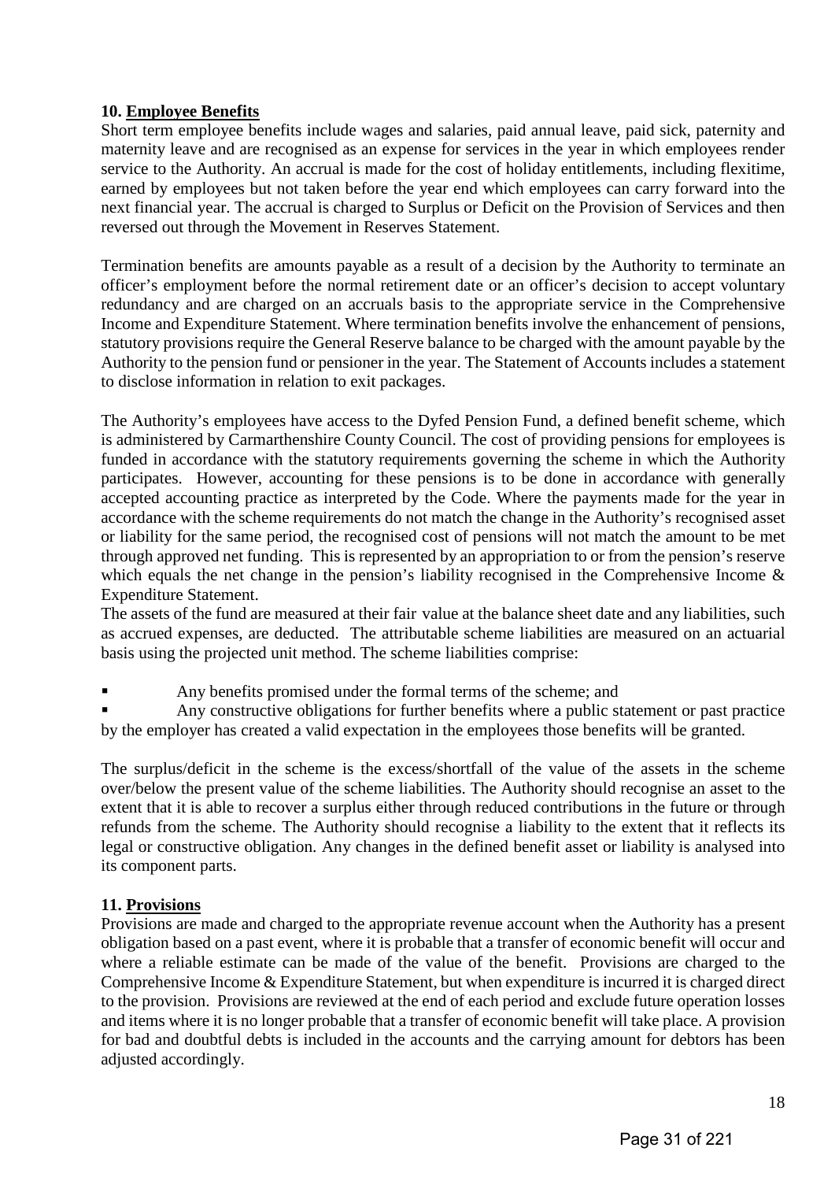## 10. Employee Benefits

Short term employee benefits include wages and salaries, paid annual leave, paid sick, paternity and maternity leave and are recognised as an expense for services in the year in which employees render service to the Authority. An accrual is made for the cost of holiday entitlements, including flexitime, earned by employees but not taken before the year end which employees can carry forward into the next financial year. The accrual is charged to Surplus or Deficit on the Provision of Services and then reversed out through the Movement in Reserves Statement.

Termination benefits are amounts payable as a result of a decision by the Authority to terminate an officer's employment before the normal retirement date or an officer's decision to accept voluntary redundancy and are charged on an accruals basis to the appropriate service in the Comprehensive Income and Expenditure Statement. Where termination benefits involve the enhancement of pensions, statutory provisions require the General Reserve balance to be charged with the amount payable by the Authority to the pension fund or pensioner in the year. The Statement of Accounts includes a statement to disclose information in relation to exit packages.

The Authority's employees have access to the Dyfed Pension Fund, a defined benefit scheme, which is administered by Carmarthenshire County Council. The cost of providing pensions for employees is funded in accordance with the statutory requirements governing the scheme in which the Authority participates. However, accounting for these pensions is to be done in accordance with generally accepted accounting practice as interpreted by the Code. Where the payments made for the year in accordance with the scheme requirements do not match the change in the Authority's recognised asset or liability for the same period, the recognised cost of pensions will not match the amount to be met through approved net funding. This is represented by an appropriation to or from the pension's reserve which equals the net change in the pension's liability recognised in the Comprehensive Income & Expenditure Statement.

The assets of the fund are measured at their fair value at the balance sheet date and any liabilities, such as accrued expenses, are deducted. The attributable scheme liabilities are measured on an actuarial basis using the projected unit method. The scheme liabilities comprise:

- Any benefits promised under the formal terms of the scheme; and
- Any constructive obligations for further benefits where a public statement or past practice by the employer has created a valid expectation in the employees those benefits will be granted.

The surplus/deficit in the scheme is the excess/shortfall of the value of the assets in the scheme over/below the present value of the scheme liabilities. The Authority should recognise an asset to the extent that it is able to recover a surplus either through reduced contributions in the future or through refunds from the scheme. The Authority should recognise a liability to the extent that it reflects its legal or constructive obligation. Any changes in the defined benefit asset or liability is analysed into its component parts.

## 11. Provisions

Provisions are made and charged to the appropriate revenue account when the Authority has a present obligation based on a past event, where it is probable that a transfer of economic benefit will occur and where a reliable estimate can be made of the value of the benefit. Provisions are charged to the Comprehensive Income & Expenditure Statement, but when expenditure is incurred it is charged direct to the provision. Provisions are reviewed at the end of each period and exclude future operation losses and items where it is no longer probable that a transfer of economic benefit will take place. A provision for bad and doubtful debts is included in the accounts and the carrying amount for debtors has been adjusted accordingly.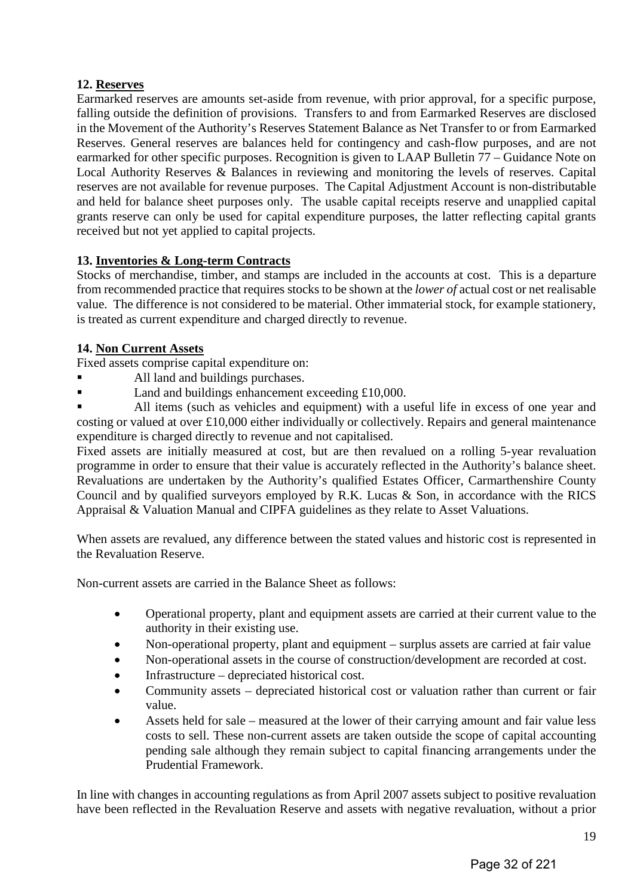### 12. Reserves

Earmarked reserves are amounts set-aside from revenue, with prior approval, for a specific purpose, falling outside the definition of provisions. Transfers to and from Earmarked Reserves are disclosed in the Movement of the Authority's Reserves Statement Balance as Net Transfer to or from Earmarked Reserves. General reserves are balances held for contingency and cash-flow purposes, and are not earmarked for other specific purposes. Recognition is given to LAAP Bulletin 77 – Guidance Note on Local Authority Reserves & Balances in reviewing and monitoring the levels of reserves. Capital reserves are not available for revenue purposes. The Capital Adjustment Account is non-distributable and held for balance sheet purposes only. The usable capital receipts reserve and unapplied capital grants reserve can only be used for capital expenditure purposes, the latter reflecting capital grants received but not yet applied to capital projects.

### 13. Inventories & Long-term Contracts

Stocks of merchandise, timber, and stamps are included in the accounts at cost. This is a departure from recommended practice that requires stocks to be shown at the *lower of* actual cost or net realisable value. The difference is not considered to be material. Other immaterial stock, for example stationery, is treated as current expenditure and charged directly to revenue.

### 14. Non Current Assets

Fixed assets comprise capital expenditure on:

- All land and buildings purchases.
- Land and buildings enhancement exceeding £10,000.
- All items (such as vehicles and equipment) with a useful life in excess of one year and costing or valued at over £10,000 either individually or collectively. Repairs and general maintenance expenditure is charged directly to revenue and not capitalised.

Fixed assets are initially measured at cost, but are then revalued on a rolling 5-year revaluation programme in order to ensure that their value is accurately reflected in the Authority's balance sheet. Revaluations are undertaken by the Authority's qualified Estates Officer, Carmarthenshire County Council and by qualified surveyors employed by R.K. Lucas & Son, in accordance with the RICS Appraisal & Valuation Manual and CIPFA guidelines as they relate to Asset Valuations.

When assets are revalued, any difference between the stated values and historic cost is represented in the Revaluation Reserve.

Non-current assets are carried in the Balance Sheet as follows:

- Operational property, plant and equipment assets are carried at their current value to the authority in their existing use.
- Non-operational property, plant and equipment – surplus assets are carried at fair value
- Non-operational assets in the course of construction/development are recorded at cost.
- Infrastructure – depreciated historical cost.
- Community assets – depreciated historical cost or valuation rather than current or fair value.
- Assets held for sale – measured at the lower of their carrying amount and fair value less costs to sell. These non-current assets are taken outside the scope of capital accounting pending sale although they remain subject to capital financing arrangements under the Prudential Framework.

In line with changes in accounting regulations as from April 2007 assets subject to positive revaluation have been reflected in the Revaluation Reserve and assets with negative revaluation, without a prior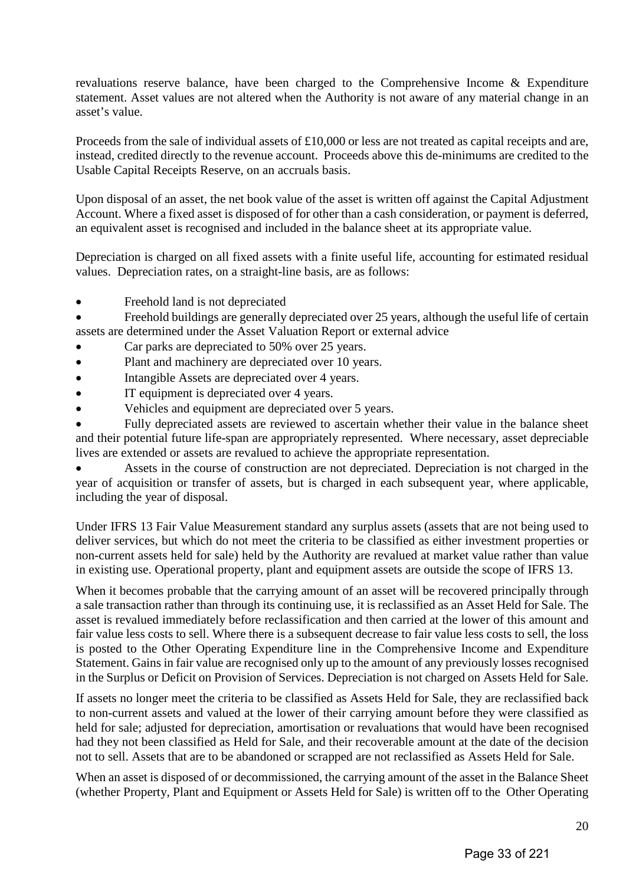revaluations reserve balance, have been charged to the Comprehensive Income & Expenditure statement. Asset values are not altered when the Authority is not aware of any material change in an asset's value.

Proceeds from the sale of individual assets of £10,000 or less are not treated as capital receipts and are, instead, credited directly to the revenue account. Proceeds above this de-minimums are credited to the Usable Capital Receipts Reserve, on an accruals basis.

Upon disposal of an asset, the net book value of the asset is written off against the Capital Adjustment Account. Where a fixed asset is disposed of for other than a cash consideration, or payment is deferred, an equivalent asset is recognised and included in the balance sheet at its appropriate value.

Depreciation is charged on all fixed assets with a finite useful life, accounting for estimated residual values. Depreciation rates, on a straight-line basis, are as follows:

- Freehold land is not depreciated
- Freehold buildings are generally depreciated over 25 years, although the useful life of certain assets are determined under the Asset Valuation Report or external advice
- Car parks are depreciated to 50% over 25 years.
- Plant and machinery are depreciated over 10 years.
- Intangible Assets are depreciated over 4 years.
- IT equipment is depreciated over 4 years.
- Vehicles and equipment are depreciated over 5 years.
- Fully depreciated assets are reviewed to ascertain whether their value in the balance sheet and their potential future life-span are appropriately represented. Where necessary, asset depreciable lives are extended or assets are revalued to achieve the appropriate representation.
- Assets in the course of construction are not depreciated. Depreciation is not charged in the year of acquisition or transfer of assets, but is charged in each subsequent year, where applicable, including the year of disposal.

Under IFRS 13 Fair Value Measurement standard any surplus assets (assets that are not being used to deliver services, but which do not meet the criteria to be classified as either investment properties or non-current assets held for sale) held by the Authority are revalued at market value rather than value in existing use. Operational property, plant and equipment assets are outside the scope of IFRS 13.

When it becomes probable that the carrying amount of an asset will be recovered principally through a sale transaction rather than through its continuing use, it is reclassified as an Asset Held for Sale. The asset is revalued immediately before reclassification and then carried at the lower of this amount and fair value less costs to sell. Where there is a subsequent decrease to fair value less costs to sell, the loss is posted to the Other Operating Expenditure line in the Comprehensive Income and Expenditure Statement. Gains in fair value are recognised only up to the amount of any previously losses recognised in the Surplus or Deficit on Provision of Services. Depreciation is not charged on Assets Held for Sale.

If assets no longer meet the criteria to be classified as Assets Held for Sale, they are reclassified back to non-current assets and valued at the lower of their carrying amount before they were classified as held for sale; adjusted for depreciation, amortisation or revaluations that would have been recognised had they not been classified as Held for Sale, and their recoverable amount at the date of the decision not to sell. Assets that are to be abandoned or scrapped are not reclassified as Assets Held for Sale.

When an asset is disposed of or decommissioned, the carrying amount of the asset in the Balance Sheet (whether Property, Plant and Equipment or Assets Held for Sale) is written off to the Other Operating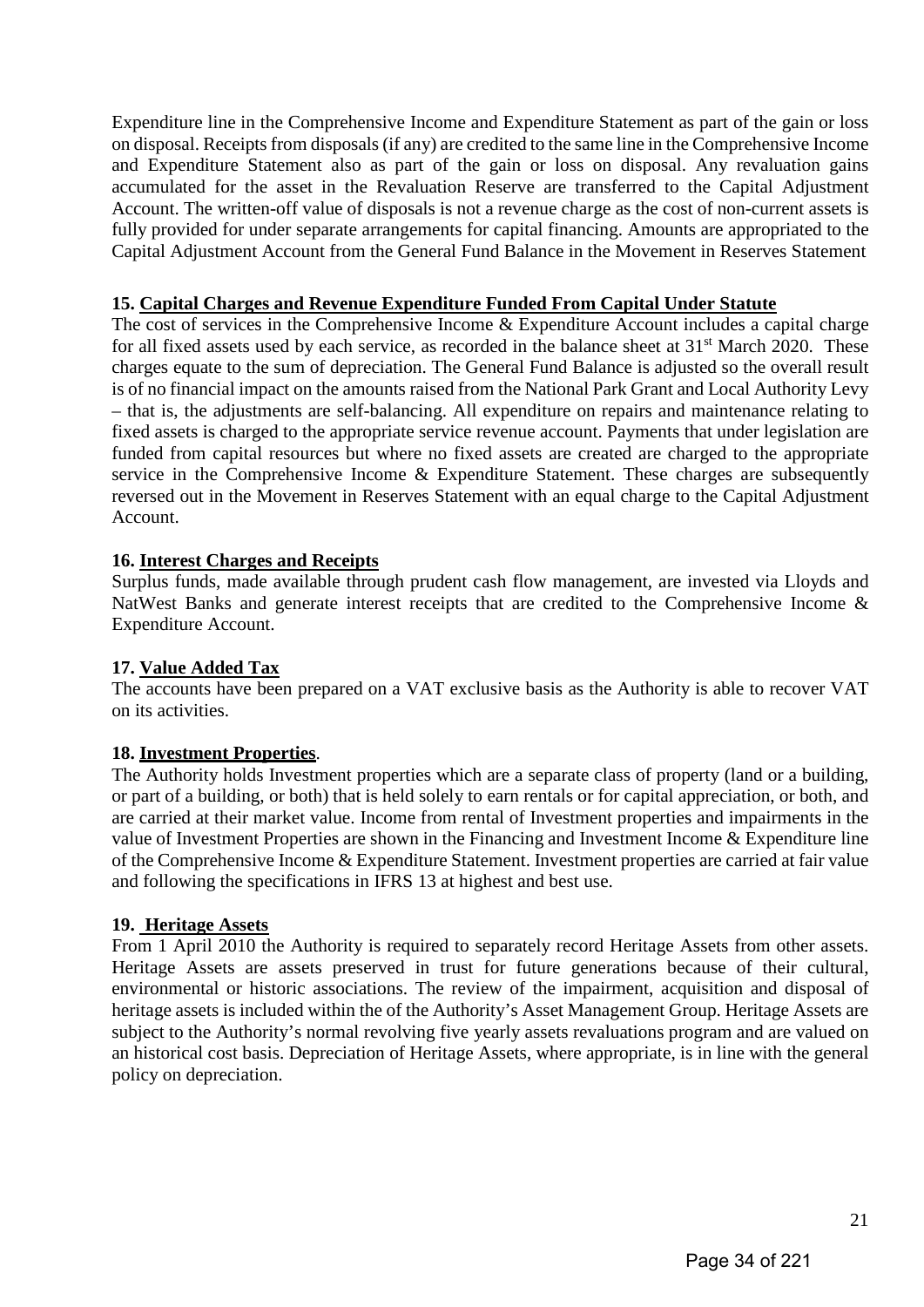Expenditure line in the Comprehensive Income and Expenditure Statement as part of the gain or loss on disposal. Receipts from disposals (if any) are credited to the same line in the Comprehensive Income and Expenditure Statement also as part of the gain or loss on disposal. Any revaluation gains accumulated for the asset in the Revaluation Reserve are transferred to the Capital Adjustment Account. The written-off value of disposals is not a revenue charge as the cost of non-current assets is fully provided for under separate arrangements for capital financing. Amounts are appropriated to the Capital Adjustment Account from the General Fund Balance in the Movement in Reserves Statement

**15. Capital Charges and Revenue Expenditure Funded From Capital Under Statute**

The cost of services in the Comprehensive Income & Expenditure Account includes a capital charge for all fixed assets used by each service, as recorded in the balance sheet at 31st March 2020. These charges equate to the sum of depreciation. The General Fund Balance is adjusted so the overall result is of no financial impact on the amounts raised from the National Park Grant and Local Authority Levy – that is, the adjustments are self-balancing. All expenditure on repairs and maintenance relating to fixed assets is charged to the appropriate service revenue account. Payments that under legislation are funded from capital resources but where no fixed assets are created are charged to the appropriate service in the Comprehensive Income & Expenditure Statement. These charges are subsequently reversed out in the Movement in Reserves Statement with an equal charge to the Capital Adjustment Account.

**16. Interest Charges and Receipts**

Surplus funds, made available through prudent cash flow management, are invested via Lloyds and NatWest Banks and generate interest receipts that are credited to the Comprehensive Income & Expenditure Account.

**17. Value Added Tax**

The accounts have been prepared on a VAT exclusive basis as the Authority is able to recover VAT on its activities.

**18. Investment Properties**.

The Authority holds Investment properties which are a separate class of property (land or a building, or part of a building, or both) that is held solely to earn rentals or for capital appreciation, or both, and are carried at their market value. Income from rental of Investment properties and impairments in the value of Investment Properties are shown in the Financing and Investment Income & Expenditure line of the Comprehensive Income & Expenditure Statement. Investment properties are carried at fair value and following the specifications in IFRS 13 at highest and best use.

**19. Heritage Assets**

From 1 April 2010 the Authority is required to separately record Heritage Assets from other assets. Heritage Assets are assets preserved in trust for future generations because of their cultural, environmental or historic associations. The review of the impairment, acquisition and disposal of heritage assets is included within the of the Authority's Asset Management Group. Heritage Assets are subject to the Authority's normal revolving five yearly assets revaluations program and are valued on an historical cost basis. Depreciation of Heritage Assets, where appropriate, is in line with the general policy on depreciation.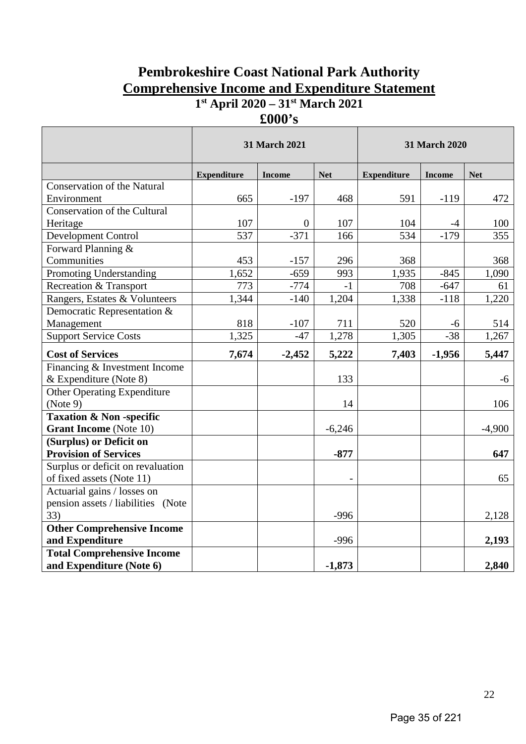# Pembrokeshire Coast National Park Authority

## Comprehensive Income and Expenditure Statement

### 1st April 2020 – 31st March 2021

### £000's

| | 31 March 2021 | | | 31 March 2020 | | |
|---|---|---|---|---|---|---|
| | **Expenditure** | **Income** | **Net** | **Expenditure** | **Income** | **Net** |
| Conservation of the Natural Environment | 665 | -197 | 468 | 591 | -119 | 472 |
| Conservation of the Cultural Heritage | 107 | 0 | 107 | 104 | -4 | 100 |
| Development Control | 537 | -371 | 166 | 534 | -179 | 355 |
| Forward Planning & Communities | 453 | -157 | 296 | 368 | | 368 |
| Promoting Understanding | 1,652 | -659 | 993 | 1,935 | -845 | 1,090 |
| Recreation & Transport | 773 | -774 | -1 | 708 | -647 | 61 |
| Rangers, Estates & Volunteers | 1,344 | -140 | 1,204 | 1,338 | -118 | 1,220 |
| Democratic Representation & Management | 818 | -107 | 711 | 520 | -6 | 514 |
| Support Service Costs | 1,325 | -47 | 1,278 | 1,305 | -38 | 1,267 |
| **Cost of Services** | **7,674** | **-2,452** | **5,222** | **7,403** | **-1,956** | **5,447** |
| Financing & Investment Income & Expenditure (Note 8) | | | 133 | | | -6 |
| Other Operating Expenditure (Note 9) | | | 14 | | | 106 |
| **Taxation & Non -specific Grant Income** (Note 10) | | | -6,246 | | | -4,900 |
| **(Surplus) or Deficit on Provision of Services** | | | **-877** | | | **647** |
| Surplus or deficit on revaluation of fixed assets (Note 11) | | | - | | | 65 |
| Actuarial gains / losses on pension assets / liabilities (Note 33) | | | -996 | | | 2,128 |
| **Other Comprehensive Income and Expenditure** | | | -996 | | | **2,193** |
| **Total Comprehensive Income and Expenditure (Note 6)** | | | **-1,873** | | | **2,840** |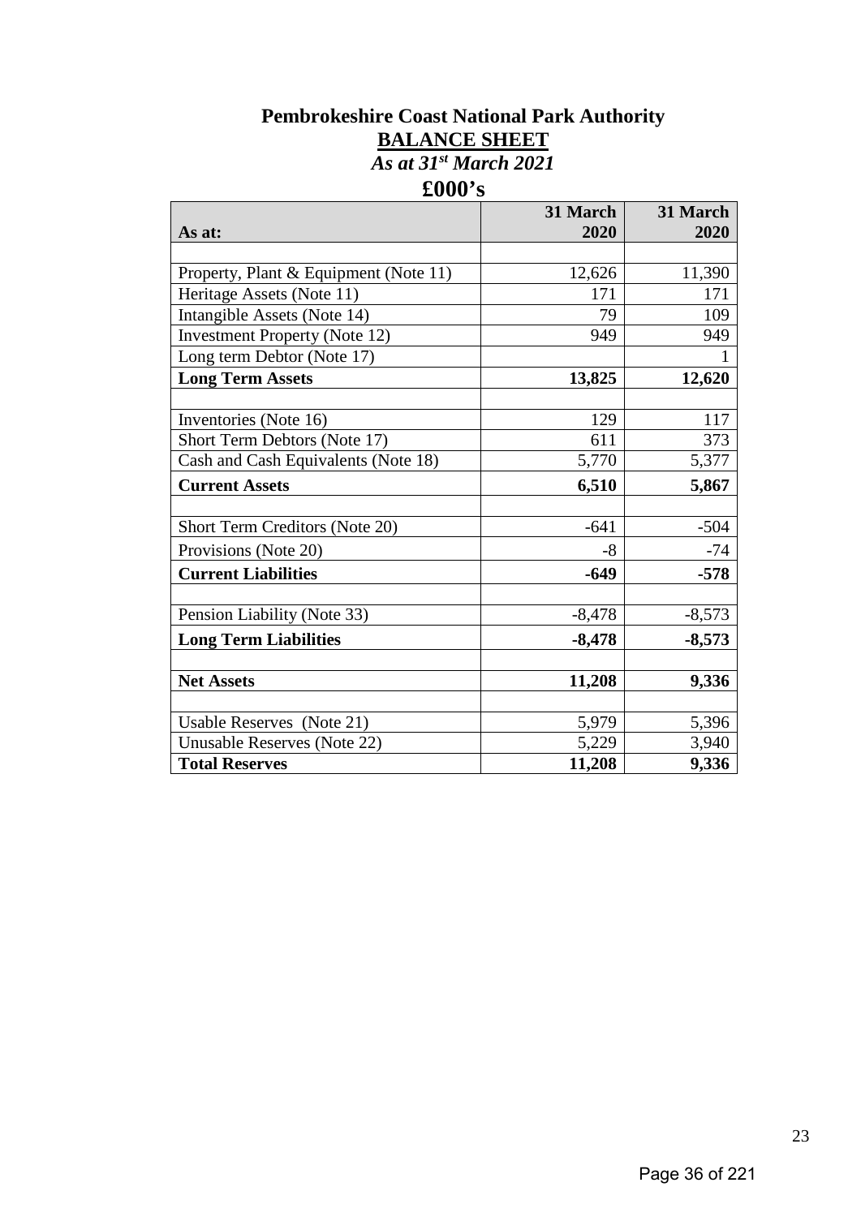# Pembrokeshire Coast National Park Authority

## BALANCE SHEET

*As at 31st March 2021*

**£000's**

| As at: | 31 March 2020 | 31 March 2020 |
|---|---:|---:|
| | | |
| Property, Plant & Equipment (Note 11) | 12,626 | 11,390 |
| Heritage Assets (Note 11) | 171 | 171 |
| Intangible Assets (Note 14) | 79 | 109 |
| Investment Property (Note 12) | 949 | 949 |
| Long term Debtor (Note 17) | | 1 |
| **Long Term Assets** | **13,825** | **12,620** |
| | | |
| Inventories (Note 16) | 129 | 117 |
| Short Term Debtors (Note 17) | 611 | 373 |
| Cash and Cash Equivalents (Note 18) | 5,770 | 5,377 |
| **Current Assets** | **6,510** | **5,867** |
| | | |
| Short Term Creditors (Note 20) | -641 | -504 |
| Provisions (Note 20) | -8 | -74 |
| **Current Liabilities** | **-649** | **-578** |
| | | |
| Pension Liability (Note 33) | -8,478 | -8,573 |
| **Long Term Liabilities** | **-8,478** | **-8,573** |
| | | |
| **Net Assets** | **11,208** | **9,336** |
| | | |
| Usable Reserves (Note 21) | 5,979 | 5,396 |
| Unusable Reserves (Note 22) | 5,229 | 3,940 |
| **Total Reserves** | **11,208** | **9,336** |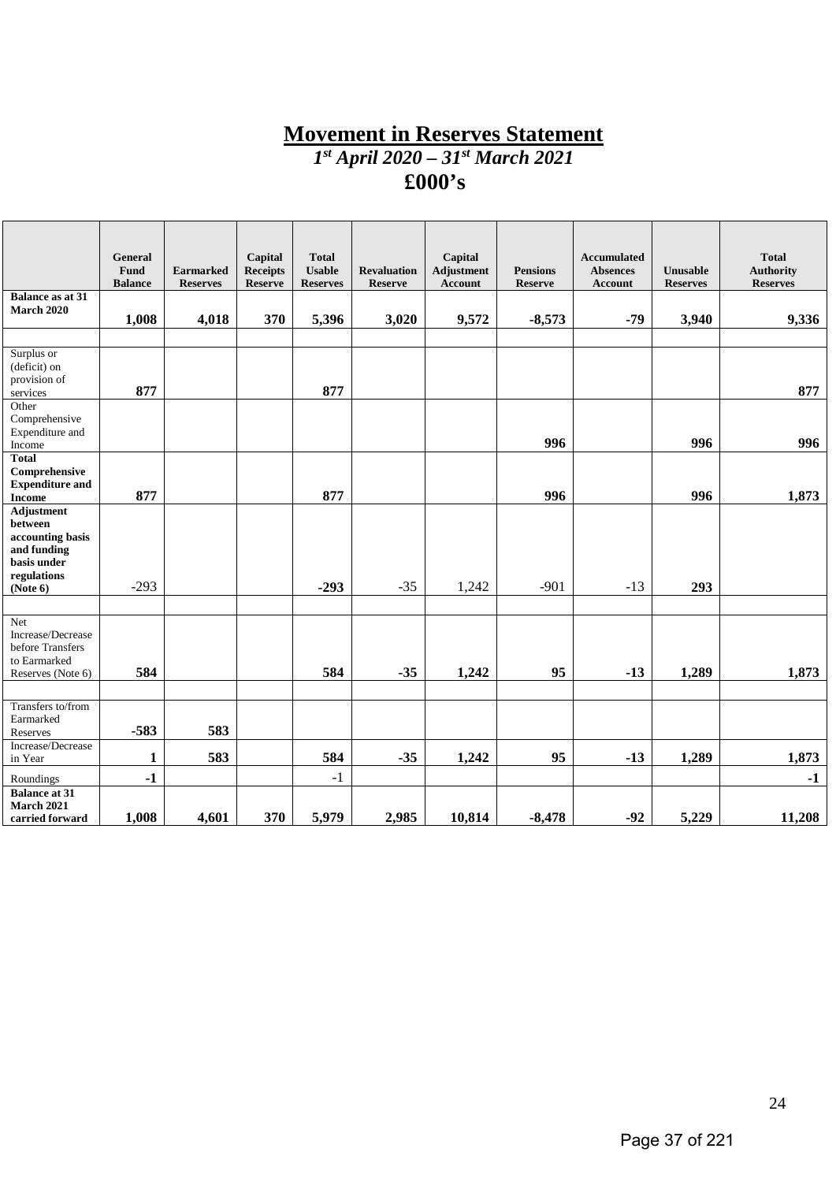# Movement in Reserves Statement

## *1st April 2020 – 31st March 2021*

## £000's

| | General Fund Balance | Earmarked Reserves | Capital Receipts Reserve | Total Usable Reserves | Revaluation Reserve | Capital Adjustment Account | Pensions Reserve | Accumulated Absences Account | Unusable Reserves | Total Authority Reserves |
|---|---|---|---|---|---|---|---|---|---|---|
| **Balance as at 31 March 2020** | **1,008** | **4,018** | **370** | **5,396** | **3,020** | **9,572** | **-8,573** | **-79** | **3,940** | **9,336** |
| | | | | | | | | | | |
| Surplus or (deficit) on provision of services | **877** | | | **877** | | | | | | **877** |
| Other Comprehensive Expenditure and Income | | | | | | | **996** | | **996** | **996** |
| **Total Comprehensive Expenditure and Income** | **877** | | | **877** | | | **996** | | **996** | **1,873** |
| **Adjustment between accounting basis and funding basis under regulations (Note 6)** | -293 | | | **-293** | -35 | 1,242 | -901 | -13 | **293** | |
| | | | | | | | | | | |
| Net Increase/Decrease before Transfers to Earmarked Reserves (Note 6) | **584** | | | **584** | **-35** | **1,242** | **95** | **-13** | **1,289** | **1,873** |
| | | | | | | | | | | |
| Transfers to/from Earmarked Reserves | **-583** | **583** | | | | | | | | |
| Increase/Decrease in Year | **1** | **583** | | **584** | **-35** | **1,242** | **95** | **-13** | **1,289** | **1,873** |
| Roundings | **-1** | | | -1 | | | | | | **-1** |
| **Balance at 31 March 2021 carried forward** | **1,008** | **4,601** | **370** | **5,979** | **2,985** | **10,814** | **-8,478** | **-92** | **5,229** | **11,208** |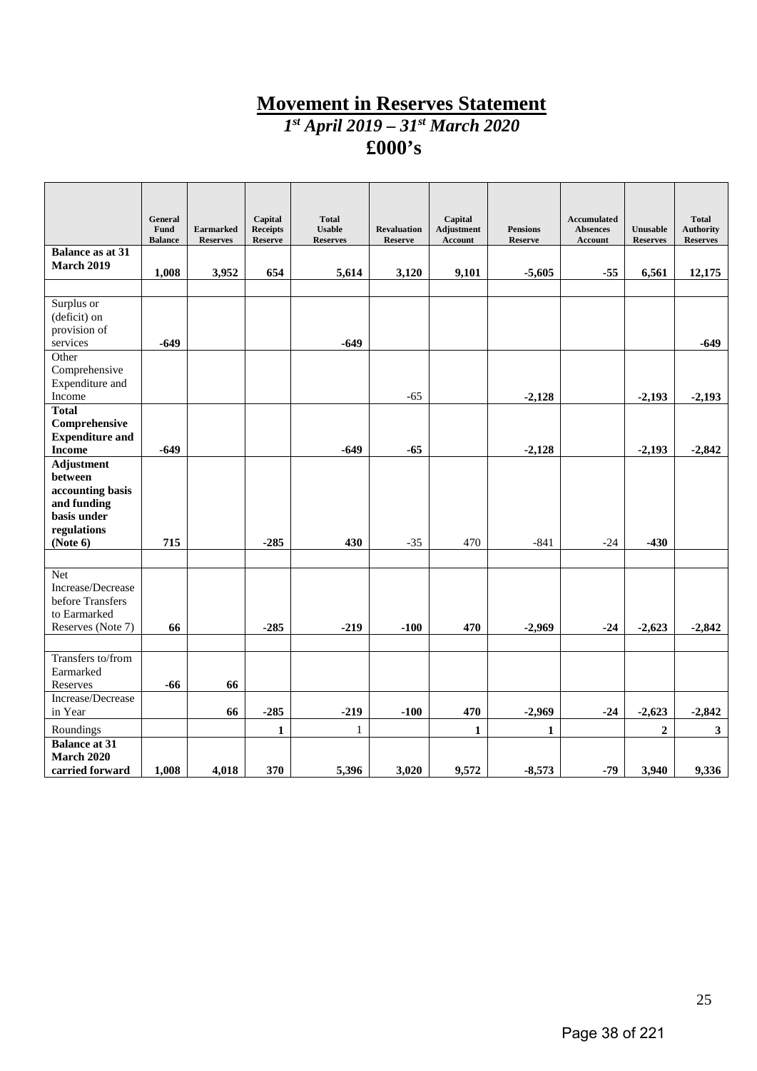# Movement in Reserves Statement

*1st April 2019 – 31st March 2020*

**£000's**

| | General Fund Balance | Earmarked Reserves | Capital Receipts Reserve | Total Usable Reserves | Revaluation Reserve | Capital Adjustment Account | Pensions Reserve | Accumulated Absences Account | Unusable Reserves | Total Authority Reserves |
|---|---|---|---|---|---|---|---|---|---|---|
| **Balance as at 31 March 2019** | **1,008** | **3,952** | **654** | **5,614** | **3,120** | **9,101** | **-5,605** | **-55** | **6,561** | **12,175** |
| | | | | | | | | | | |
| Surplus or (deficit) on provision of services | **-649** | | | **-649** | | | | | | **-649** |
| Other Comprehensive Expenditure and Income | | | | | -65 | | **-2,128** | | **-2,193** | **-2,193** |
| **Total Comprehensive Expenditure and Income** | **-649** | | | **-649** | **-65** | | **-2,128** | | **-2,193** | **-2,842** |
| **Adjustment between accounting basis and funding basis under regulations (Note 6)** | **715** | | **-285** | **430** | -35 | 470 | -841 | -24 | **-430** | |
| | | | | | | | | | | |
| Net Increase/Decrease before Transfers to Earmarked Reserves (Note 7) | **66** | | **-285** | **-219** | **-100** | **470** | **-2,969** | **-24** | **-2,623** | **-2,842** |
| | | | | | | | | | | |
| Transfers to/from Earmarked Reserves | **-66** | **66** | | | | | | | | |
| Increase/Decrease in Year | | **66** | **-285** | **-219** | **-100** | **470** | **-2,969** | **-24** | **-2,623** | **-2,842** |
| Roundings | | | **1** | 1 | | **1** | **1** | | **2** | **3** |
| **Balance at 31 March 2020 carried forward** | **1,008** | **4,018** | **370** | **5,396** | **3,020** | **9,572** | **-8,573** | **-79** | **3,940** | **9,336** |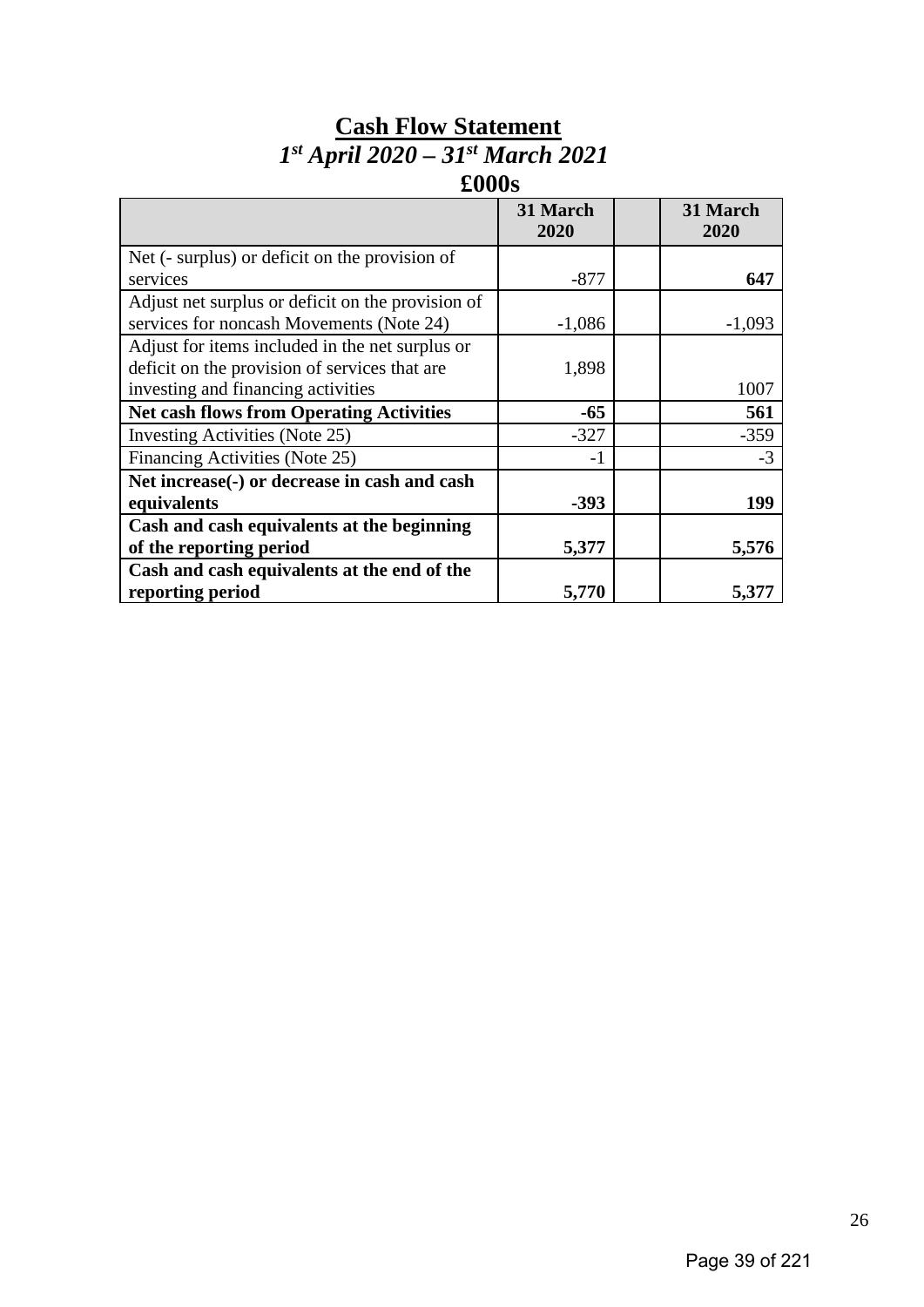# Cash Flow Statement

***1st April 2020 – 31st March 2021***

**£000s**

| | 31 March 2020 | | 31 March 2020 |
|---|---|---|---|
| Net (- surplus) or deficit on the provision of services | -877 | | **647** |
| Adjust net surplus or deficit on the provision of services for noncash Movements (Note 24) | -1,086 | | -1,093 |
| Adjust for items included in the net surplus or deficit on the provision of services that are investing and financing activities | 1,898 | | 1007 |
| **Net cash flows from Operating Activities** | **-65** | | **561** |
| Investing Activities (Note 25) | -327 | | -359 |
| Financing Activities (Note 25) | -1 | | -3 |
| **Net increase(-) or decrease in cash and cash equivalents** | **-393** | | **199** |
| **Cash and cash equivalents at the beginning of the reporting period** | **5,377** | | **5,576** |
| **Cash and cash equivalents at the end of the reporting period** | **5,770** | | **5,377** |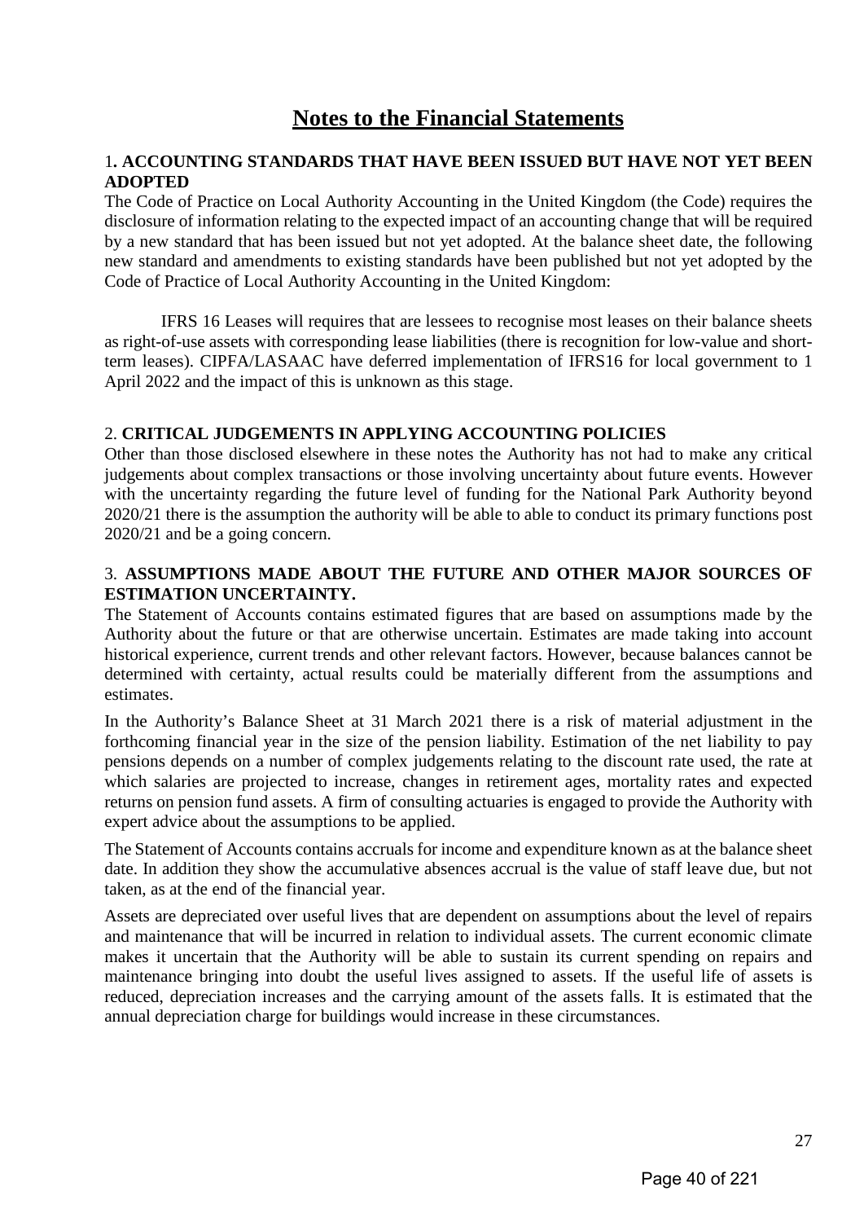# Notes to the Financial Statements

## 1. ACCOUNTING STANDARDS THAT HAVE BEEN ISSUED BUT HAVE NOT YET BEEN ADOPTED

The Code of Practice on Local Authority Accounting in the United Kingdom (the Code) requires the disclosure of information relating to the expected impact of an accounting change that will be required by a new standard that has been issued but not yet adopted. At the balance sheet date, the following new standard and amendments to existing standards have been published but not yet adopted by the Code of Practice of Local Authority Accounting in the United Kingdom:

IFRS 16 Leases will requires that are lessees to recognise most leases on their balance sheets as right-of-use assets with corresponding lease liabilities (there is recognition for low-value and short-term leases). CIPFA/LASAAC have deferred implementation of IFRS16 for local government to 1 April 2022 and the impact of this is unknown as this stage.

## 2. CRITICAL JUDGEMENTS IN APPLYING ACCOUNTING POLICIES

Other than those disclosed elsewhere in these notes the Authority has not had to make any critical judgements about complex transactions or those involving uncertainty about future events. However with the uncertainty regarding the future level of funding for the National Park Authority beyond 2020/21 there is the assumption the authority will be able to able to conduct its primary functions post 2020/21 and be a going concern.

## 3. ASSUMPTIONS MADE ABOUT THE FUTURE AND OTHER MAJOR SOURCES OF ESTIMATION UNCERTAINTY.

The Statement of Accounts contains estimated figures that are based on assumptions made by the Authority about the future or that are otherwise uncertain. Estimates are made taking into account historical experience, current trends and other relevant factors. However, because balances cannot be determined with certainty, actual results could be materially different from the assumptions and estimates.

In the Authority's Balance Sheet at 31 March 2021 there is a risk of material adjustment in the forthcoming financial year in the size of the pension liability. Estimation of the net liability to pay pensions depends on a number of complex judgements relating to the discount rate used, the rate at which salaries are projected to increase, changes in retirement ages, mortality rates and expected returns on pension fund assets. A firm of consulting actuaries is engaged to provide the Authority with expert advice about the assumptions to be applied.

The Statement of Accounts contains accruals for income and expenditure known as at the balance sheet date. In addition they show the accumulative absences accrual is the value of staff leave due, but not taken, as at the end of the financial year.

Assets are depreciated over useful lives that are dependent on assumptions about the level of repairs and maintenance that will be incurred in relation to individual assets. The current economic climate makes it uncertain that the Authority will be able to sustain its current spending on repairs and maintenance bringing into doubt the useful lives assigned to assets. If the useful life of assets is reduced, depreciation increases and the carrying amount of the assets falls. It is estimated that the annual depreciation charge for buildings would increase in these circumstances.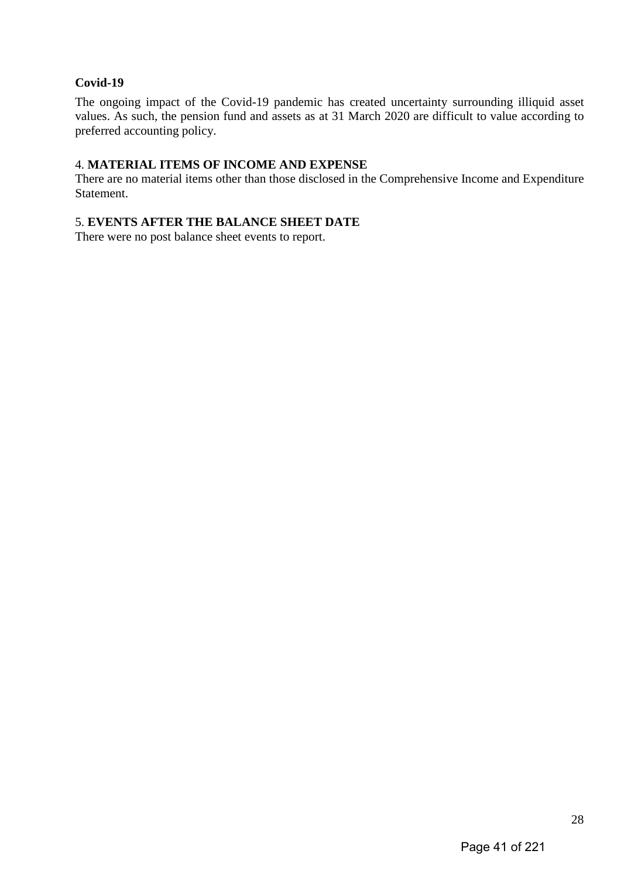**Covid-19**

The ongoing impact of the Covid-19 pandemic has created uncertainty surrounding illiquid asset values. As such, the pension fund and assets as at 31 March 2020 are difficult to value according to preferred accounting policy.

4. **MATERIAL ITEMS OF INCOME AND EXPENSE**

There are no material items other than those disclosed in the Comprehensive Income and Expenditure Statement.

5. **EVENTS AFTER THE BALANCE SHEET DATE**

There were no post balance sheet events to report.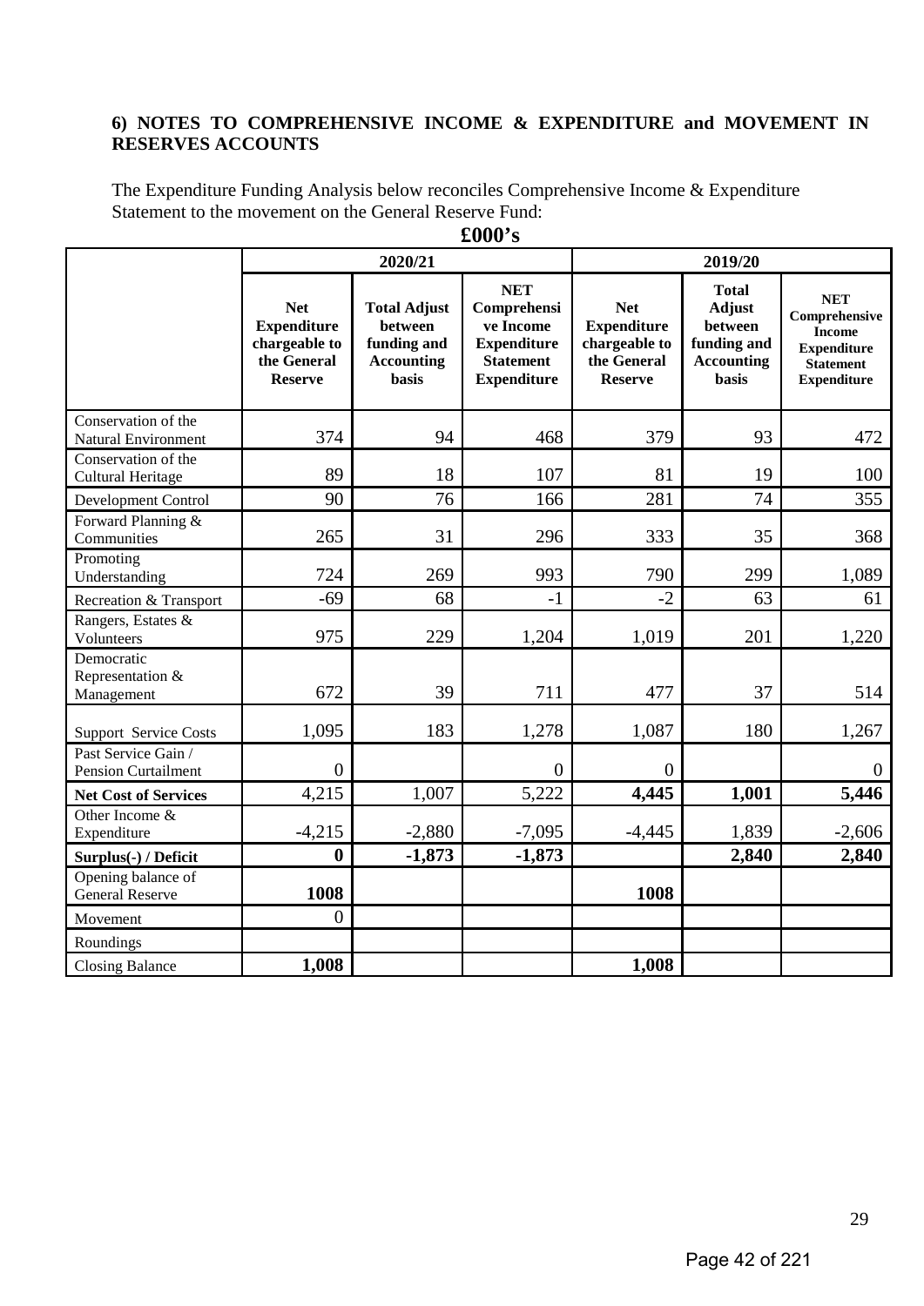### 6) NOTES TO COMPREHENSIVE INCOME & EXPENDITURE and MOVEMENT IN RESERVES ACCOUNTS

The Expenditure Funding Analysis below reconciles Comprehensive Income & Expenditure Statement to the movement on the General Reserve Fund:

**£000's**

| | 2020/21 | | | 2019/20 | | |
|---|---|---|---|---|---|---|
| | **Net Expenditure chargeable to the General Reserve** | **Total Adjust between funding and Accounting basis** | **NET Comprehensive Income Expenditure Statement Expenditure** | **Net Expenditure chargeable to the General Reserve** | **Total Adjust between funding and Accounting basis** | **NET Comprehensive Income Expenditure Statement Expenditure** |
| Conservation of the Natural Environment | 374 | 94 | 468 | 379 | 93 | 472 |
| Conservation of the Cultural Heritage | 89 | 18 | 107 | 81 | 19 | 100 |
| Development Control | 90 | 76 | 166 | 281 | 74 | 355 |
| Forward Planning & Communities | 265 | 31 | 296 | 333 | 35 | 368 |
| Promoting Understanding | 724 | 269 | 993 | 790 | 299 | 1,089 |
| Recreation & Transport | -69 | 68 | -1 | -2 | 63 | 61 |
| Rangers, Estates & Volunteers | 975 | 229 | 1,204 | 1,019 | 201 | 1,220 |
| Democratic Representation & Management | 672 | 39 | 711 | 477 | 37 | 514 |
| Support Service Costs | 1,095 | 183 | 1,278 | 1,087 | 180 | 1,267 |
| Past Service Gain / Pension Curtailment | 0 | | 0 | 0 | | 0 |
| **Net Cost of Services** | 4,215 | 1,007 | 5,222 | **4,445** | **1,001** | **5,446** |
| Other Income & Expenditure | -4,215 | -2,880 | -7,095 | -4,445 | 1,839 | -2,606 |
| **Surplus(-) / Deficit** | **0** | **-1,873** | **-1,873** | | **2,840** | **2,840** |
| Opening balance of General Reserve | **1008** | | | **1008** | | |
| Movement | 0 | | | | | |
| Roundings | | | | | | |
| Closing Balance | **1,008** | | | **1,008** | | |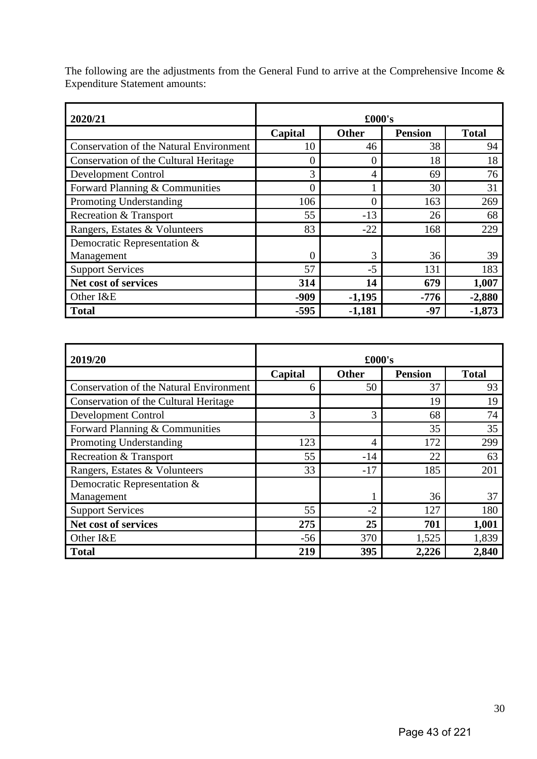The following are the adjustments from the General Fund to arrive at the Comprehensive Income & Expenditure Statement amounts:

| 2020/21 | £000's | | | |
|---|---|---|---|---|
| | **Capital** | **Other** | **Pension** | **Total** |
| Conservation of the Natural Environment | 10 | 46 | 38 | 94 |
| Conservation of the Cultural Heritage | 0 | 0 | 18 | 18 |
| Development Control | 3 | 4 | 69 | 76 |
| Forward Planning & Communities | 0 | 1 | 30 | 31 |
| Promoting Understanding | 106 | 0 | 163 | 269 |
| Recreation & Transport | 55 | -13 | 26 | 68 |
| Rangers, Estates & Volunteers | 83 | -22 | 168 | 229 |
| Democratic Representation & Management | 0 | 3 | 36 | 39 |
| Support Services | 57 | -5 | 131 | 183 |
| **Net cost of services** | **314** | **14** | **679** | **1,007** |
| Other I&E | **-909** | **-1,195** | **-776** | **-2,880** |
| **Total** | **-595** | **-1,181** | **-97** | **-1,873** |

| 2019/20 | £000's | | | |
|---|---|---|---|---|
| | **Capital** | **Other** | **Pension** | **Total** |
| Conservation of the Natural Environment | 6 | 50 | 37 | 93 |
| Conservation of the Cultural Heritage | | | 19 | 19 |
| Development Control | 3 | 3 | 68 | 74 |
| Forward Planning & Communities | | | 35 | 35 |
| Promoting Understanding | 123 | 4 | 172 | 299 |
| Recreation & Transport | 55 | -14 | 22 | 63 |
| Rangers, Estates & Volunteers | 33 | -17 | 185 | 201 |
| Democratic Representation & Management | | 1 | 36 | 37 |
| Support Services | 55 | -2 | 127 | 180 |
| **Net cost of services** | **275** | **25** | **701** | **1,001** |
| Other I&E | -56 | 370 | 1,525 | 1,839 |
| **Total** | **219** | **395** | **2,226** | **2,840** |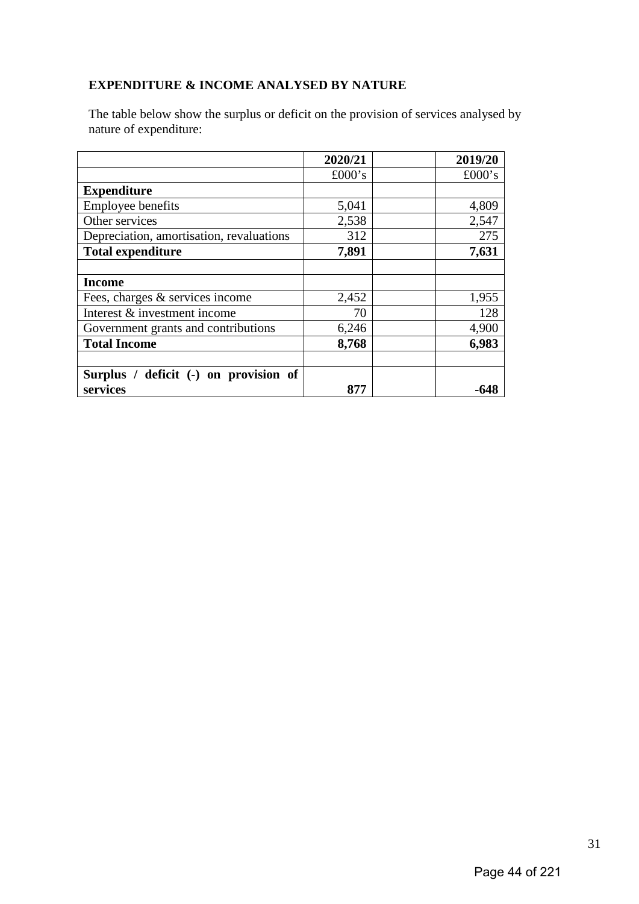## EXPENDITURE & INCOME ANALYSED BY NATURE

The table below show the surplus or deficit on the provision of services analysed by nature of expenditure:

| | 2020/21 | | 2019/20 |
|---|---|---|---|
| | £000's | | £000's |
| **Expenditure** | | | |
| Employee benefits | 5,041 | | 4,809 |
| Other services | 2,538 | | 2,547 |
| Depreciation, amortisation, revaluations | 312 | | 275 |
| **Total expenditure** | **7,891** | | **7,631** |
| | | | |
| **Income** | | | |
| Fees, charges & services income | 2,452 | | 1,955 |
| Interest & investment income | 70 | | 128 |
| Government grants and contributions | 6,246 | | 4,900 |
| **Total Income** | **8,768** | | **6,983** |
| | | | |
| **Surplus / deficit (-) on provision of services** | **877** | | **-648** |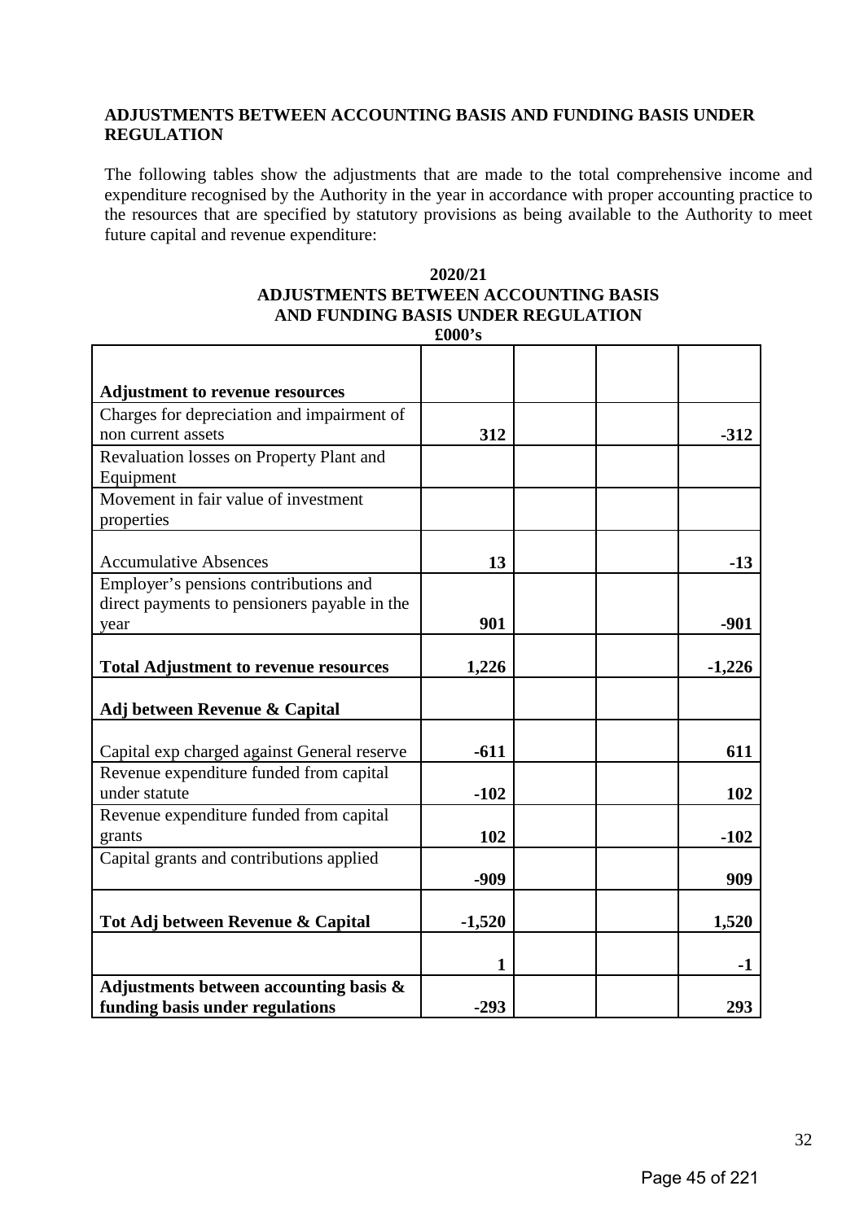**ADJUSTMENTS BETWEEN ACCOUNTING BASIS AND FUNDING BASIS UNDER REGULATION**

The following tables show the adjustments that are made to the total comprehensive income and expenditure recognised by the Authority in the year in accordance with proper accounting practice to the resources that are specified by statutory provisions as being available to the Authority to meet future capital and revenue expenditure:

**2020/21**
**ADJUSTMENTS BETWEEN ACCOUNTING BASIS AND FUNDING BASIS UNDER REGULATION**
**£000's**

| | | | | |
|---|---|---|---|---|
| **Adjustment to revenue resources** | | | | |
| Charges for depreciation and impairment of non current assets | **312** | | | **-312** |
| Revaluation losses on Property Plant and Equipment | | | | |
| Movement in fair value of investment properties | | | | |
| Accumulative Absences | **13** | | | **-13** |
| Employer's pensions contributions and direct payments to pensioners payable in the year | **901** | | | **-901** |
| **Total Adjustment to revenue resources** | **1,226** | | | **-1,226** |
| **Adj between Revenue & Capital** | | | | |
| Capital exp charged against General reserve | **-611** | | | **611** |
| Revenue expenditure funded from capital under statute | **-102** | | | **102** |
| Revenue expenditure funded from capital grants | **102** | | | **-102** |
| Capital grants and contributions applied | **-909** | | | **909** |
| **Tot Adj between Revenue & Capital** | **-1,520** | | | **1,520** |
| | **1** | | | **-1** |
| **Adjustments between accounting basis & funding basis under regulations** | **-293** | | | **293** |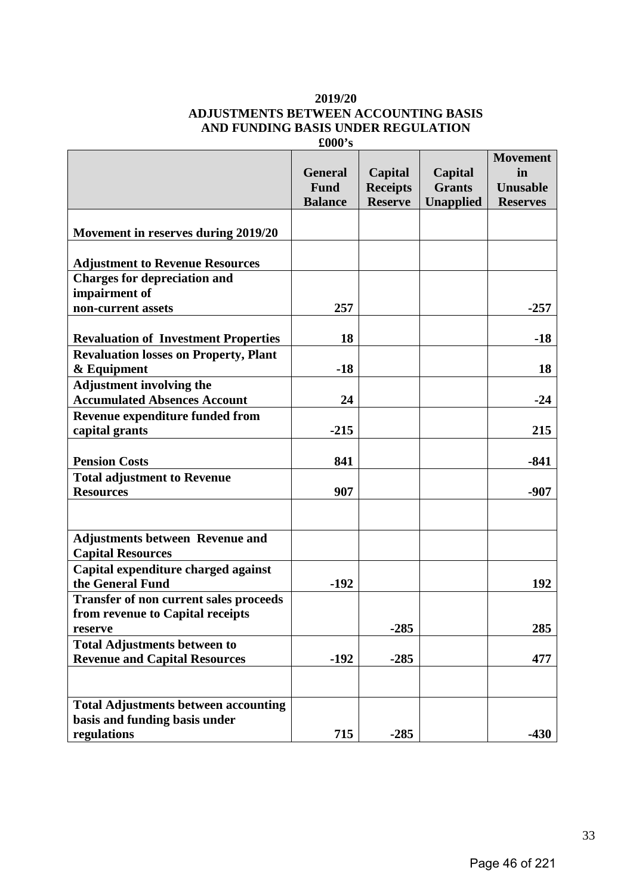# 2019/20
## ADJUSTMENTS BETWEEN ACCOUNTING BASIS AND FUNDING BASIS UNDER REGULATION
£000's

| | General Fund Balance | Capital Receipts Reserve | Capital Grants Unapplied | Movement in Unusable Reserves |
|---|---|---|---|---|
| **Movement in reserves during 2019/20** | | | | |
| **Adjustment to Revenue Resources** | | | | |
| **Charges for depreciation and impairment of non-current assets** | **257** | | | **-257** |
| **Revaluation of Investment Properties** | **18** | | | **-18** |
| **Revaluation losses on Property, Plant & Equipment** | **-18** | | | **18** |
| **Adjustment involving the Accumulated Absences Account** | **24** | | | **-24** |
| **Revenue expenditure funded from capital grants** | **-215** | | | **215** |
| **Pension Costs** | **841** | | | **-841** |
| **Total adjustment to Revenue Resources** | **907** | | | **-907** |
| | | | | |
| **Adjustments between Revenue and Capital Resources** | | | | |
| **Capital expenditure charged against the General Fund** | **-192** | | | **192** |
| **Transfer of non current sales proceeds from revenue to Capital receipts reserve** | | **-285** | | **285** |
| **Total Adjustments between to Revenue and Capital Resources** | **-192** | **-285** | | **477** |
| | | | | |
| **Total Adjustments between accounting basis and funding basis under regulations** | **715** | **-285** | | **-430** |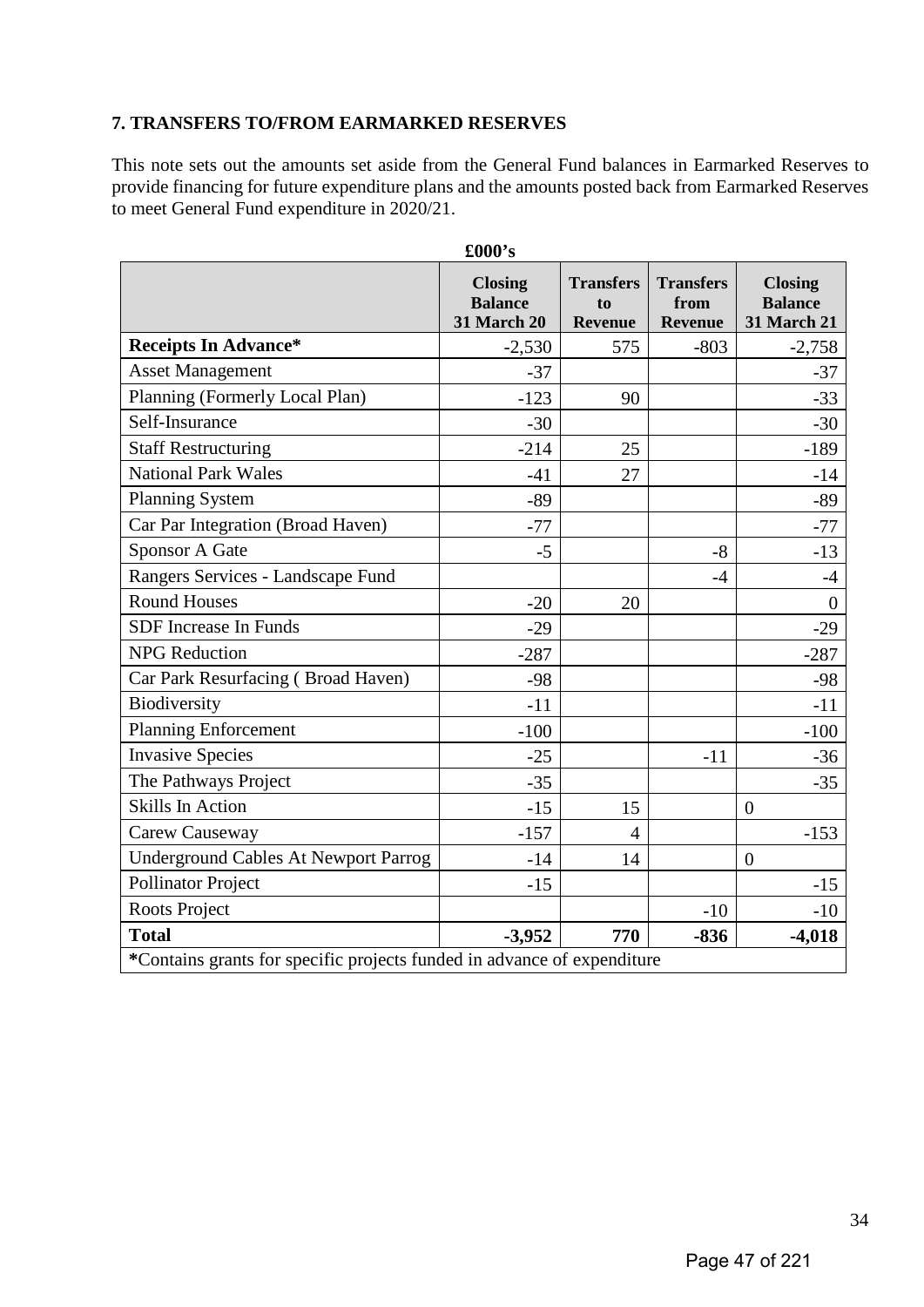## 7. TRANSFERS TO/FROM EARMARKED RESERVES

This note sets out the amounts set aside from the General Fund balances in Earmarked Reserves to provide financing for future expenditure plans and the amounts posted back from Earmarked Reserves to meet General Fund expenditure in 2020/21.

£000's

| | Closing Balance 31 March 20 | Transfers to Revenue | Transfers from Revenue | Closing Balance 31 March 21 |
|---|---|---|---|---|
| **Receipts In Advance*** | -2,530 | 575 | -803 | -2,758 |
| Asset Management | -37 | | | -37 |
| Planning (Formerly Local Plan) | -123 | 90 | | -33 |
| Self-Insurance | -30 | | | -30 |
| Staff Restructuring | -214 | 25 | | -189 |
| National Park Wales | -41 | 27 | | -14 |
| Planning System | -89 | | | -89 |
| Car Par Integration (Broad Haven) | -77 | | | -77 |
| Sponsor A Gate | -5 | | -8 | -13 |
| Rangers Services - Landscape Fund | | | -4 | -4 |
| Round Houses | -20 | 20 | | 0 |
| SDF Increase In Funds | -29 | | | -29 |
| NPG Reduction | -287 | | | -287 |
| Car Park Resurfacing ( Broad Haven) | -98 | | | -98 |
| Biodiversity | -11 | | | -11 |
| Planning Enforcement | -100 | | | -100 |
| Invasive Species | -25 | | -11 | -36 |
| The Pathways Project | -35 | | | -35 |
| Skills In Action | -15 | 15 | | 0 |
| Carew Causeway | -157 | 4 | | -153 |
| Underground Cables At Newport Parrog | -14 | 14 | | 0 |
| Pollinator Project | -15 | | | -15 |
| Roots Project | | | -10 | -10 |
| **Total** | **-3,952** | **770** | **-836** | **-4,018** |

***Contains grants for specific projects funded in advance of expenditure**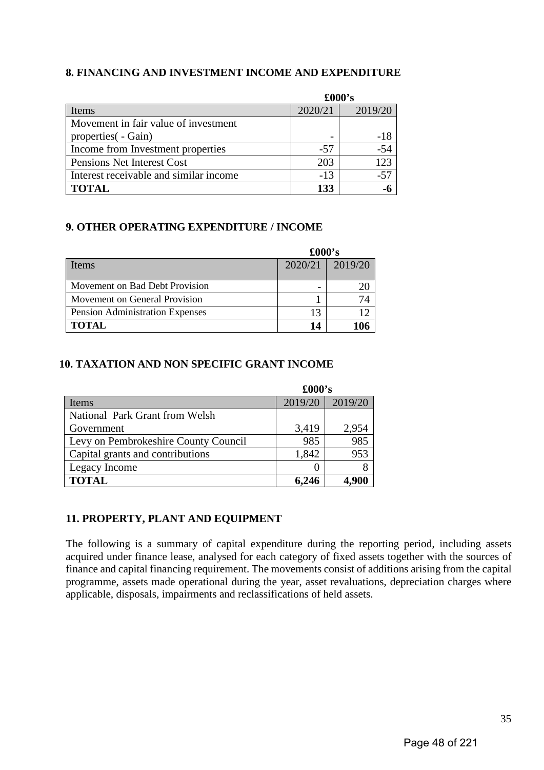## 8. FINANCING AND INVESTMENT INCOME AND EXPENDITURE

| | £000's | |
|---|---|---|
| Items | 2020/21 | 2019/20 |
| Movement in fair value of investment properties( - Gain) | - | -18 |
| Income from Investment properties | -57 | -54 |
| Pensions Net Interest Cost | 203 | 123 |
| Interest receivable and similar income | -13 | -57 |
| **TOTAL** | **133** | **-6** |

## 9. OTHER OPERATING EXPENDITURE / INCOME

| | £000's | |
|---|---|---|
| Items | 2020/21 | 2019/20 |
| Movement on Bad Debt Provision | - | 20 |
| Movement on General Provision | 1 | 74 |
| Pension Administration Expenses | 13 | 12 |
| **TOTAL** | **14** | **106** |

## 10. TAXATION AND NON SPECIFIC GRANT INCOME

| | £000's | |
|---|---|---|
| Items | 2019/20 | 2019/20 |
| National Park Grant from Welsh Government | 3,419 | 2,954 |
| Levy on Pembrokeshire County Council | 985 | 985 |
| Capital grants and contributions | 1,842 | 953 |
| Legacy Income | 0 | 8 |
| **TOTAL** | **6,246** | **4,900** |

## 11. PROPERTY, PLANT AND EQUIPMENT

The following is a summary of capital expenditure during the reporting period, including assets acquired under finance lease, analysed for each category of fixed assets together with the sources of finance and capital financing requirement. The movements consist of additions arising from the capital programme, assets made operational during the year, asset revaluations, depreciation charges where applicable, disposals, impairments and reclassifications of held assets.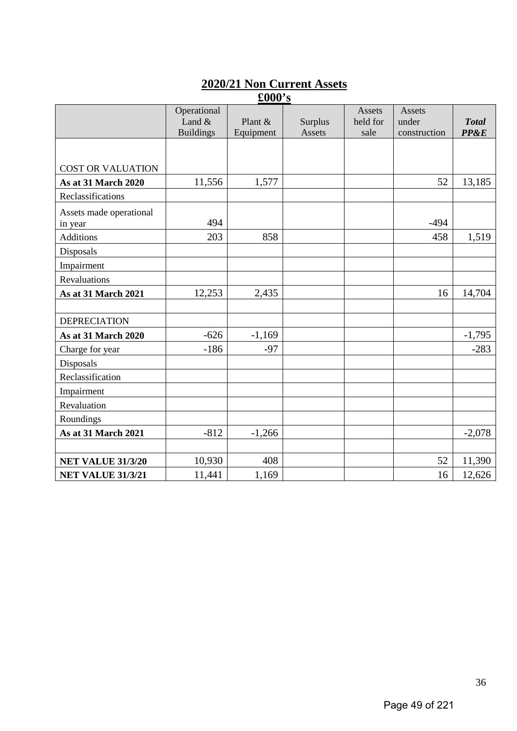## 2020/21 Non Current Assets

## £000's

| | Operational Land & Buildings | Plant & Equipment | Surplus Assets | Assets held for sale | Assets under construction | ***Total PP&E*** |
|---|---|---|---|---|---|---|
| COST OR VALUATION | | | | | | |
| **As at 31 March 2020** | 11,556 | 1,577 | | | 52 | 13,185 |
| Reclassifications | | | | | | |
| Assets made operational in year | 494 | | | | -494 | |
| Additions | 203 | 858 | | | 458 | 1,519 |
| Disposals | | | | | | |
| Impairment | | | | | | |
| Revaluations | | | | | | |
| **As at 31 March 2021** | 12,253 | 2,435 | | | 16 | 14,704 |
| | | | | | | |
| DEPRECIATION | | | | | | |
| **As at 31 March 2020** | -626 | -1,169 | | | | -1,795 |
| Charge for year | -186 | -97 | | | | -283 |
| Disposals | | | | | | |
| Reclassification | | | | | | |
| Impairment | | | | | | |
| Revaluation | | | | | | |
| Roundings | | | | | | |
| **As at 31 March 2021** | -812 | -1,266 | | | | -2,078 |
| | | | | | | |
| **NET VALUE 31/3/20** | 10,930 | 408 | | | 52 | 11,390 |
| **NET VALUE 31/3/21** | 11,441 | 1,169 | | | 16 | 12,626 |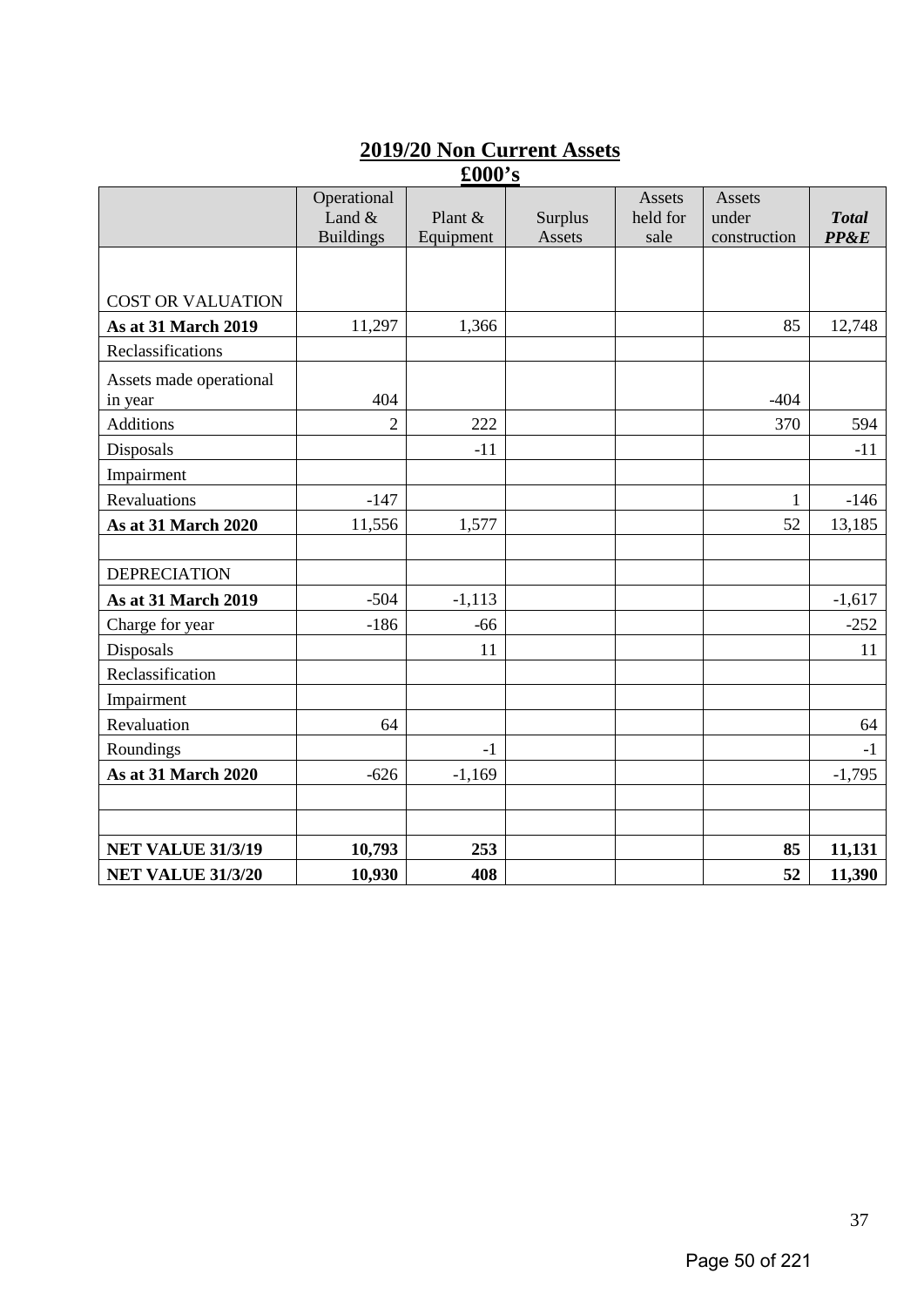## 2019/20 Non Current Assets

## £000's

| | Operational Land & Buildings | Plant & Equipment | Surplus Assets | Assets held for sale | Assets under construction | ***Total PP&E*** |
|---|---|---|---|---|---|---|
| COST OR VALUATION | | | | | | |
| **As at 31 March 2019** | 11,297 | 1,366 | | | 85 | 12,748 |
| Reclassifications | | | | | | |
| Assets made operational in year | 404 | | | | -404 | |
| Additions | 2 | 222 | | | 370 | 594 |
| Disposals | | -11 | | | | -11 |
| Impairment | | | | | | |
| Revaluations | -147 | | | | 1 | -146 |
| **As at 31 March 2020** | 11,556 | 1,577 | | | 52 | 13,185 |
| | | | | | | |
| DEPRECIATION | | | | | | |
| **As at 31 March 2019** | -504 | -1,113 | | | | -1,617 |
| Charge for year | -186 | -66 | | | | -252 |
| Disposals | | 11 | | | | 11 |
| Reclassification | | | | | | |
| Impairment | | | | | | |
| Revaluation | 64 | | | | | 64 |
| Roundings | | -1 | | | | -1 |
| **As at 31 March 2020** | -626 | -1,169 | | | | -1,795 |
| | | | | | | |
| | | | | | | |
| **NET VALUE 31/3/19** | **10,793** | **253** | | | **85** | **11,131** |
| **NET VALUE 31/3/20** | **10,930** | **408** | | | **52** | **11,390** |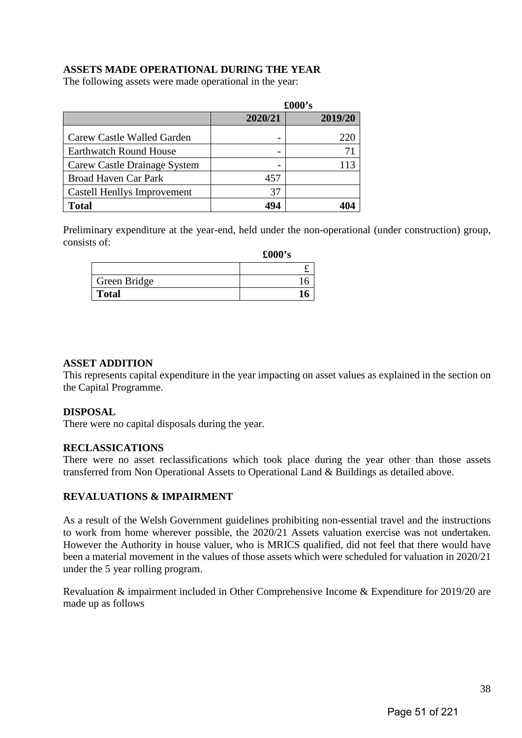**ASSETS MADE OPERATIONAL DURING THE YEAR**

The following assets were made operational in the year:

| | £000's | |
|---|---|---|
| | **2020/21** | **2019/20** |
| Carew Castle Walled Garden | - | 220 |
| Earthwatch Round House | - | 71 |
| Carew Castle Drainage System | - | 113 |
| Broad Haven Car Park | 457 | |
| Castell Henllys Improvement | 37 | |
| **Total** | **494** | **404** |

Preliminary expenditure at the year-end, held under the non-operational (under construction) group, consists of:

| | £000's |
|---|---|
| | £ |
| Green Bridge | 16 |
| **Total** | **16** |

**ASSET ADDITION**

This represents capital expenditure in the year impacting on asset values as explained in the section on the Capital Programme.

**DISPOSAL**

There were no capital disposals during the year.

**RECLASSICATIONS**

There were no asset reclassifications which took place during the year other than those assets transferred from Non Operational Assets to Operational Land & Buildings as detailed above.

**REVALUATIONS & IMPAIRMENT**

As a result of the Welsh Government guidelines prohibiting non-essential travel and the instructions to work from home wherever possible, the 2020/21 Assets valuation exercise was not undertaken. However the Authority in house valuer, who is MRICS qualified, did not feel that there would have been a material movement in the values of those assets which were scheduled for valuation in 2020/21 under the 5 year rolling program.

Revaluation & impairment included in Other Comprehensive Income & Expenditure for 2019/20 are made up as follows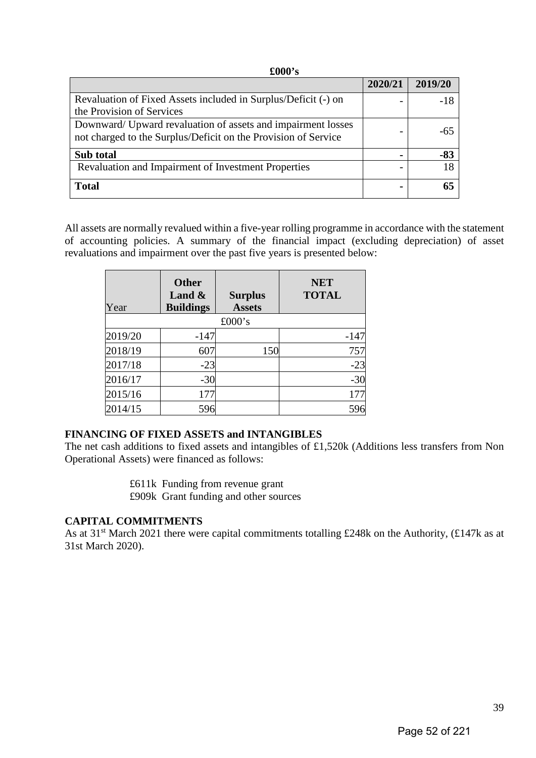**£000's**

| | 2020/21 | 2019/20 |
|---|---|---|
| Revaluation of Fixed Assets included in Surplus/Deficit (-) on the Provision of Services | - | -18 |
| Downward/ Upward revaluation of assets and impairment losses not charged to the Surplus/Deficit on the Provision of Service | - | -65 |
| **Sub total** | **-** | **-83** |
| Revaluation and Impairment of Investment Properties | - | 18 |
| **Total** | **-** | **65** |

All assets are normally revalued within a five-year rolling programme in accordance with the statement of accounting policies. A summary of the financial impact (excluding depreciation) of asset revaluations and impairment over the past five years is presented below:

| Year | Other Land & Buildings | Surplus Assets | NET TOTAL |
|---|---|---|---|
| | £000's | | |
| 2019/20 | -147 | | -147 |
| 2018/19 | 607 | 150 | 757 |
| 2017/18 | -23 | | -23 |
| 2016/17 | -30 | | -30 |
| 2015/16 | 177 | | 177 |
| 2014/15 | 596 | | 596 |

**FINANCING OF FIXED ASSETS and INTANGIBLES**

The net cash additions to fixed assets and intangibles of £1,520k (Additions less transfers from Non Operational Assets) were financed as follows:

£611k Funding from revenue grant
£909k Grant funding and other sources

**CAPITAL COMMITMENTS**

As at 31st March 2021 there were capital commitments totalling £248k on the Authority, (£147k as at 31st March 2020).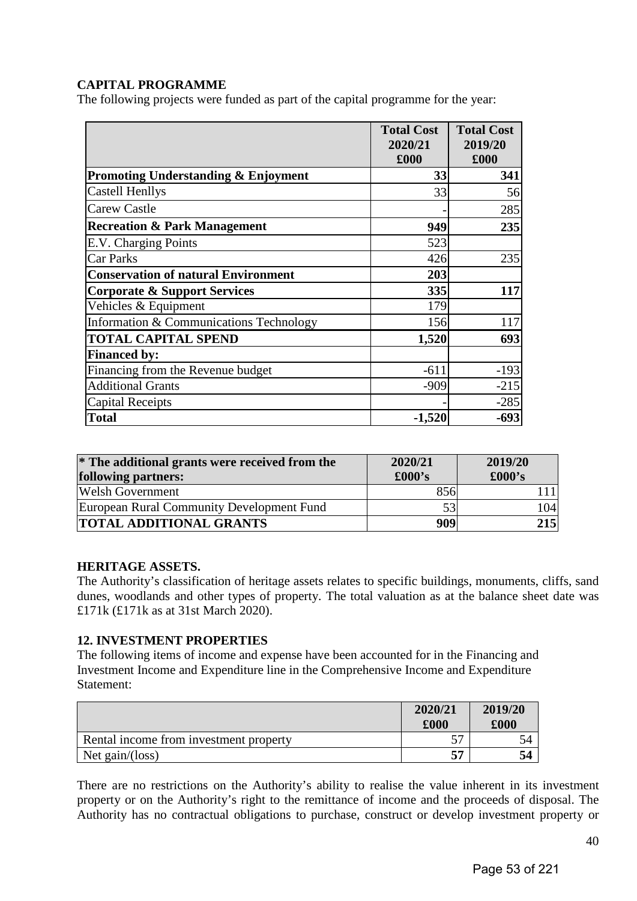**CAPITAL PROGRAMME**

The following projects were funded as part of the capital programme for the year:

| | Total Cost 2020/21 £000 | Total Cost 2019/20 £000 |
|---|---|---|
| **Promoting Understanding & Enjoyment** | **33** | **341** |
| Castell Henllys | 33 | 56 |
| Carew Castle | - | 285 |
| **Recreation & Park Management** | **949** | **235** |
| E.V. Charging Points | 523 | |
| Car Parks | 426 | 235 |
| **Conservation of natural Environment** | **203** | |
| **Corporate & Support Services** | **335** | **117** |
| Vehicles & Equipment | 179 | |
| Information & Communications Technology | 156 | 117 |
| **TOTAL CAPITAL SPEND** | **1,520** | **693** |
| **Financed by:** | | |
| Financing from the Revenue budget | -611 | -193 |
| Additional Grants | -909 | -215 |
| Capital Receipts | - | -285 |
| **Total** | **-1,520** | **-693** |

| * The additional grants were received from the following partners: | 2020/21 £000's | 2019/20 £000's |
|---|---|---|
| Welsh Government | 856 | 111 |
| European Rural Community Development Fund | 53 | 104 |
| **TOTAL ADDITIONAL GRANTS** | **909** | **215** |

**HERITAGE ASSETS.**

The Authority's classification of heritage assets relates to specific buildings, monuments, cliffs, sand dunes, woodlands and other types of property. The total valuation as at the balance sheet date was £171k (£171k as at 31st March 2020).

**12. INVESTMENT PROPERTIES**

The following items of income and expense have been accounted for in the Financing and Investment Income and Expenditure line in the Comprehensive Income and Expenditure Statement:

| | 2020/21 £000 | 2019/20 £000 |
|---|---|---|
| Rental income from investment property | 57 | 54 |
| Net gain/(loss) | **57** | **54** |

There are no restrictions on the Authority's ability to realise the value inherent in its investment property or on the Authority's right to the remittance of income and the proceeds of disposal. The Authority has no contractual obligations to purchase, construct or develop investment property or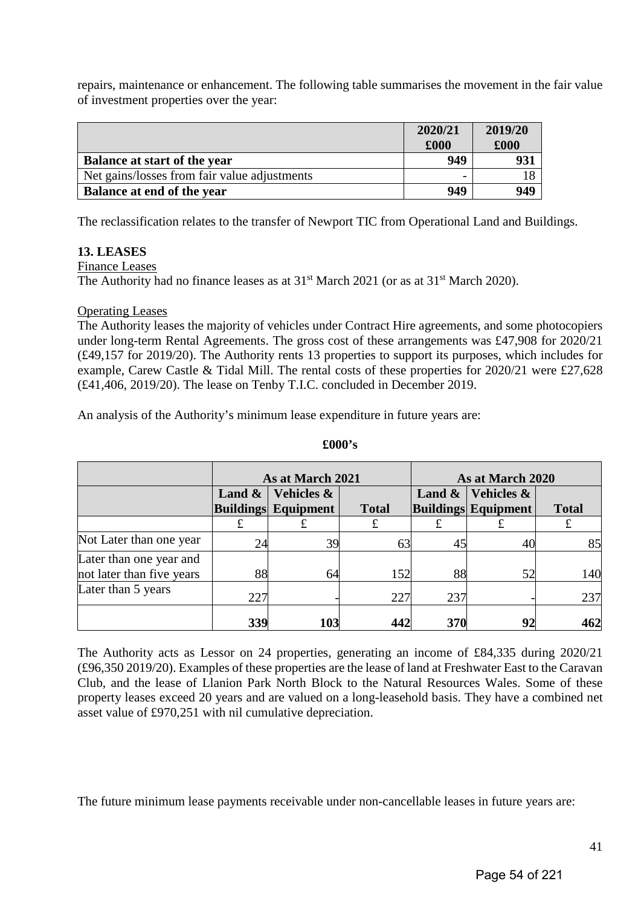repairs, maintenance or enhancement. The following table summarises the movement in the fair value of investment properties over the year:

| | 2020/21 £000 | 2019/20 £000 |
|---|---|---|
| **Balance at start of the year** | **949** | **931** |
| Net gains/losses from fair value adjustments | - | 18 |
| **Balance at end of the year** | **949** | **949** |

The reclassification relates to the transfer of Newport TIC from Operational Land and Buildings.

**13. LEASES**

Finance Leases

The Authority had no finance leases as at 31st March 2021 (or as at 31st March 2020).

Operating Leases

The Authority leases the majority of vehicles under Contract Hire agreements, and some photocopiers under long-term Rental Agreements. The gross cost of these arrangements was £47,908 for 2020/21 (£49,157 for 2019/20). The Authority rents 13 properties to support its purposes, which includes for example, Carew Castle & Tidal Mill. The rental costs of these properties for 2020/21 were £27,628 (£41,406, 2019/20). The lease on Tenby T.I.C. concluded in December 2019.

An analysis of the Authority's minimum lease expenditure in future years are:

**£000's**

| | As at March 2021 | | | As at March 2020 | | |
|---|---|---|---|---|---|---|
| | Land & Buildings | Vehicles & Equipment | Total | Land & Buildings | Vehicles & Equipment | Total |
| | £ | £ | £ | £ | £ | £ |
| Not Later than one year | 24 | 39 | 63 | 45 | 40 | 85 |
| Later than one year and not later than five years | 88 | 64 | 152 | 88 | 52 | 140 |
| Later than 5 years | 227 | - | 227 | 237 | - | 237 |
| | **339** | **103** | **442** | **370** | **92** | **462** |

The Authority acts as Lessor on 24 properties, generating an income of £84,335 during 2020/21 (£96,350 2019/20). Examples of these properties are the lease of land at Freshwater East to the Caravan Club, and the lease of Llanion Park North Block to the Natural Resources Wales. Some of these property leases exceed 20 years and are valued on a long-leasehold basis. They have a combined net asset value of £970,251 with nil cumulative depreciation.

The future minimum lease payments receivable under non-cancellable leases in future years are: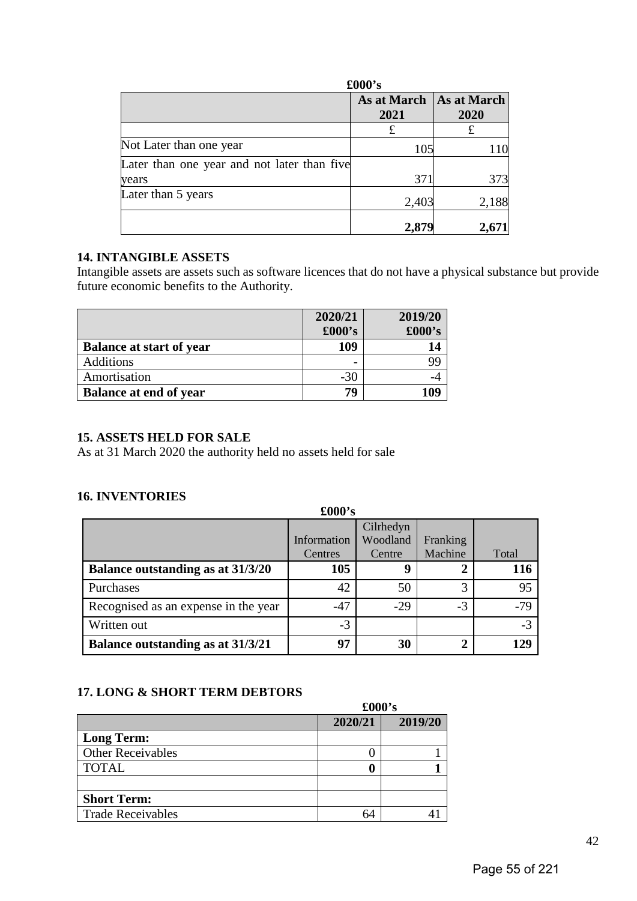| | As at March 2021 | As at March 2020 |
|---|---|---|
| | £000's | |
| | £ | £ |
| Not Later than one year | 105 | 110 |
| Later than one year and not later than five years | 371 | 373 |
| Later than 5 years | 2,403 | 2,188 |
| | **2,879** | **2,671** |

**14. INTANGIBLE ASSETS**

Intangible assets are assets such as software licences that do not have a physical substance but provide future economic benefits to the Authority.

| | 2020/21 £000's | 2019/20 £000's |
|---|---|---|
| **Balance at start of year** | **109** | **14** |
| Additions | - | 99 |
| Amortisation | -30 | -4 |
| **Balance at end of year** | **79** | **109** |

**15. ASSETS HELD FOR SALE**

As at 31 March 2020 the authority held no assets held for sale

**16. INVENTORIES**

£000's

| | Information Centres | Cilrhedyn Woodland Centre | Franking Machine | Total |
|---|---|---|---|---|
| **Balance outstanding as at 31/3/20** | **105** | **9** | **2** | **116** |
| Purchases | 42 | 50 | 3 | 95 |
| Recognised as an expense in the year | -47 | -29 | -3 | -79 |
| Written out | -3 | | | -3 |
| **Balance outstanding as at 31/3/21** | **97** | **30** | **2** | **129** |

**17. LONG & SHORT TERM DEBTORS**

£000's

| | 2020/21 | 2019/20 |
|---|---|---|
| **Long Term:** | | |
| Other Receivables | 0 | 1 |
| TOTAL | **0** | **1** |
| | | |
| **Short Term:** | | |
| Trade Receivables | 64 | 41 |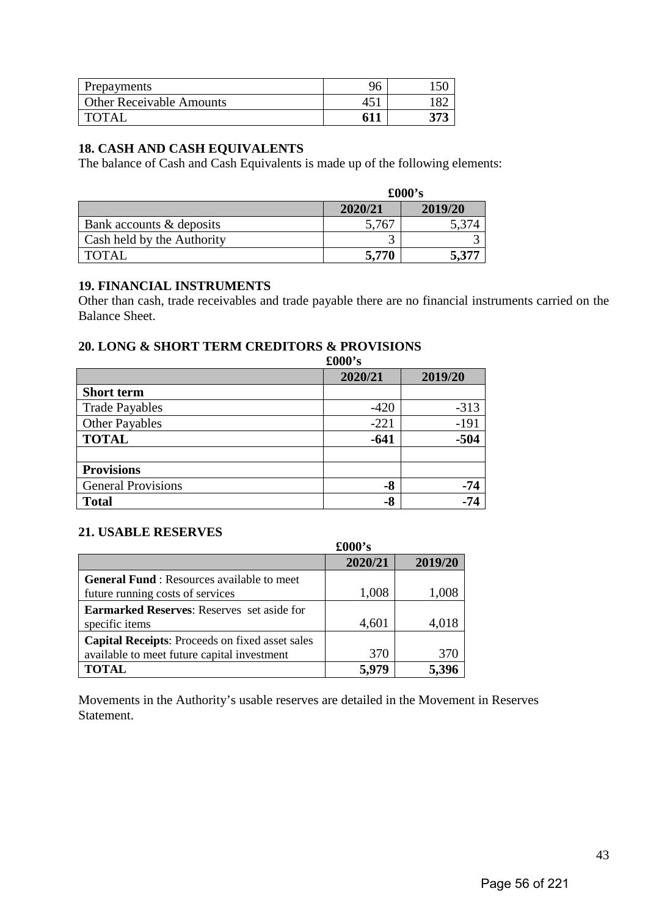| Prepayments | 96 | 150 |
|---|---|---|
| Other Receivable Amounts | 451 | 182 |
| TOTAL | **611** | **373** |

### 18. CASH AND CASH EQUIVALENTS

The balance of Cash and Cash Equivalents is made up of the following elements:

| | £000's | |
|---|---|---|
| | **2020/21** | **2019/20** |
| Bank accounts & deposits | 5,767 | 5,374 |
| Cash held by the Authority | 3 | 3 |
| TOTAL | **5,770** | **5,377** |

### 19. FINANCIAL INSTRUMENTS

Other than cash, trade receivables and trade payable there are no financial instruments carried on the Balance Sheet.

### 20. LONG & SHORT TERM CREDITORS & PROVISIONS

| | £000's | |
|---|---|---|
| | **2020/21** | **2019/20** |
| **Short term** | | |
| Trade Payables | -420 | -313 |
| Other Payables | -221 | -191 |
| **TOTAL** | **-641** | **-504** |
| | | |
| **Provisions** | | |
| General Provisions | **-8** | **-74** |
| **Total** | **-8** | **-74** |

### 21. USABLE RESERVES

| | £000's | |
|---|---|---|
| | **2020/21** | **2019/20** |
| **General Fund** : Resources available to meet future running costs of services | 1,008 | 1,008 |
| **Earmarked Reserves**: Reserves set aside for specific items | 4,601 | 4,018 |
| **Capital Receipts**: Proceeds on fixed asset sales available to meet future capital investment | 370 | 370 |
| **TOTAL** | **5,979** | **5,396** |

Movements in the Authority's usable reserves are detailed in the Movement in Reserves Statement.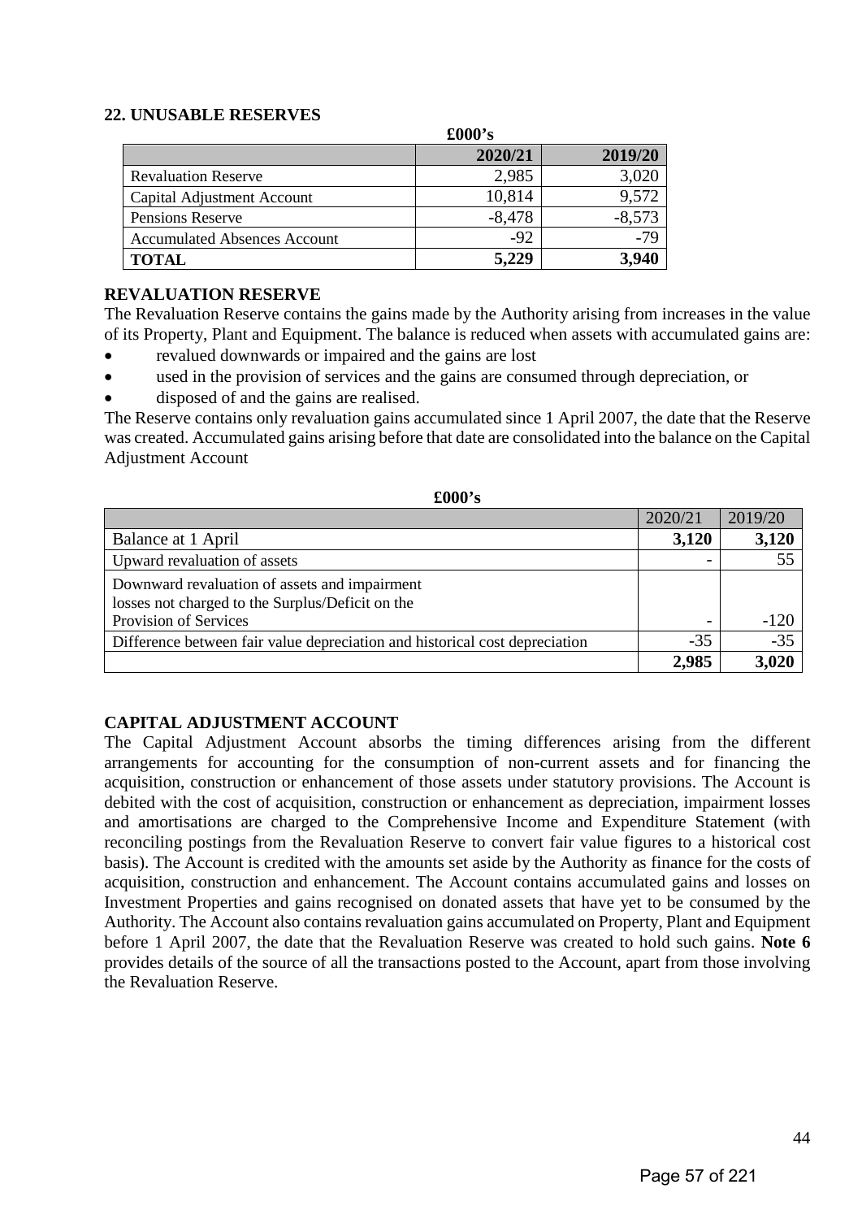## 22. UNUSABLE RESERVES

| £000's | 2020/21 | 2019/20 |
|---|---|---|
| Revaluation Reserve | 2,985 | 3,020 |
| Capital Adjustment Account | 10,814 | 9,572 |
| Pensions Reserve | -8,478 | -8,573 |
| Accumulated Absences Account | -92 | -79 |
| **TOTAL** | **5,229** | **3,940** |

### REVALUATION RESERVE

The Revaluation Reserve contains the gains made by the Authority arising from increases in the value of its Property, Plant and Equipment. The balance is reduced when assets with accumulated gains are:

- revalued downwards or impaired and the gains are lost
- used in the provision of services and the gains are consumed through depreciation, or
- disposed of and the gains are realised.

The Reserve contains only revaluation gains accumulated since 1 April 2007, the date that the Reserve was created. Accumulated gains arising before that date are consolidated into the balance on the Capital Adjustment Account

| £000's | 2020/21 | 2019/20 |
|---|---|---|
| Balance at 1 April | **3,120** | **3,120** |
| Upward revaluation of assets | - | 55 |
| Downward revaluation of assets and impairment losses not charged to the Surplus/Deficit on the Provision of Services | - | -120 |
| Difference between fair value depreciation and historical cost depreciation | -35 | -35 |
| | **2,985** | **3,020** |

### CAPITAL ADJUSTMENT ACCOUNT

The Capital Adjustment Account absorbs the timing differences arising from the different arrangements for accounting for the consumption of non-current assets and for financing the acquisition, construction or enhancement of those assets under statutory provisions. The Account is debited with the cost of acquisition, construction or enhancement as depreciation, impairment losses and amortisations are charged to the Comprehensive Income and Expenditure Statement (with reconciling postings from the Revaluation Reserve to convert fair value figures to a historical cost basis). The Account is credited with the amounts set aside by the Authority as finance for the costs of acquisition, construction and enhancement. The Account contains accumulated gains and losses on Investment Properties and gains recognised on donated assets that have yet to be consumed by the Authority. The Account also contains revaluation gains accumulated on Property, Plant and Equipment before 1 April 2007, the date that the Revaluation Reserve was created to hold such gains. **Note 6** provides details of the source of all the transactions posted to the Account, apart from those involving the Revaluation Reserve.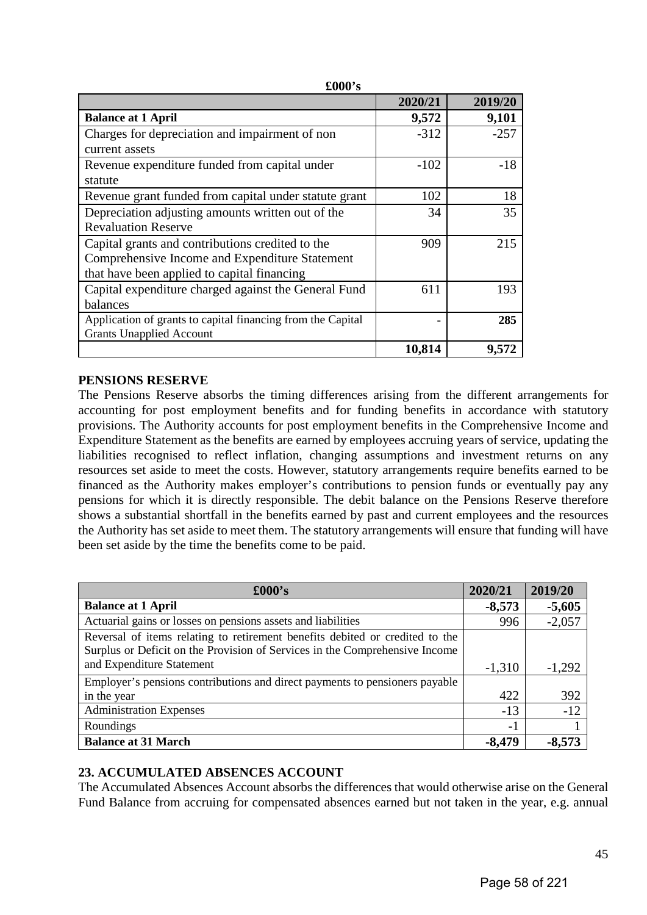| £000's | 2020/21 | 2019/20 |
|---|---|---|
| **Balance at 1 April** | **9,572** | **9,101** |
| Charges for depreciation and impairment of non current assets | -312 | -257 |
| Revenue expenditure funded from capital under statute | -102 | -18 |
| Revenue grant funded from capital under statute grant | 102 | 18 |
| Depreciation adjusting amounts written out of the Revaluation Reserve | 34 | 35 |
| Capital grants and contributions credited to the Comprehensive Income and Expenditure Statement that have been applied to capital financing | 909 | 215 |
| Capital expenditure charged against the General Fund balances | 611 | 193 |
| Application of grants to capital financing from the Capital Grants Unapplied Account | - | **285** |
| | **10,814** | **9,572** |

**PENSIONS RESERVE**

The Pensions Reserve absorbs the timing differences arising from the different arrangements for accounting for post employment benefits and for funding benefits in accordance with statutory provisions. The Authority accounts for post employment benefits in the Comprehensive Income and Expenditure Statement as the benefits are earned by employees accruing years of service, updating the liabilities recognised to reflect inflation, changing assumptions and investment returns on any resources set aside to meet the costs. However, statutory arrangements require benefits earned to be financed as the Authority makes employer's contributions to pension funds or eventually pay any pensions for which it is directly responsible. The debit balance on the Pensions Reserve therefore shows a substantial shortfall in the benefits earned by past and current employees and the resources the Authority has set aside to meet them. The statutory arrangements will ensure that funding will have been set aside by the time the benefits come to be paid.

| £000's | 2020/21 | 2019/20 |
|---|---|---|
| **Balance at 1 April** | **-8,573** | **-5,605** |
| Actuarial gains or losses on pensions assets and liabilities | 996 | -2,057 |
| Reversal of items relating to retirement benefits debited or credited to the Surplus or Deficit on the Provision of Services in the Comprehensive Income and Expenditure Statement | -1,310 | -1,292 |
| Employer's pensions contributions and direct payments to pensioners payable in the year | 422 | 392 |
| Administration Expenses | -13 | -12 |
| Roundings | -1 | 1 |
| **Balance at 31 March** | **-8,479** | **-8,573** |

**23. ACCUMULATED ABSENCES ACCOUNT**

The Accumulated Absences Account absorbs the differences that would otherwise arise on the General Fund Balance from accruing for compensated absences earned but not taken in the year, e.g. annual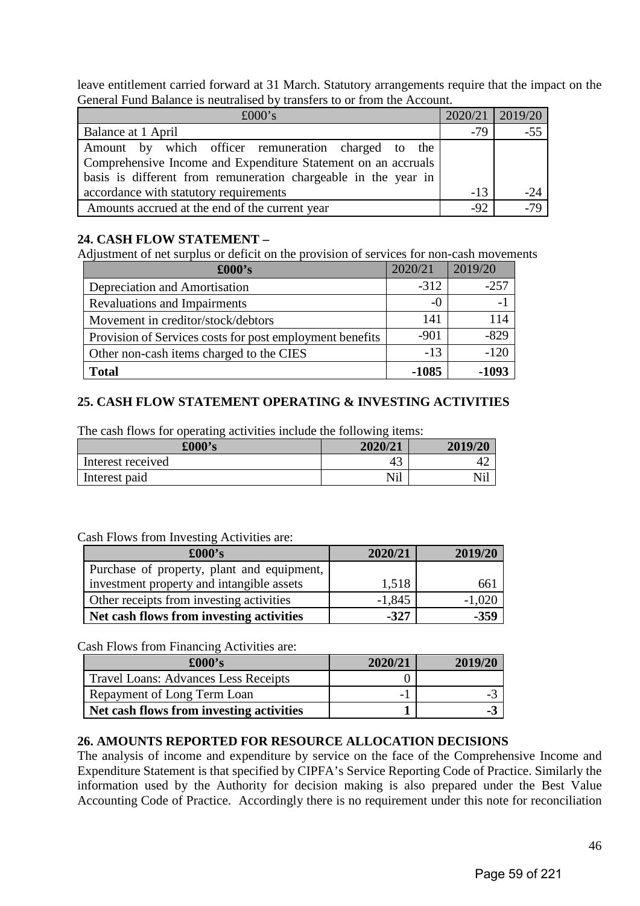leave entitlement carried forward at 31 March. Statutory arrangements require that the impact on the General Fund Balance is neutralised by transfers to or from the Account.

| £000's | 2020/21 | 2019/20 |
|---|---|---|
| Balance at 1 April | -79 | -55 |
| Amount by which officer remuneration charged to the Comprehensive Income and Expenditure Statement on an accruals basis is different from remuneration chargeable in the year in accordance with statutory requirements | -13 | -24 |
| Amounts accrued at the end of the current year | -92 | -79 |

### 24. CASH FLOW STATEMENT –

Adjustment of net surplus or deficit on the provision of services for non-cash movements

| £000's | 2020/21 | 2019/20 |
|---|---|---|
| Depreciation and Amortisation | -312 | -257 |
| Revaluations and Impairments | -0 | -1 |
| Movement in creditor/stock/debtors | 141 | 114 |
| Provision of Services costs for post employment benefits | -901 | -829 |
| Other non-cash items charged to the CIES | -13 | -120 |
| **Total** | **-1085** | **-1093** |

### 25. CASH FLOW STATEMENT OPERATING & INVESTING ACTIVITIES

The cash flows for operating activities include the following items:

| £000's | 2020/21 | 2019/20 |
|---|---|---|
| Interest received | 43 | 42 |
| Interest paid | Nil | Nil |

Cash Flows from Investing Activities are:

| £000's | 2020/21 | 2019/20 |
|---|---|---|
| Purchase of property, plant and equipment, investment property and intangible assets | 1,518 | 661 |
| Other receipts from investing activities | -1,845 | -1,020 |
| **Net cash flows from investing activities** | **-327** | **-359** |

Cash Flows from Financing Activities are:

| £000's | 2020/21 | 2019/20 |
|---|---|---|
| Travel Loans: Advances Less Receipts | 0 | |
| Repayment of Long Term Loan | -1 | -3 |
| **Net cash flows from investing activities** | **1** | **-3** |

### 26. AMOUNTS REPORTED FOR RESOURCE ALLOCATION DECISIONS

The analysis of income and expenditure by service on the face of the Comprehensive Income and Expenditure Statement is that specified by CIPFA's Service Reporting Code of Practice. Similarly the information used by the Authority for decision making is also prepared under the Best Value Accounting Code of Practice. Accordingly there is no requirement under this note for reconciliation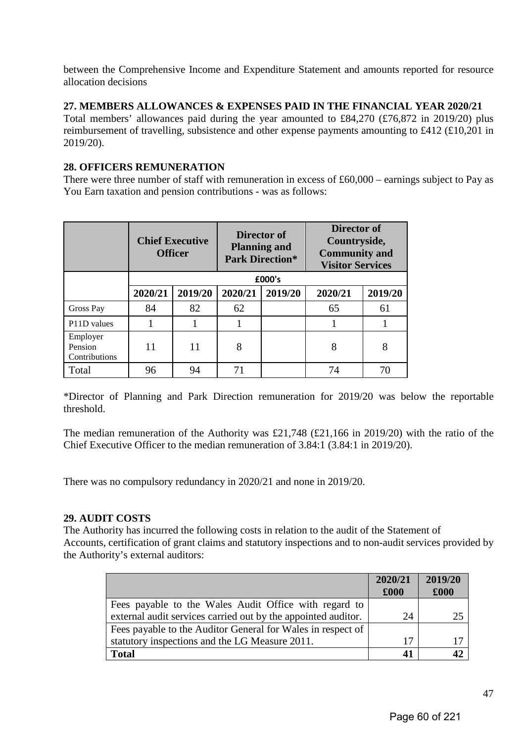between the Comprehensive Income and Expenditure Statement and amounts reported for resource allocation decisions

**27. MEMBERS ALLOWANCES & EXPENSES PAID IN THE FINANCIAL YEAR 2020/21**

Total members' allowances paid during the year amounted to £84,270 (£76,872 in 2019/20) plus reimbursement of travelling, subsistence and other expense payments amounting to £412 (£10,201 in 2019/20).

**28. OFFICERS REMUNERATION**

There were three number of staff with remuneration in excess of £60,000 – earnings subject to Pay as You Earn taxation and pension contributions - was as follows:

| | Chief Executive Officer | | Director of Planning and Park Direction* | | Director of Countryside, Community and Visitor Services | |
|---|---|---|---|---|---|---|
| | £000's | | | | | |
| | 2020/21 | 2019/20 | 2020/21 | 2019/20 | 2020/21 | 2019/20 |
| Gross Pay | 84 | 82 | 62 | | 65 | 61 |
| P11D values | 1 | 1 | 1 | | 1 | 1 |
| Employer Pension Contributions | 11 | 11 | 8 | | 8 | 8 |
| Total | 96 | 94 | 71 | | 74 | 70 |

*Director of Planning and Park Direction remuneration for 2019/20 was below the reportable threshold.

The median remuneration of the Authority was £21,748 (£21,166 in 2019/20) with the ratio of the Chief Executive Officer to the median remuneration of 3.84:1 (3.84:1 in 2019/20).

There was no compulsory redundancy in 2020/21 and none in 2019/20.

**29. AUDIT COSTS**

The Authority has incurred the following costs in relation to the audit of the Statement of Accounts, certification of grant claims and statutory inspections and to non-audit services provided by the Authority's external auditors:

| | 2020/21 £000 | 2019/20 £000 |
|---|---|---|
| Fees payable to the Wales Audit Office with regard to external audit services carried out by the appointed auditor. | 24 | 25 |
| Fees payable to the Auditor General for Wales in respect of statutory inspections and the LG Measure 2011. | 17 | 17 |
| **Total** | **41** | **42** |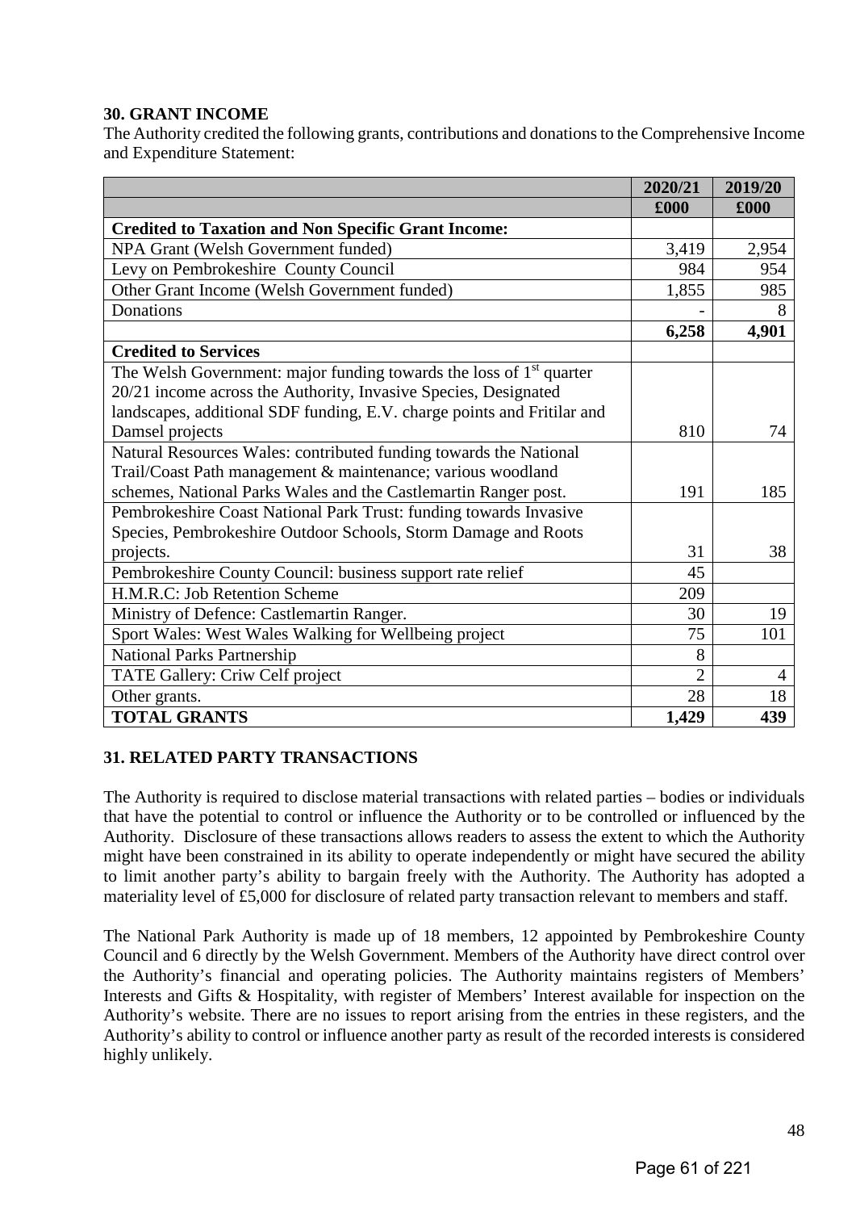## 30. GRANT INCOME

The Authority credited the following grants, contributions and donations to the Comprehensive Income and Expenditure Statement:

| | 2020/21 | 2019/20 |
|---|---|---|
| | £000 | £000 |
| **Credited to Taxation and Non Specific Grant Income:** | | |
| NPA Grant (Welsh Government funded) | 3,419 | 2,954 |
| Levy on Pembrokeshire County Council | 984 | 954 |
| Other Grant Income (Welsh Government funded) | 1,855 | 985 |
| Donations | - | 8 |
| | **6,258** | **4,901** |
| **Credited to Services** | | |
| The Welsh Government: major funding towards the loss of 1st quarter 20/21 income across the Authority, Invasive Species, Designated landscapes, additional SDF funding, E.V. charge points and Fritilar and Damsel projects | 810 | 74 |
| Natural Resources Wales: contributed funding towards the National Trail/Coast Path management & maintenance; various woodland schemes, National Parks Wales and the Castlemartin Ranger post. | 191 | 185 |
| Pembrokeshire Coast National Park Trust: funding towards Invasive Species, Pembrokeshire Outdoor Schools, Storm Damage and Roots projects. | 31 | 38 |
| Pembrokeshire County Council: business support rate relief | 45 | |
| H.M.R.C: Job Retention Scheme | 209 | |
| Ministry of Defence: Castlemartin Ranger. | 30 | 19 |
| Sport Wales: West Wales Walking for Wellbeing project | 75 | 101 |
| National Parks Partnership | 8 | |
| TATE Gallery: Criw Celf project | 2 | 4 |
| Other grants. | 28 | 18 |
| **TOTAL GRANTS** | **1,429** | **439** |

## 31. RELATED PARTY TRANSACTIONS

The Authority is required to disclose material transactions with related parties – bodies or individuals that have the potential to control or influence the Authority or to be controlled or influenced by the Authority. Disclosure of these transactions allows readers to assess the extent to which the Authority might have been constrained in its ability to operate independently or might have secured the ability to limit another party's ability to bargain freely with the Authority. The Authority has adopted a materiality level of £5,000 for disclosure of related party transaction relevant to members and staff.

The National Park Authority is made up of 18 members, 12 appointed by Pembrokeshire County Council and 6 directly by the Welsh Government. Members of the Authority have direct control over the Authority's financial and operating policies. The Authority maintains registers of Members' Interests and Gifts & Hospitality, with register of Members' Interest available for inspection on the Authority's website. There are no issues to report arising from the entries in these registers, and the Authority's ability to control or influence another party as result of the recorded interests is considered highly unlikely.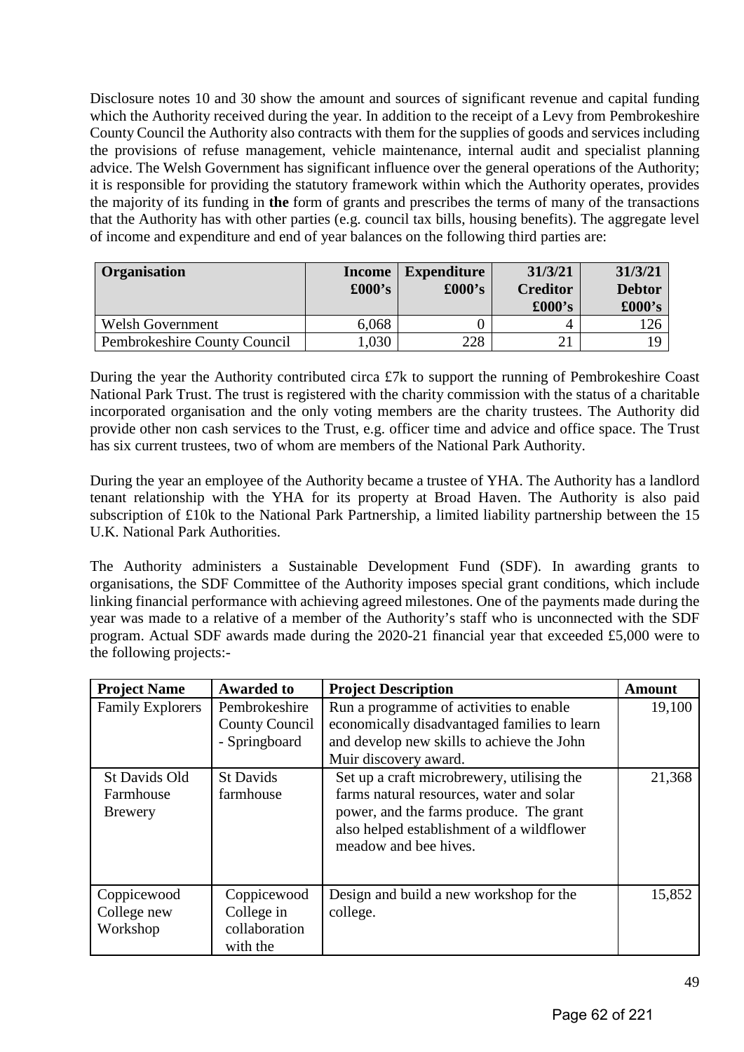Disclosure notes 10 and 30 show the amount and sources of significant revenue and capital funding which the Authority received during the year. In addition to the receipt of a Levy from Pembrokeshire County Council the Authority also contracts with them for the supplies of goods and services including the provisions of refuse management, vehicle maintenance, internal audit and specialist planning advice. The Welsh Government has significant influence over the general operations of the Authority; it is responsible for providing the statutory framework within which the Authority operates, provides the majority of its funding in **the** form of grants and prescribes the terms of many of the transactions that the Authority has with other parties (e.g. council tax bills, housing benefits). The aggregate level of income and expenditure and end of year balances on the following third parties are:

| Organisation | Income £000's | Expenditure £000's | 31/3/21 Creditor £000's | 31/3/21 Debtor £000's |
|---|---|---|---|---|
| Welsh Government | 6,068 | 0 | 4 | 126 |
| Pembrokeshire County Council | 1,030 | 228 | 21 | 19 |

During the year the Authority contributed circa £7k to support the running of Pembrokeshire Coast National Park Trust. The trust is registered with the charity commission with the status of a charitable incorporated organisation and the only voting members are the charity trustees. The Authority did provide other non cash services to the Trust, e.g. officer time and advice and office space. The Trust has six current trustees, two of whom are members of the National Park Authority.

During the year an employee of the Authority became a trustee of YHA. The Authority has a landlord tenant relationship with the YHA for its property at Broad Haven. The Authority is also paid subscription of £10k to the National Park Partnership, a limited liability partnership between the 15 U.K. National Park Authorities.

The Authority administers a Sustainable Development Fund (SDF). In awarding grants to organisations, the SDF Committee of the Authority imposes special grant conditions, which include linking financial performance with achieving agreed milestones. One of the payments made during the year was made to a relative of a member of the Authority's staff who is unconnected with the SDF program. Actual SDF awards made during the 2020-21 financial year that exceeded £5,000 were to the following projects:-

| Project Name | Awarded to | Project Description | Amount |
|---|---|---|---|
| Family Explorers | Pembrokeshire County Council - Springboard | Run a programme of activities to enable economically disadvantaged families to learn and develop new skills to achieve the John Muir discovery award. | 19,100 |
| St Davids Old Farmhouse Brewery | St Davids farmhouse | Set up a craft microbrewery, utilising the farms natural resources, water and solar power, and the farms produce. The grant also helped establishment of a wildflower meadow and bee hives. | 21,368 |
| Coppicewood College new Workshop | Coppicewood College in collaboration with the | Design and build a new workshop for the college. | 15,852 |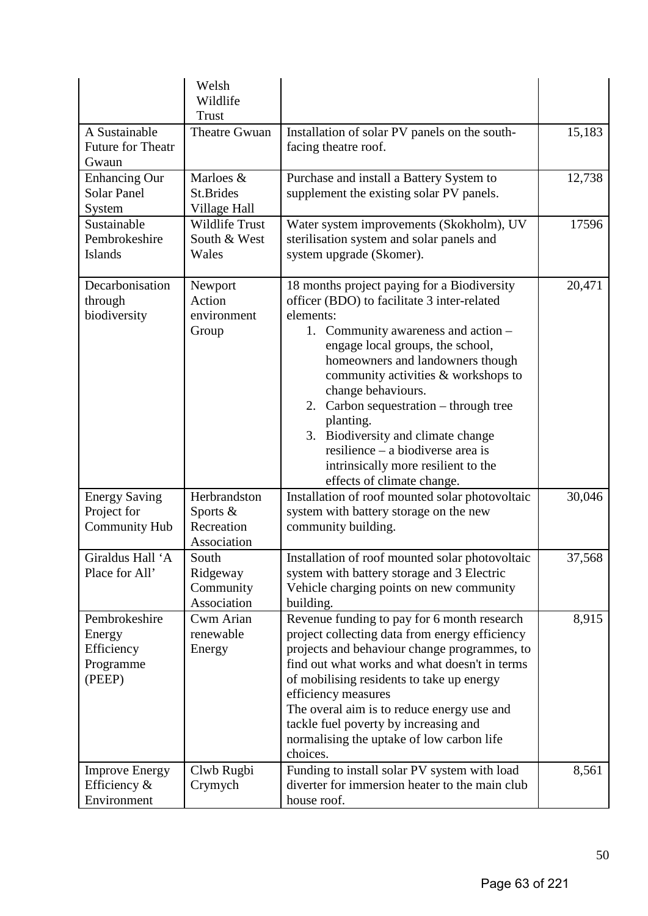| | Welsh Wildlife Trust | | |
|---|---|---|---|
| A Sustainable Future for Theatr Gwaun | Theatre Gwuan | Installation of solar PV panels on the south-facing theatre roof. | 15,183 |
| Enhancing Our Solar Panel System | Marloes & St.Brides Village Hall | Purchase and install a Battery System to supplement the existing solar PV panels. | 12,738 |
| Sustainable Pembrokeshire Islands | Wildlife Trust South & West Wales | Water system improvements (Skokholm), UV sterilisation system and solar panels and system upgrade (Skomer). | 17596 |
| Decarbonisation through biodiversity | Newport Action environment Group | 18 months project paying for a Biodiversity officer (BDO) to facilitate 3 inter-related elements:<br>1. Community awareness and action – engage local groups, the school, homeowners and landowners though community activities & workshops to change behaviours.<br>2. Carbon sequestration – through tree planting.<br>3. Biodiversity and climate change resilience – a biodiverse area is intrinsically more resilient to the effects of climate change. | 20,471 |
| Energy Saving Project for Community Hub | Herbrandston Sports & Recreation Association | Installation of roof mounted solar photovoltaic system with battery storage on the new community building. | 30,046 |
| Giraldus Hall 'A Place for All' | South Ridgeway Community Association | Installation of roof mounted solar photovoltaic system with battery storage and 3 Electric Vehicle charging points on new community building. | 37,568 |
| Pembrokeshire Energy Efficiency Programme (PEEP) | Cwm Arian renewable Energy | Revenue funding to pay for 6 month research project collecting data from energy efficiency projects and behaviour change programmes, to find out what works and what doesn't in terms of mobilising residents to take up energy efficiency measures<br>The overal aim is to reduce energy use and tackle fuel poverty by increasing and normalising the uptake of low carbon life choices. | 8,915 |
| Improve Energy Efficiency & Environment | Clwb Rugbi Crymych | Funding to install solar PV system with load diverter for immersion heater to the main club house roof. | 8,561 |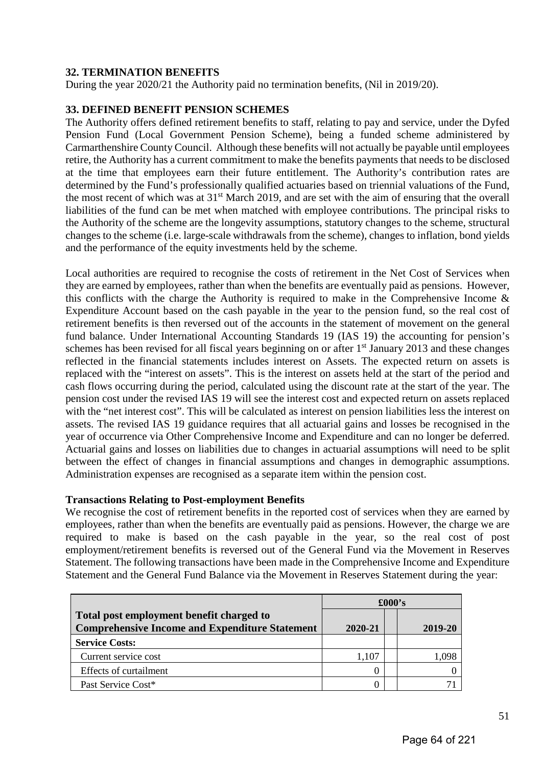## 32. TERMINATION BENEFITS

During the year 2020/21 the Authority paid no termination benefits, (Nil in 2019/20).

## 33. DEFINED BENEFIT PENSION SCHEMES

The Authority offers defined retirement benefits to staff, relating to pay and service, under the Dyfed Pension Fund (Local Government Pension Scheme), being a funded scheme administered by Carmarthenshire County Council. Although these benefits will not actually be payable until employees retire, the Authority has a current commitment to make the benefits payments that needs to be disclosed at the time that employees earn their future entitlement. The Authority's contribution rates are determined by the Fund's professionally qualified actuaries based on triennial valuations of the Fund, the most recent of which was at 31st March 2019, and are set with the aim of ensuring that the overall liabilities of the fund can be met when matched with employee contributions. The principal risks to the Authority of the scheme are the longevity assumptions, statutory changes to the scheme, structural changes to the scheme (i.e. large-scale withdrawals from the scheme), changes to inflation, bond yields and the performance of the equity investments held by the scheme.

Local authorities are required to recognise the costs of retirement in the Net Cost of Services when they are earned by employees, rather than when the benefits are eventually paid as pensions. However, this conflicts with the charge the Authority is required to make in the Comprehensive Income & Expenditure Account based on the cash payable in the year to the pension fund, so the real cost of retirement benefits is then reversed out of the accounts in the statement of movement on the general fund balance. Under International Accounting Standards 19 (IAS 19) the accounting for pension's schemes has been revised for all fiscal years beginning on or after 1st January 2013 and these changes reflected in the financial statements includes interest on Assets. The expected return on assets is replaced with the "interest on assets". This is the interest on assets held at the start of the period and cash flows occurring during the period, calculated using the discount rate at the start of the year. The pension cost under the revised IAS 19 will see the interest cost and expected return on assets replaced with the "net interest cost". This will be calculated as interest on pension liabilities less the interest on assets. The revised IAS 19 guidance requires that all actuarial gains and losses be recognised in the year of occurrence via Other Comprehensive Income and Expenditure and can no longer be deferred. Actuarial gains and losses on liabilities due to changes in actuarial assumptions will need to be split between the effect of changes in financial assumptions and changes in demographic assumptions. Administration expenses are recognised as a separate item within the pension cost.

### Transactions Relating to Post-employment Benefits

We recognise the cost of retirement benefits in the reported cost of services when they are earned by employees, rather than when the benefits are eventually paid as pensions. However, the charge we are required to make is based on the cash payable in the year, so the real cost of post employment/retirement benefits is reversed out of the General Fund via the Movement in Reserves Statement. The following transactions have been made in the Comprehensive Income and Expenditure Statement and the General Fund Balance via the Movement in Reserves Statement during the year:

| | £000's | | |
|---|---|---|---|
| **Total post employment benefit charged to Comprehensive Income and Expenditure Statement** | **2020-21** | | **2019-20** |
| **Service Costs:** | | | |
| Current service cost | 1,107 | | 1,098 |
| Effects of curtailment | 0 | | 0 |
| Past Service Cost* | 0 | | 71 |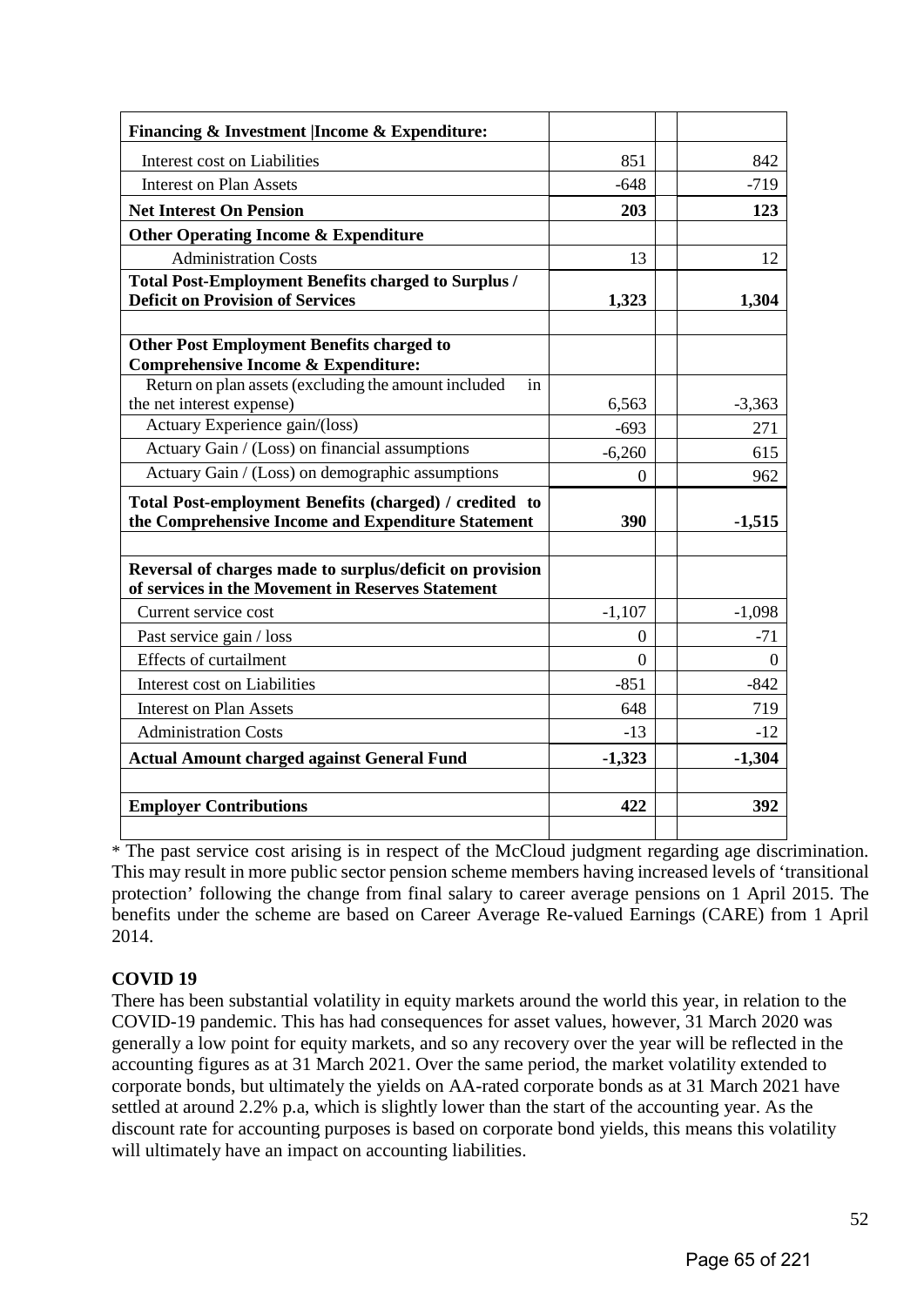| | | | |
|---|---|---|---|
| **Financing & Investment \|Income & Expenditure:** | | | |
| Interest cost on Liabilities | 851 | | 842 |
| Interest on Plan Assets | -648 | | -719 |
| **Net Interest On Pension** | **203** | | **123** |
| **Other Operating Income & Expenditure** | | | |
| Administration Costs | 13 | | 12 |
| **Total Post-Employment Benefits charged to Surplus / Deficit on Provision of Services** | **1,323** | | **1,304** |
| | | | |
| **Other Post Employment Benefits charged to Comprehensive Income & Expenditure:** | | | |
| Return on plan assets (excluding the amount included in the net interest expense) | 6,563 | | -3,363 |
| Actuary Experience gain/(loss) | -693 | | 271 |
| Actuary Gain / (Loss) on financial assumptions | -6,260 | | 615 |
| Actuary Gain / (Loss) on demographic assumptions | 0 | | 962 |
| **Total Post-employment Benefits (charged) / credited to the Comprehensive Income and Expenditure Statement** | **390** | | **-1,515** |
| | | | |
| **Reversal of charges made to surplus/deficit on provision of services in the Movement in Reserves Statement** | | | |
| Current service cost | -1,107 | | -1,098 |
| Past service gain / loss | 0 | | -71 |
| Effects of curtailment | 0 | | 0 |
| Interest cost on Liabilities | -851 | | -842 |
| Interest on Plan Assets | 648 | | 719 |
| Administration Costs | -13 | | -12 |
| **Actual Amount charged against General Fund** | **-1,323** | | **-1,304** |
| | | | |
| **Employer Contributions** | **422** | | **392** |

\* The past service cost arising is in respect of the McCloud judgment regarding age discrimination. This may result in more public sector pension scheme members having increased levels of 'transitional protection' following the change from final salary to career average pensions on 1 April 2015. The benefits under the scheme are based on Career Average Re-valued Earnings (CARE) from 1 April 2014.

**COVID 19**

There has been substantial volatility in equity markets around the world this year, in relation to the COVID-19 pandemic. This has had consequences for asset values, however, 31 March 2020 was generally a low point for equity markets, and so any recovery over the year will be reflected in the accounting figures as at 31 March 2021. Over the same period, the market volatility extended to corporate bonds, but ultimately the yields on AA-rated corporate bonds as at 31 March 2021 have settled at around 2.2% p.a, which is slightly lower than the start of the accounting year. As the discount rate for accounting purposes is based on corporate bond yields, this means this volatility will ultimately have an impact on accounting liabilities.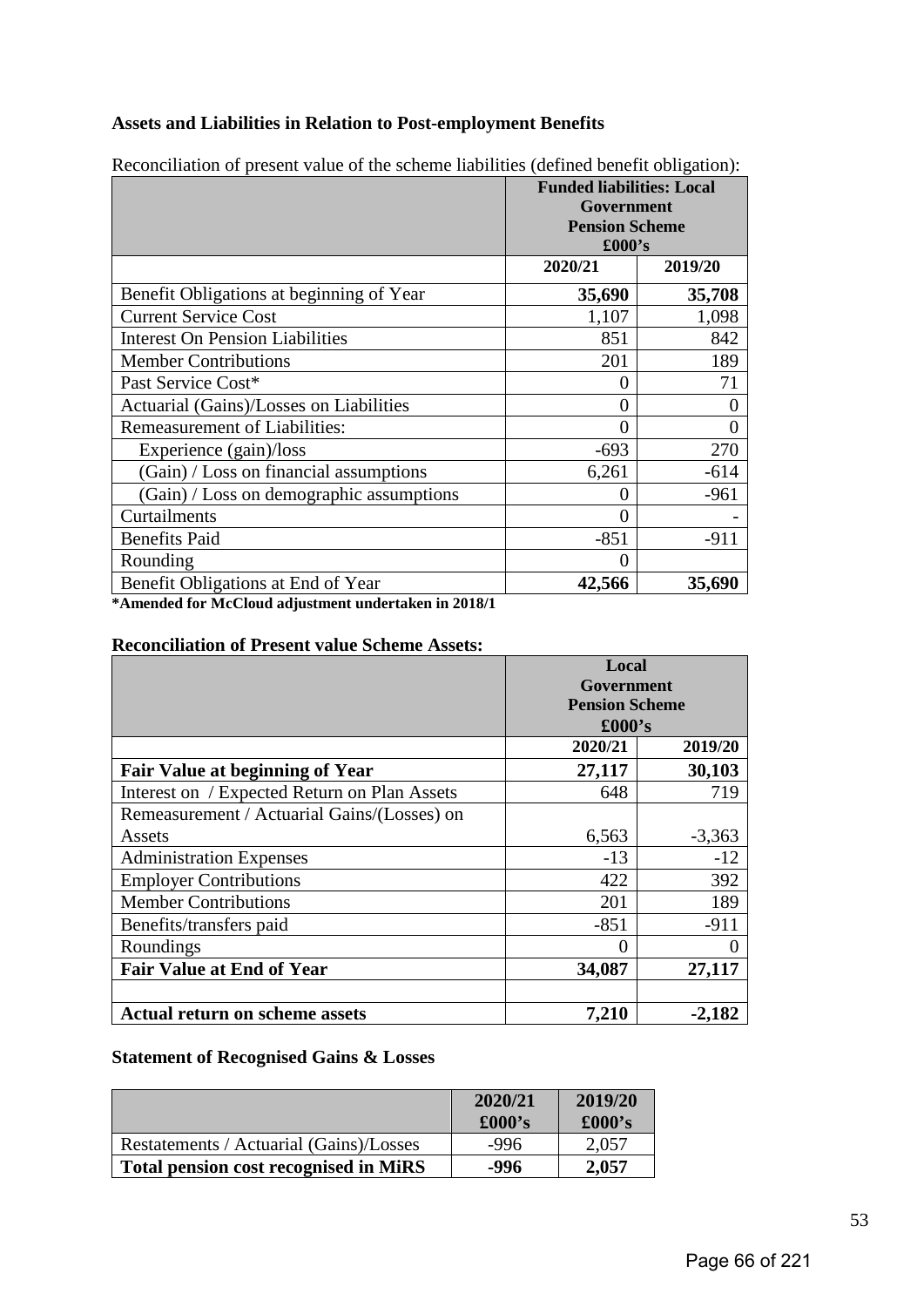**Assets and Liabilities in Relation to Post-employment Benefits**

Reconciliation of present value of the scheme liabilities (defined benefit obligation):

| | Funded liabilities: Local Government Pension Scheme £000's | |
|---|---|---|
| | 2020/21 | 2019/20 |
| Benefit Obligations at beginning of Year | **35,690** | **35,708** |
| Current Service Cost | 1,107 | 1,098 |
| Interest On Pension Liabilities | 851 | 842 |
| Member Contributions | 201 | 189 |
| Past Service Cost* | 0 | 71 |
| Actuarial (Gains)/Losses on Liabilities | 0 | 0 |
| Remeasurement of Liabilities: | 0 | 0 |
| Experience (gain)/loss | -693 | 270 |
| (Gain) / Loss on financial assumptions | 6,261 | -614 |
| (Gain) / Loss on demographic assumptions | 0 | -961 |
| Curtailments | 0 | - |
| Benefits Paid | -851 | -911 |
| Rounding | 0 | |
| Benefit Obligations at End of Year | **42,566** | **35,690** |

**\*Amended for McCloud adjustment undertaken in 2018/1**

**Reconciliation of Present value Scheme Assets:**

| | Local Government Pension Scheme £000's | |
|---|---|---|
| | 2020/21 | 2019/20 |
| **Fair Value at beginning of Year** | **27,117** | **30,103** |
| Interest on / Expected Return on Plan Assets | 648 | 719 |
| Remeasurement / Actuarial Gains/(Losses) on Assets | 6,563 | -3,363 |
| Administration Expenses | -13 | -12 |
| Employer Contributions | 422 | 392 |
| Member Contributions | 201 | 189 |
| Benefits/transfers paid | -851 | -911 |
| Roundings | 0 | 0 |
| **Fair Value at End of Year** | **34,087** | **27,117** |
| | | |
| **Actual return on scheme assets** | **7,210** | **-2,182** |

**Statement of Recognised Gains & Losses**

| | 2020/21 £000's | 2019/20 £000's |
|---|---|---|
| Restatements / Actuarial (Gains)/Losses | -996 | 2,057 |
| **Total pension cost recognised in MiRS** | **-996** | **2,057** |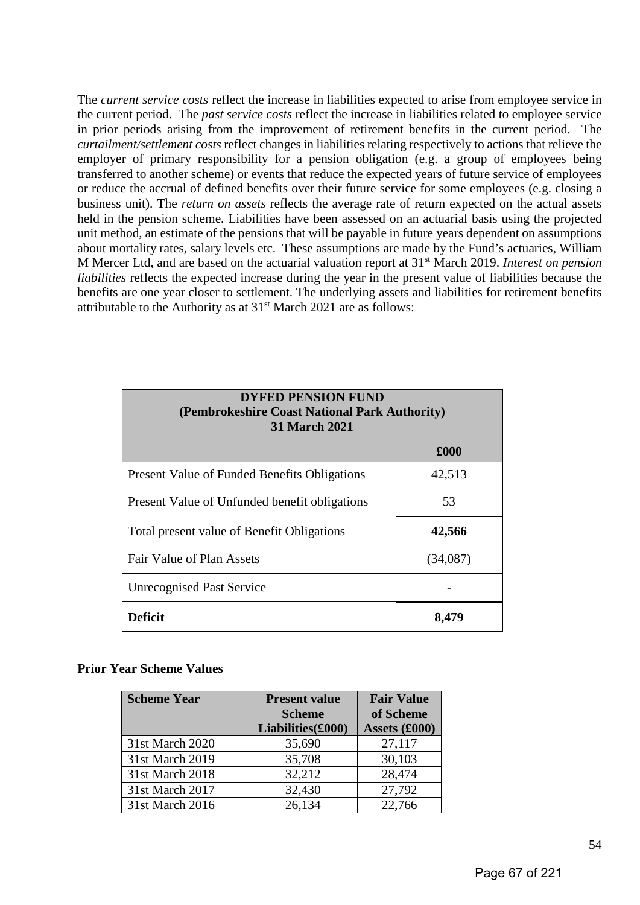The *current service costs* reflect the increase in liabilities expected to arise from employee service in the current period. The *past service costs* reflect the increase in liabilities related to employee service in prior periods arising from the improvement of retirement benefits in the current period. The *curtailment/settlement costs* reflect changes in liabilities relating respectively to actions that relieve the employer of primary responsibility for a pension obligation (e.g. a group of employees being transferred to another scheme) or events that reduce the expected years of future service of employees or reduce the accrual of defined benefits over their future service for some employees (e.g. closing a business unit). The *return on assets* reflects the average rate of return expected on the actual assets held in the pension scheme. Liabilities have been assessed on an actuarial basis using the projected unit method, an estimate of the pensions that will be payable in future years dependent on assumptions about mortality rates, salary levels etc. These assumptions are made by the Fund's actuaries, William M Mercer Ltd, and are based on the actuarial valuation report at 31st March 2019. *Interest on pension liabilities* reflects the expected increase during the year in the present value of liabilities because the benefits are one year closer to settlement. The underlying assets and liabilities for retirement benefits attributable to the Authority as at 31st March 2021 are as follows:

| **DYFED PENSION FUND (Pembrokeshire Coast National Park Authority) 31 March 2021** | |
|---|---|
| | **£000** |
| Present Value of Funded Benefits Obligations | 42,513 |
| Present Value of Unfunded benefit obligations | 53 |
| Total present value of Benefit Obligations | **42,566** |
| Fair Value of Plan Assets | (34,087) |
| Unrecognised Past Service | - |
| **Deficit** | **8,479** |

**Prior Year Scheme Values**

| **Scheme Year** | **Present value Scheme Liabilities(£000)** | **Fair Value of Scheme Assets (£000)** |
|---|---|---|
| 31st March 2020 | 35,690 | 27,117 |
| 31st March 2019 | 35,708 | 30,103 |
| 31st March 2018 | 32,212 | 28,474 |
| 31st March 2017 | 32,430 | 27,792 |
| 31st March 2016 | 26,134 | 22,766 |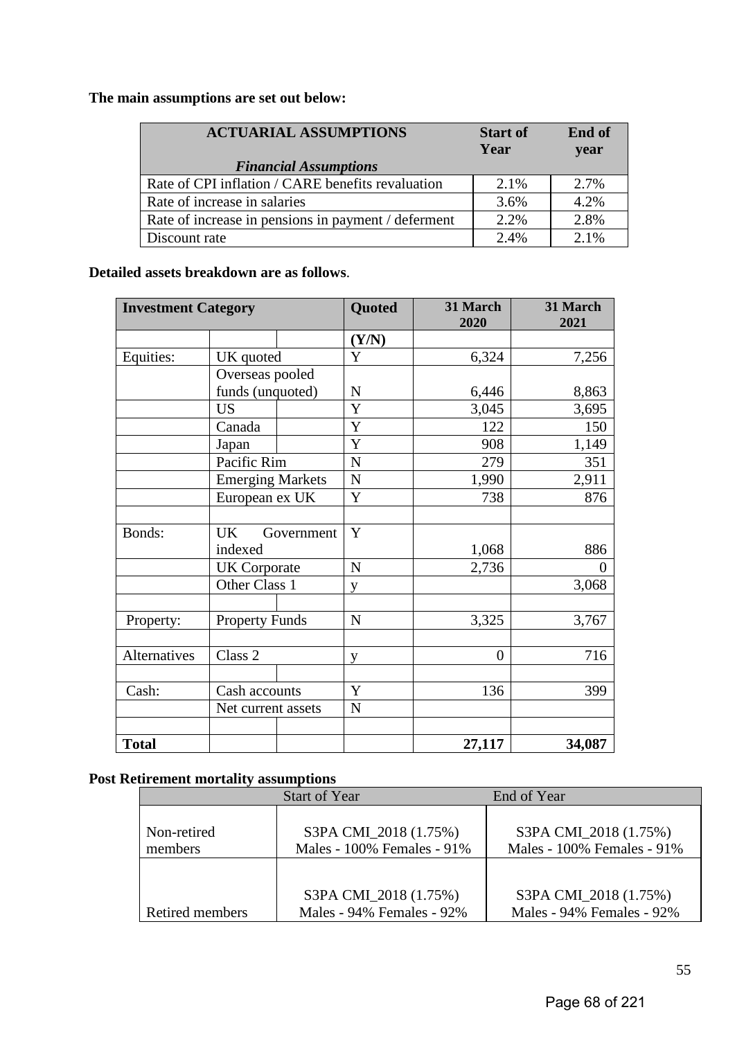**The main assumptions are set out below:**

| ACTUARIAL ASSUMPTIONS *Financial Assumptions* | Start of Year | End of year |
|---|---|---|
| Rate of CPI inflation / CARE benefits revaluation | 2.1% | 2.7% |
| Rate of increase in salaries | 3.6% | 4.2% |
| Rate of increase in pensions in payment / deferment | 2.2% | 2.8% |
| Discount rate | 2.4% | 2.1% |

**Detailed assets breakdown are as follows**.

| Investment Category | | Quoted | 31 March 2020 | 31 March 2021 |
|---|---|---|---|---|
| | | (Y/N) | | |
| Equities: | UK quoted | Y | 6,324 | 7,256 |
| | Overseas pooled funds (unquoted) | N | 6,446 | 8,863 |
| | US | Y | 3,045 | 3,695 |
| | Canada | Y | 122 | 150 |
| | Japan | Y | 908 | 1,149 |
| | Pacific Rim | N | 279 | 351 |
| | Emerging Markets | N | 1,990 | 2,911 |
| | European ex UK | Y | 738 | 876 |
| | | | | |
| Bonds: | UK Government indexed | Y | 1,068 | 886 |
| | UK Corporate | N | 2,736 | 0 |
| | Other Class 1 | y | | 3,068 |
| | | | | |
| Property: | Property Funds | N | 3,325 | 3,767 |
| | | | | |
| Alternatives | Class 2 | y | 0 | 716 |
| | | | | |
| Cash: | Cash accounts | Y | 136 | 399 |
| | Net current assets | N | | |
| | | | | |
| **Total** | | | **27,117** | **34,087** |

**Post Retirement mortality assumptions**

| | Start of Year | End of Year |
|---|---|---|
| Non-retired members | S3PA CMI_2018 (1.75%) Males - 100% Females - 91% | S3PA CMI_2018 (1.75%) Males - 100% Females - 91% |
| Retired members | S3PA CMI_2018 (1.75%) Males - 94% Females - 92% | S3PA CMI_2018 (1.75%) Males - 94% Females - 92% |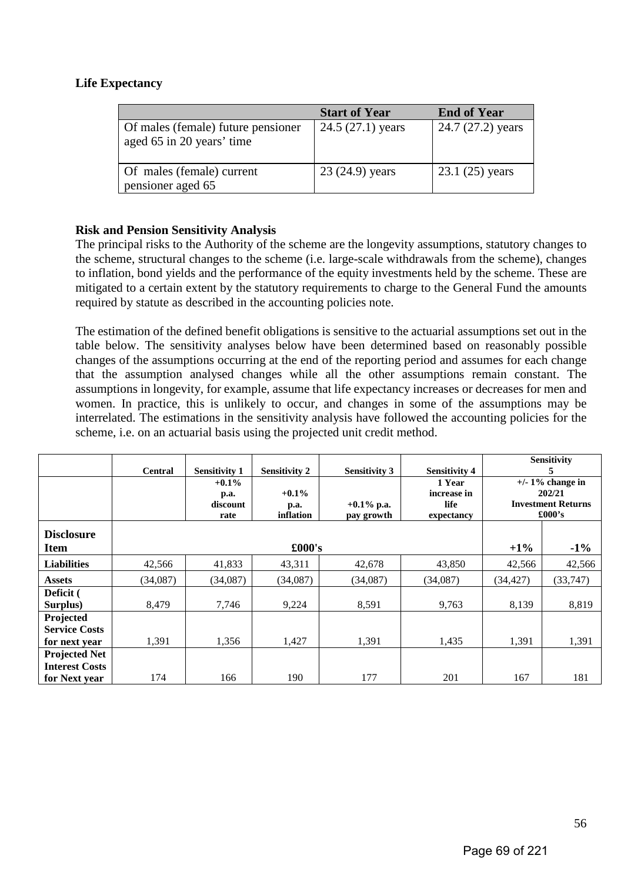**Life Expectancy**

| | Start of Year | End of Year |
|---|---|---|
| Of males (female) future pensioner aged 65 in 20 years' time | 24.5 (27.1) years | 24.7 (27.2) years |
| Of males (female) current pensioner aged 65 | 23 (24.9) years | 23.1 (25) years |

**Risk and Pension Sensitivity Analysis**

The principal risks to the Authority of the scheme are the longevity assumptions, statutory changes to the scheme, structural changes to the scheme (i.e. large-scale withdrawals from the scheme), changes to inflation, bond yields and the performance of the equity investments held by the scheme. These are mitigated to a certain extent by the statutory requirements to charge to the General Fund the amounts required by statute as described in the accounting policies note.

The estimation of the defined benefit obligations is sensitive to the actuarial assumptions set out in the table below. The sensitivity analyses below have been determined based on reasonably possible changes of the assumptions occurring at the end of the reporting period and assumes for each change that the assumption analysed changes while all the other assumptions remain constant. The assumptions in longevity, for example, assume that life expectancy increases or decreases for men and women. In practice, this is unlikely to occur, and changes in some of the assumptions may be interrelated. The estimations in the sensitivity analysis have followed the accounting policies for the scheme, i.e. on an actuarial basis using the projected unit credit method.

| | Central | Sensitivity 1 | Sensitivity 2 | Sensitivity 3 | Sensitivity 4 | Sensitivity 5 | |
|---|---|---|---|---|---|---|---|
| | | +0.1% p.a. discount rate | +0.1% p.a. inflation | +0.1% p.a. pay growth | 1 Year increase in life expectancy | +/- 1% change in 202/21 Investment Returns £000's | |
| **Disclosure Item** | | | £000's | | | **+1%** | **-1%** |
| **Liabilities** | 42,566 | 41,833 | 43,311 | 42,678 | 43,850 | 42,566 | 42,566 |
| **Assets** | (34,087) | (34,087) | (34,087) | (34,087) | (34,087) | (34,427) | (33,747) |
| **Deficit ( Surplus)** | 8,479 | 7,746 | 9,224 | 8,591 | 9,763 | 8,139 | 8,819 |
| **Projected Service Costs for next year** | 1,391 | 1,356 | 1,427 | 1,391 | 1,435 | 1,391 | 1,391 |
| **Projected Net Interest Costs for Next year** | 174 | 166 | 190 | 177 | 201 | 167 | 181 |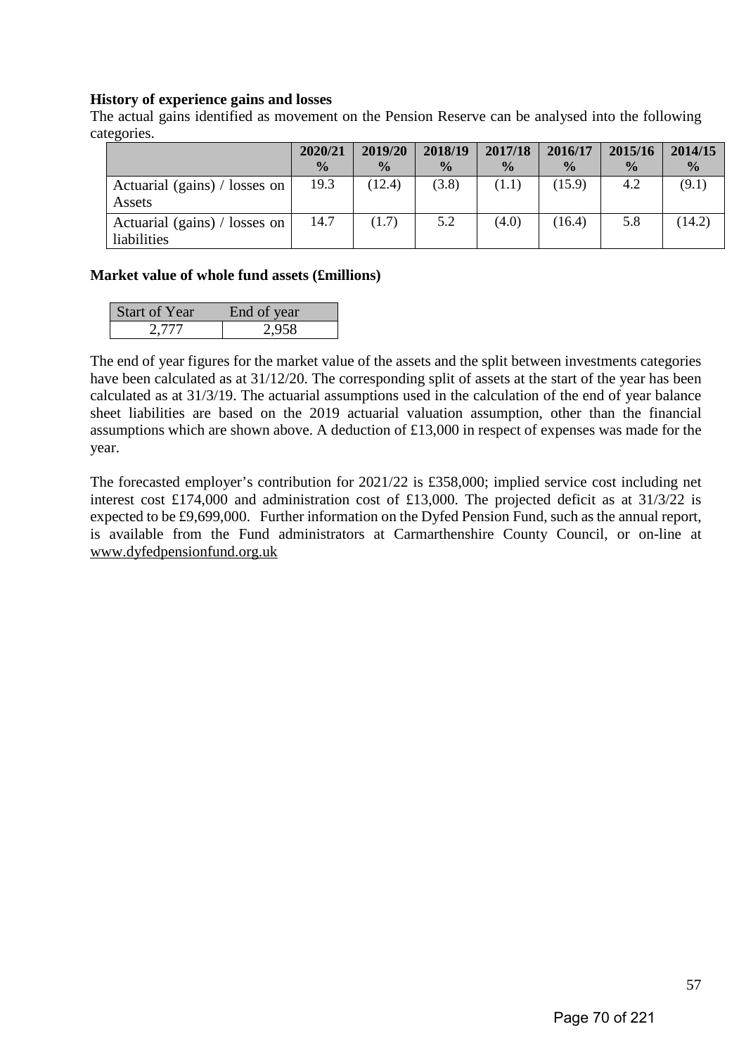**History of experience gains and losses**

The actual gains identified as movement on the Pension Reserve can be analysed into the following categories.

| | 2020/21 % | 2019/20 % | 2018/19 % | 2017/18 % | 2016/17 % | 2015/16 % | 2014/15 % |
|---|---|---|---|---|---|---|---|
| Actuarial (gains) / losses on Assets | 19.3 | (12.4) | (3.8) | (1.1) | (15.9) | 4.2 | (9.1) |
| Actuarial (gains) / losses on liabilities | 14.7 | (1.7) | 5.2 | (4.0) | (16.4) | 5.8 | (14.2) |

**Market value of whole fund assets (£millions)**

| Start of Year | End of year |
|---|---|
| 2,777 | 2,958 |

The end of year figures for the market value of the assets and the split between investments categories have been calculated as at 31/12/20. The corresponding split of assets at the start of the year has been calculated as at 31/3/19. The actuarial assumptions used in the calculation of the end of year balance sheet liabilities are based on the 2019 actuarial valuation assumption, other than the financial assumptions which are shown above. A deduction of £13,000 in respect of expenses was made for the year.

The forecasted employer's contribution for 2021/22 is £358,000; implied service cost including net interest cost £174,000 and administration cost of £13,000. The projected deficit as at 31/3/22 is expected to be £9,699,000. Further information on the Dyfed Pension Fund, such as the annual report, is available from the Fund administrators at Carmarthenshire County Council, or on-line at www.dyfedpensionfund.org.uk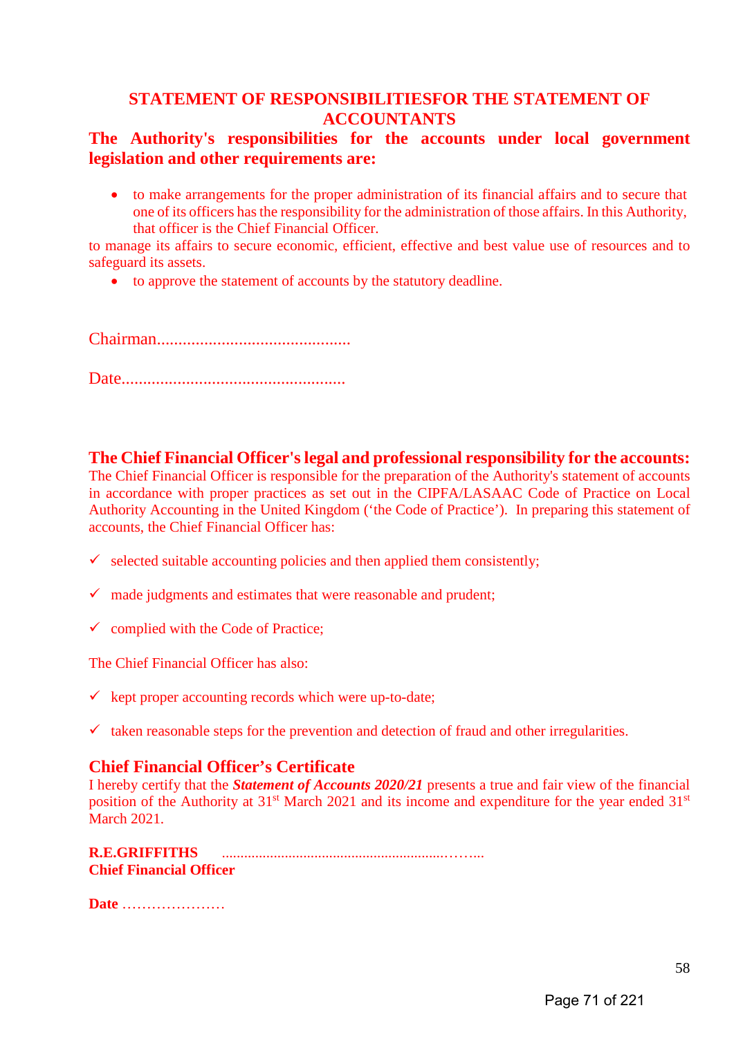## STATEMENT OF RESPONSIBILITIESFOR THE STATEMENT OF ACCOUNTANTS

**The Authority's responsibilities for the accounts under local government legislation and other requirements are:**

- to make arrangements for the proper administration of its financial affairs and to secure that one of its officers has the responsibility for the administration of those affairs. In this Authority, that officer is the Chief Financial Officer.

to manage its affairs to secure economic, efficient, effective and best value use of resources and to safeguard its assets.

- to approve the statement of accounts by the statutory deadline.

Chairman.............................................

Date...................................................

**The Chief Financial Officer's legal and professional responsibility for the accounts:**

The Chief Financial Officer is responsible for the preparation of the Authority's statement of accounts in accordance with proper practices as set out in the CIPFA/LASAAC Code of Practice on Local Authority Accounting in the United Kingdom ('the Code of Practice'). In preparing this statement of accounts, the Chief Financial Officer has:

- ✓ selected suitable accounting policies and then applied them consistently;
- ✓ made judgments and estimates that were reasonable and prudent;
- ✓ complied with the Code of Practice;

The Chief Financial Officer has also:

- ✓ kept proper accounting records which were up-to-date;
- ✓ taken reasonable steps for the prevention and detection of fraud and other irregularities.

**Chief Financial Officer's Certificate**

I hereby certify that the ***Statement of Accounts 2020/21*** presents a true and fair view of the financial position of the Authority at 31st March 2021 and its income and expenditure for the year ended 31st March 2021.

**R.E.GRIFFITHS** ............................................................……..
**Chief Financial Officer**

**Date** …………………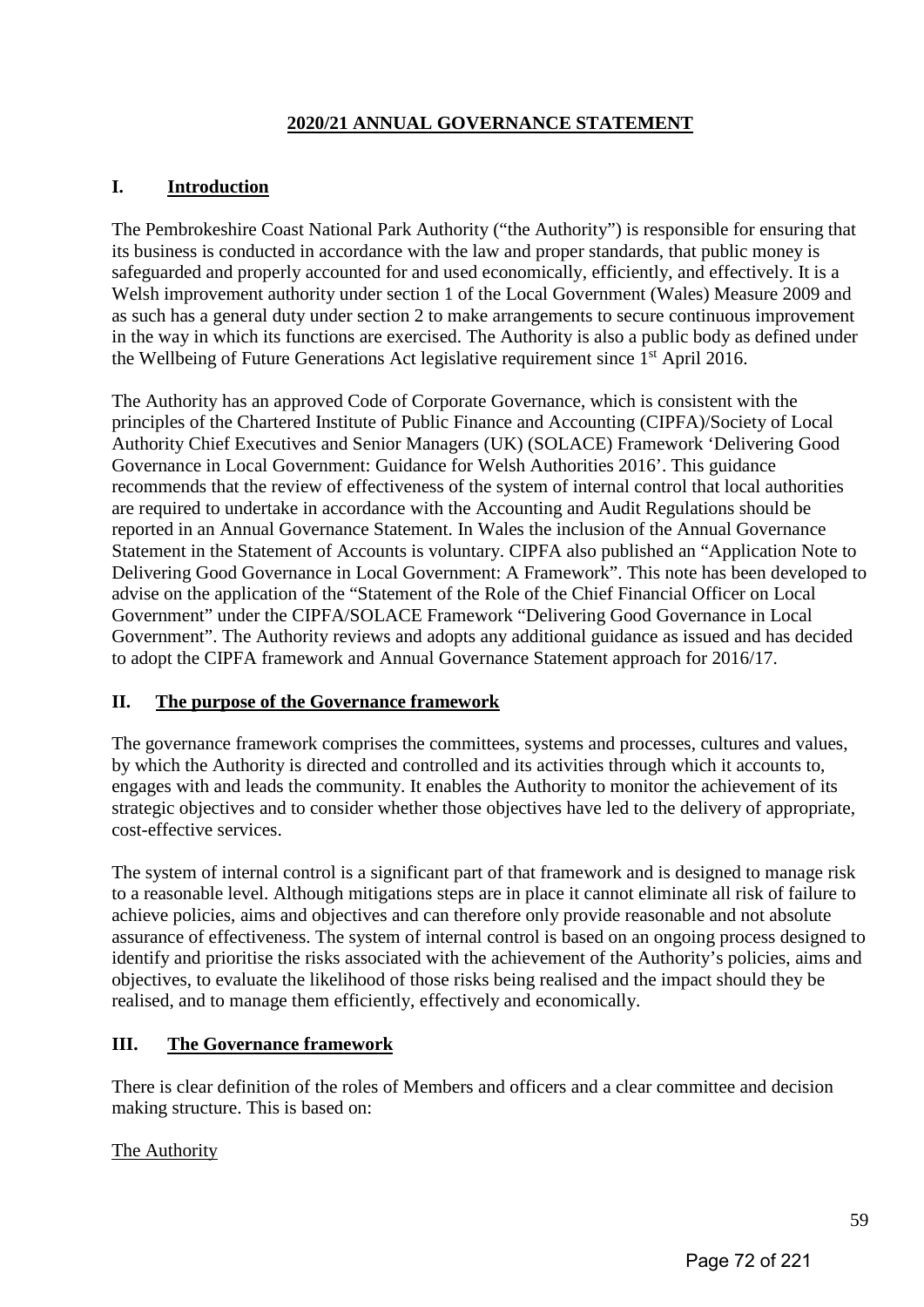## 2020/21 ANNUAL GOVERNANCE STATEMENT

### I. Introduction

The Pembrokeshire Coast National Park Authority ("the Authority") is responsible for ensuring that its business is conducted in accordance with the law and proper standards, that public money is safeguarded and properly accounted for and used economically, efficiently, and effectively. It is a Welsh improvement authority under section 1 of the Local Government (Wales) Measure 2009 and as such has a general duty under section 2 to make arrangements to secure continuous improvement in the way in which its functions are exercised. The Authority is also a public body as defined under the Wellbeing of Future Generations Act legislative requirement since 1st April 2016.

The Authority has an approved Code of Corporate Governance, which is consistent with the principles of the Chartered Institute of Public Finance and Accounting (CIPFA)/Society of Local Authority Chief Executives and Senior Managers (UK) (SOLACE) Framework 'Delivering Good Governance in Local Government: Guidance for Welsh Authorities 2016'. This guidance recommends that the review of effectiveness of the system of internal control that local authorities are required to undertake in accordance with the Accounting and Audit Regulations should be reported in an Annual Governance Statement. In Wales the inclusion of the Annual Governance Statement in the Statement of Accounts is voluntary. CIPFA also published an "Application Note to Delivering Good Governance in Local Government: A Framework". This note has been developed to advise on the application of the "Statement of the Role of the Chief Financial Officer on Local Government" under the CIPFA/SOLACE Framework "Delivering Good Governance in Local Government". The Authority reviews and adopts any additional guidance as issued and has decided to adopt the CIPFA framework and Annual Governance Statement approach for 2016/17.

### II. The purpose of the Governance framework

The governance framework comprises the committees, systems and processes, cultures and values, by which the Authority is directed and controlled and its activities through which it accounts to, engages with and leads the community. It enables the Authority to monitor the achievement of its strategic objectives and to consider whether those objectives have led to the delivery of appropriate, cost-effective services.

The system of internal control is a significant part of that framework and is designed to manage risk to a reasonable level. Although mitigations steps are in place it cannot eliminate all risk of failure to achieve policies, aims and objectives and can therefore only provide reasonable and not absolute assurance of effectiveness. The system of internal control is based on an ongoing process designed to identify and prioritise the risks associated with the achievement of the Authority's policies, aims and objectives, to evaluate the likelihood of those risks being realised and the impact should they be realised, and to manage them efficiently, effectively and economically.

### III. The Governance framework

There is clear definition of the roles of Members and officers and a clear committee and decision making structure. This is based on:

The Authority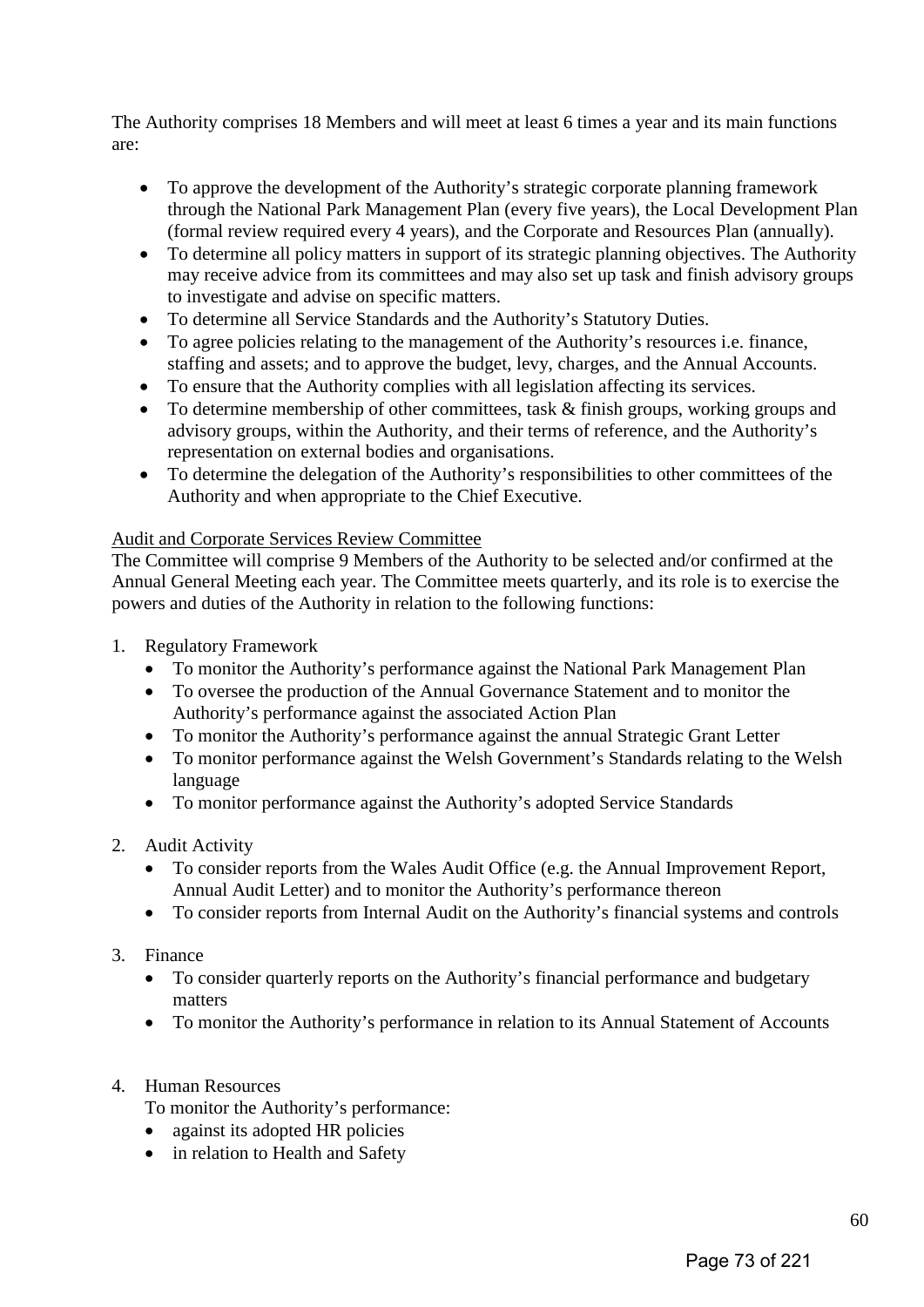The Authority comprises 18 Members and will meet at least 6 times a year and its main functions are:

- To approve the development of the Authority's strategic corporate planning framework through the National Park Management Plan (every five years), the Local Development Plan (formal review required every 4 years), and the Corporate and Resources Plan (annually).
- To determine all policy matters in support of its strategic planning objectives. The Authority may receive advice from its committees and may also set up task and finish advisory groups to investigate and advise on specific matters.
- To determine all Service Standards and the Authority's Statutory Duties.
- To agree policies relating to the management of the Authority's resources i.e. finance, staffing and assets; and to approve the budget, levy, charges, and the Annual Accounts.
- To ensure that the Authority complies with all legislation affecting its services.
- To determine membership of other committees, task & finish groups, working groups and advisory groups, within the Authority, and their terms of reference, and the Authority's representation on external bodies and organisations.
- To determine the delegation of the Authority's responsibilities to other committees of the Authority and when appropriate to the Chief Executive.

<u>Audit and Corporate Services Review Committee</u>

The Committee will comprise 9 Members of the Authority to be selected and/or confirmed at the Annual General Meeting each year. The Committee meets quarterly, and its role is to exercise the powers and duties of the Authority in relation to the following functions:

1. Regulatory Framework
   - To monitor the Authority's performance against the National Park Management Plan
   - To oversee the production of the Annual Governance Statement and to monitor the Authority's performance against the associated Action Plan
   - To monitor the Authority's performance against the annual Strategic Grant Letter
   - To monitor performance against the Welsh Government's Standards relating to the Welsh language
   - To monitor performance against the Authority's adopted Service Standards

2. Audit Activity
   - To consider reports from the Wales Audit Office (e.g. the Annual Improvement Report, Annual Audit Letter) and to monitor the Authority's performance thereon
   - To consider reports from Internal Audit on the Authority's financial systems and controls

3. Finance
   - To consider quarterly reports on the Authority's financial performance and budgetary matters
   - To monitor the Authority's performance in relation to its Annual Statement of Accounts

4. Human Resources

   To monitor the Authority's performance:
   - against its adopted HR policies
   - in relation to Health and Safety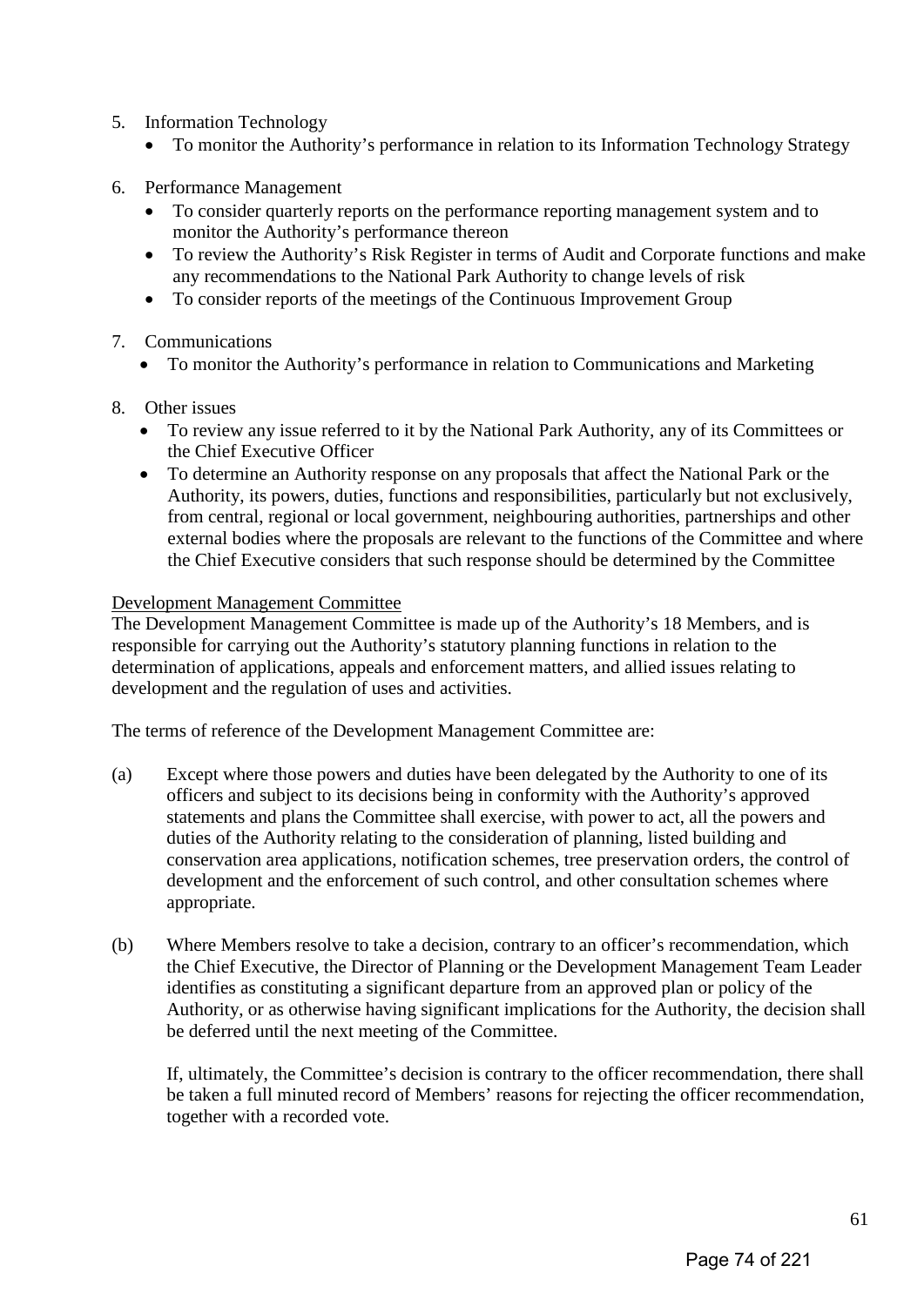5. Information Technology
   - To monitor the Authority's performance in relation to its Information Technology Strategy

6. Performance Management
   - To consider quarterly reports on the performance reporting management system and to monitor the Authority's performance thereon
   - To review the Authority's Risk Register in terms of Audit and Corporate functions and make any recommendations to the National Park Authority to change levels of risk
   - To consider reports of the meetings of the Continuous Improvement Group

7. Communications
   - To monitor the Authority's performance in relation to Communications and Marketing

8. Other issues
   - To review any issue referred to it by the National Park Authority, any of its Committees or the Chief Executive Officer
   - To determine an Authority response on any proposals that affect the National Park or the Authority, its powers, duties, functions and responsibilities, particularly but not exclusively, from central, regional or local government, neighbouring authorities, partnerships and other external bodies where the proposals are relevant to the functions of the Committee and where the Chief Executive considers that such response should be determined by the Committee

Development Management Committee

The Development Management Committee is made up of the Authority's 18 Members, and is responsible for carrying out the Authority's statutory planning functions in relation to the determination of applications, appeals and enforcement matters, and allied issues relating to development and the regulation of uses and activities.

The terms of reference of the Development Management Committee are:

(a) Except where those powers and duties have been delegated by the Authority to one of its officers and subject to its decisions being in conformity with the Authority's approved statements and plans the Committee shall exercise, with power to act, all the powers and duties of the Authority relating to the consideration of planning, listed building and conservation area applications, notification schemes, tree preservation orders, the control of development and the enforcement of such control, and other consultation schemes where appropriate.

(b) Where Members resolve to take a decision, contrary to an officer's recommendation, which the Chief Executive, the Director of Planning or the Development Management Team Leader identifies as constituting a significant departure from an approved plan or policy of the Authority, or as otherwise having significant implications for the Authority, the decision shall be deferred until the next meeting of the Committee.

    If, ultimately, the Committee's decision is contrary to the officer recommendation, there shall be taken a full minuted record of Members' reasons for rejecting the officer recommendation, together with a recorded vote.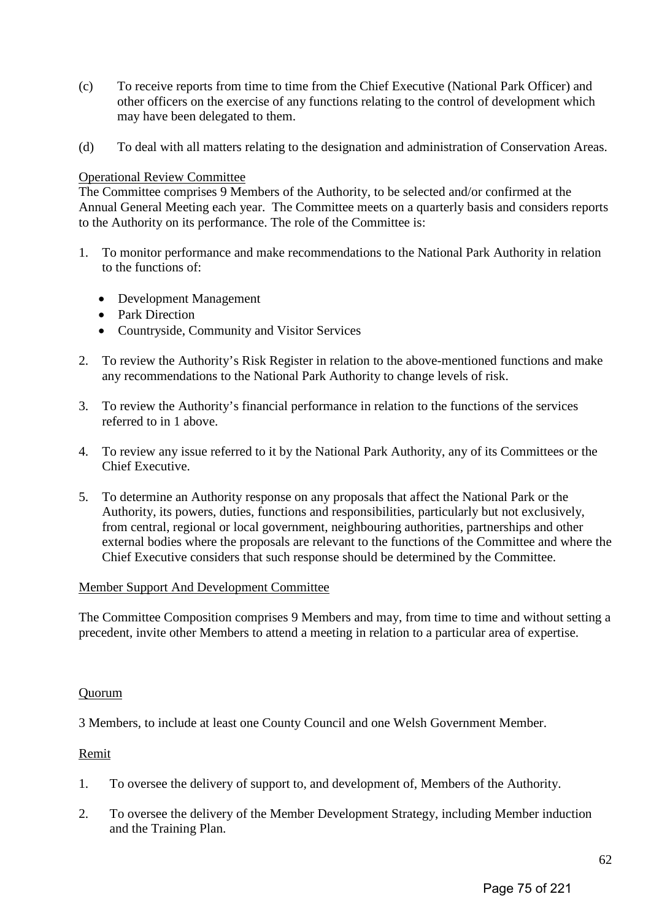(c) To receive reports from time to time from the Chief Executive (National Park Officer) and other officers on the exercise of any functions relating to the control of development which may have been delegated to them.

(d) To deal with all matters relating to the designation and administration of Conservation Areas.

Operational Review Committee

The Committee comprises 9 Members of the Authority, to be selected and/or confirmed at the Annual General Meeting each year. The Committee meets on a quarterly basis and considers reports to the Authority on its performance. The role of the Committee is:

1. To monitor performance and make recommendations to the National Park Authority in relation to the functions of:

   - Development Management
   - Park Direction
   - Countryside, Community and Visitor Services

2. To review the Authority's Risk Register in relation to the above-mentioned functions and make any recommendations to the National Park Authority to change levels of risk.

3. To review the Authority's financial performance in relation to the functions of the services referred to in 1 above.

4. To review any issue referred to it by the National Park Authority, any of its Committees or the Chief Executive.

5. To determine an Authority response on any proposals that affect the National Park or the Authority, its powers, duties, functions and responsibilities, particularly but not exclusively, from central, regional or local government, neighbouring authorities, partnerships and other external bodies where the proposals are relevant to the functions of the Committee and where the Chief Executive considers that such response should be determined by the Committee.

Member Support And Development Committee

The Committee Composition comprises 9 Members and may, from time to time and without setting a precedent, invite other Members to attend a meeting in relation to a particular area of expertise.

Quorum

3 Members, to include at least one County Council and one Welsh Government Member.

Remit

1. To oversee the delivery of support to, and development of, Members of the Authority.

2. To oversee the delivery of the Member Development Strategy, including Member induction and the Training Plan.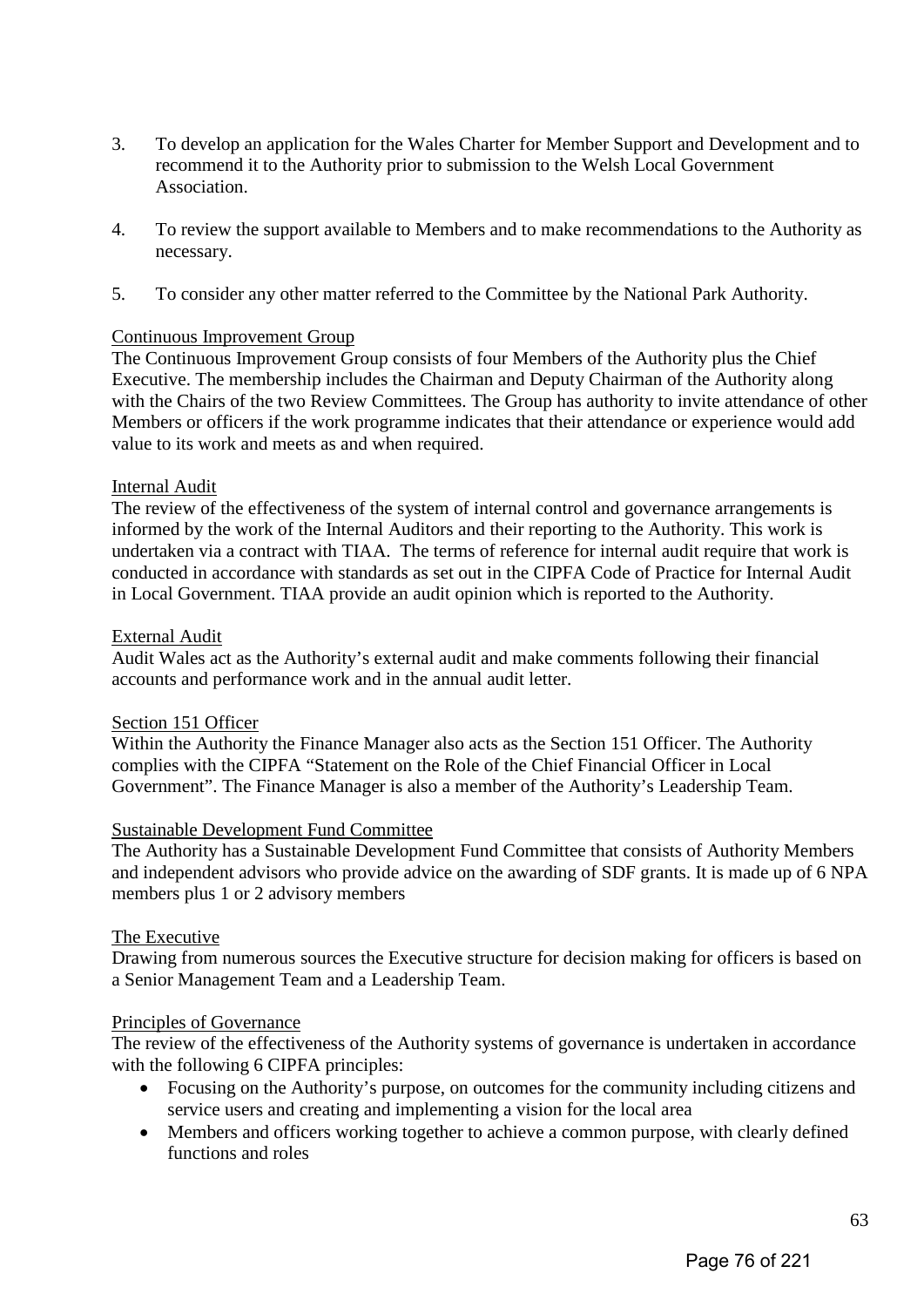3. To develop an application for the Wales Charter for Member Support and Development and to recommend it to the Authority prior to submission to the Welsh Local Government Association.

4. To review the support available to Members and to make recommendations to the Authority as necessary.

5. To consider any other matter referred to the Committee by the National Park Authority.

<u>Continuous Improvement Group</u>

The Continuous Improvement Group consists of four Members of the Authority plus the Chief Executive. The membership includes the Chairman and Deputy Chairman of the Authority along with the Chairs of the two Review Committees. The Group has authority to invite attendance of other Members or officers if the work programme indicates that their attendance or experience would add value to its work and meets as and when required.

<u>Internal Audit</u>

The review of the effectiveness of the system of internal control and governance arrangements is informed by the work of the Internal Auditors and their reporting to the Authority. This work is undertaken via a contract with TIAA. The terms of reference for internal audit require that work is conducted in accordance with standards as set out in the CIPFA Code of Practice for Internal Audit in Local Government. TIAA provide an audit opinion which is reported to the Authority.

<u>External Audit</u>

Audit Wales act as the Authority's external audit and make comments following their financial accounts and performance work and in the annual audit letter.

<u>Section 151 Officer</u>

Within the Authority the Finance Manager also acts as the Section 151 Officer. The Authority complies with the CIPFA "Statement on the Role of the Chief Financial Officer in Local Government". The Finance Manager is also a member of the Authority's Leadership Team.

<u>Sustainable Development Fund Committee</u>

The Authority has a Sustainable Development Fund Committee that consists of Authority Members and independent advisors who provide advice on the awarding of SDF grants. It is made up of 6 NPA members plus 1 or 2 advisory members

<u>The Executive</u>

Drawing from numerous sources the Executive structure for decision making for officers is based on a Senior Management Team and a Leadership Team.

<u>Principles of Governance</u>

The review of the effectiveness of the Authority systems of governance is undertaken in accordance with the following 6 CIPFA principles:

- Focusing on the Authority's purpose, on outcomes for the community including citizens and service users and creating and implementing a vision for the local area
- Members and officers working together to achieve a common purpose, with clearly defined functions and roles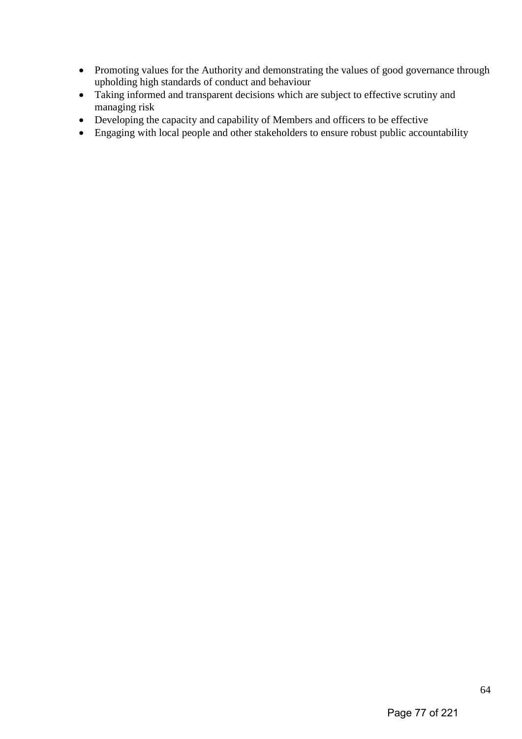- Promoting values for the Authority and demonstrating the values of good governance through upholding high standards of conduct and behaviour
- Taking informed and transparent decisions which are subject to effective scrutiny and managing risk
- Developing the capacity and capability of Members and officers to be effective
- Engaging with local people and other stakeholders to ensure robust public accountability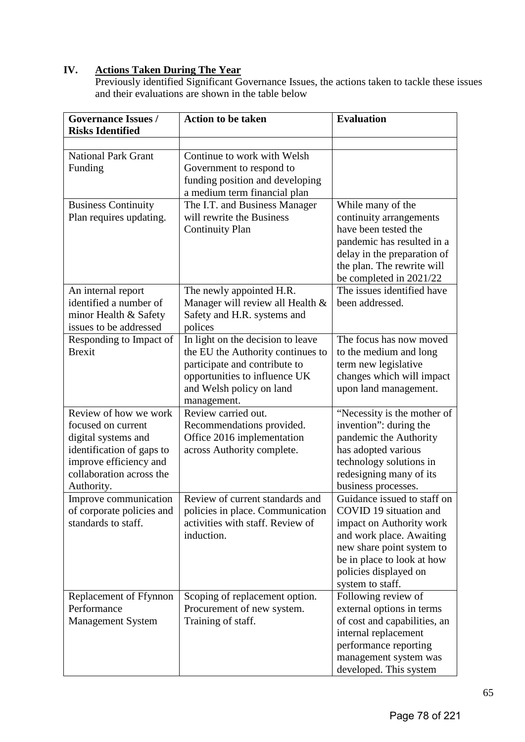## IV. Actions Taken During The Year

Previously identified Significant Governance Issues, the actions taken to tackle these issues and their evaluations are shown in the table below

| Governance Issues / Risks Identified | Action to be taken | Evaluation |
|---|---|---|
| | | |
| National Park Grant Funding | Continue to work with Welsh Government to respond to funding position and developing a medium term financial plan | |
| Business Continuity Plan requires updating. | The I.T. and Business Manager will rewrite the Business Continuity Plan | While many of the continuity arrangements have been tested the pandemic has resulted in a delay in the preparation of the plan. The rewrite will be completed in 2021/22 |
| An internal report identified a number of minor Health & Safety issues to be addressed | The newly appointed H.R. Manager will review all Health & Safety and H.R. systems and polices | The issues identified have been addressed. |
| Responding to Impact of Brexit | In light on the decision to leave the EU the Authority continues to participate and contribute to opportunities to influence UK and Welsh policy on land management. | The focus has now moved to the medium and long term new legislative changes which will impact upon land management. |
| Review of how we work focused on current digital systems and identification of gaps to improve efficiency and collaboration across the Authority. | Review carried out. Recommendations provided. Office 2016 implementation across Authority complete. | "Necessity is the mother of invention": during the pandemic the Authority has adopted various technology solutions in redesigning many of its business processes. |
| Improve communication of corporate policies and standards to staff. | Review of current standards and policies in place. Communication activities with staff. Review of induction. | Guidance issued to staff on COVID 19 situation and impact on Authority work and work place. Awaiting new share point system to be in place to look at how policies displayed on system to staff. |
| Replacement of Ffynnon Performance Management System | Scoping of replacement option. Procurement of new system. Training of staff. | Following review of external options in terms of cost and capabilities, an internal replacement performance reporting management system was developed. This system |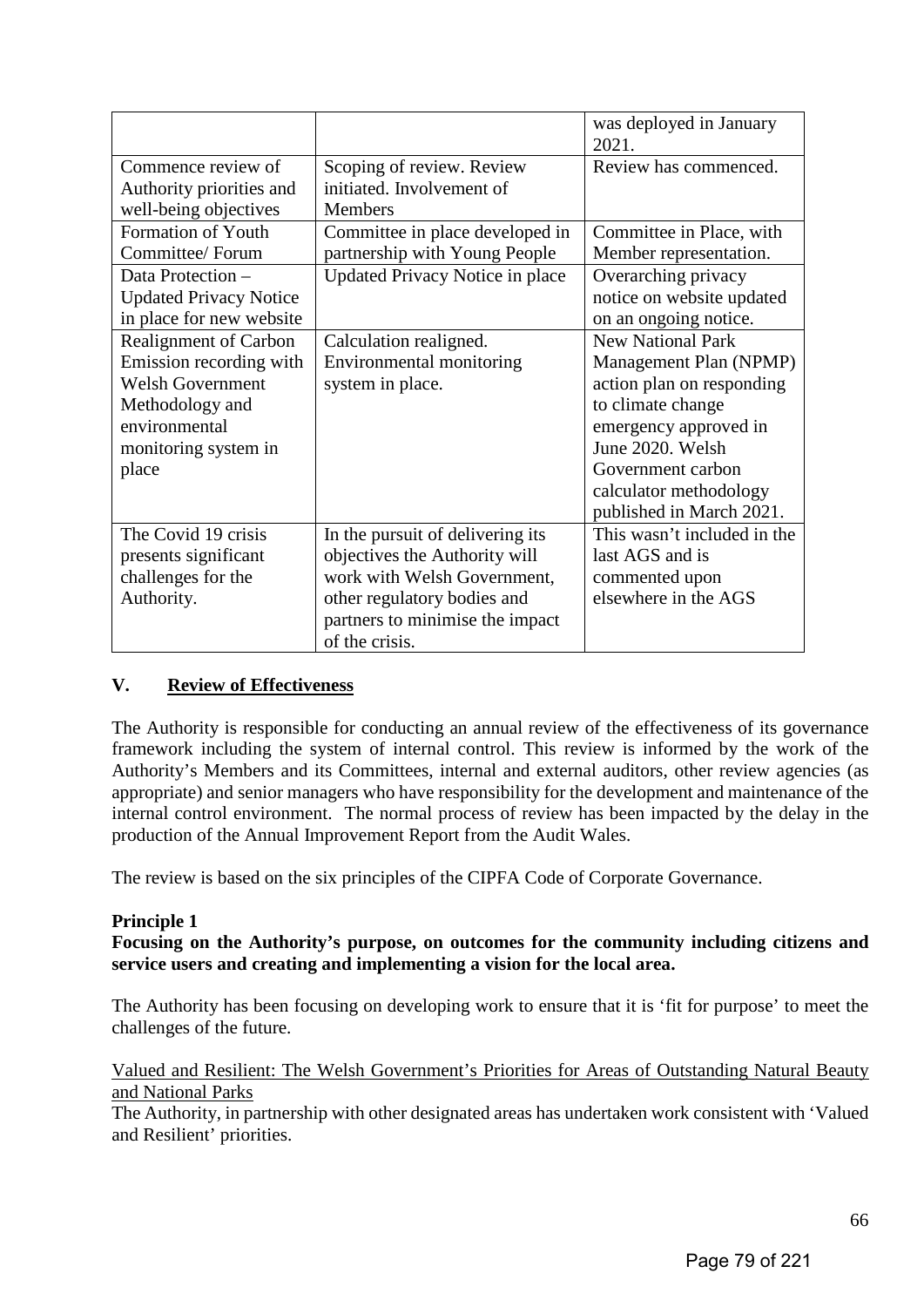| | | was deployed in January 2021. |
|---|---|---|
| Commence review of Authority priorities and well-being objectives | Scoping of review. Review initiated. Involvement of Members | Review has commenced. |
| Formation of Youth Committee/ Forum | Committee in place developed in partnership with Young People | Committee in Place, with Member representation. |
| Data Protection – Updated Privacy Notice in place for new website | Updated Privacy Notice in place | Overarching privacy notice on website updated on an ongoing notice. |
| Realignment of Carbon Emission recording with Welsh Government Methodology and environmental monitoring system in place | Calculation realigned. Environmental monitoring system in place. | New National Park Management Plan (NPMP) action plan on responding to climate change emergency approved in June 2020. Welsh Government carbon calculator methodology published in March 2021. |
| The Covid 19 crisis presents significant challenges for the Authority. | In the pursuit of delivering its objectives the Authority will work with Welsh Government, other regulatory bodies and partners to minimise the impact of the crisis. | This wasn't included in the last AGS and is commented upon elsewhere in the AGS |

## V. Review of Effectiveness

The Authority is responsible for conducting an annual review of the effectiveness of its governance framework including the system of internal control. This review is informed by the work of the Authority's Members and its Committees, internal and external auditors, other review agencies (as appropriate) and senior managers who have responsibility for the development and maintenance of the internal control environment. The normal process of review has been impacted by the delay in the production of the Annual Improvement Report from the Audit Wales.

The review is based on the six principles of the CIPFA Code of Corporate Governance.

**Principle 1**

**Focusing on the Authority's purpose, on outcomes for the community including citizens and service users and creating and implementing a vision for the local area.**

The Authority has been focusing on developing work to ensure that it is 'fit for purpose' to meet the challenges of the future.

Valued and Resilient: The Welsh Government's Priorities for Areas of Outstanding Natural Beauty and National Parks

The Authority, in partnership with other designated areas has undertaken work consistent with 'Valued and Resilient' priorities.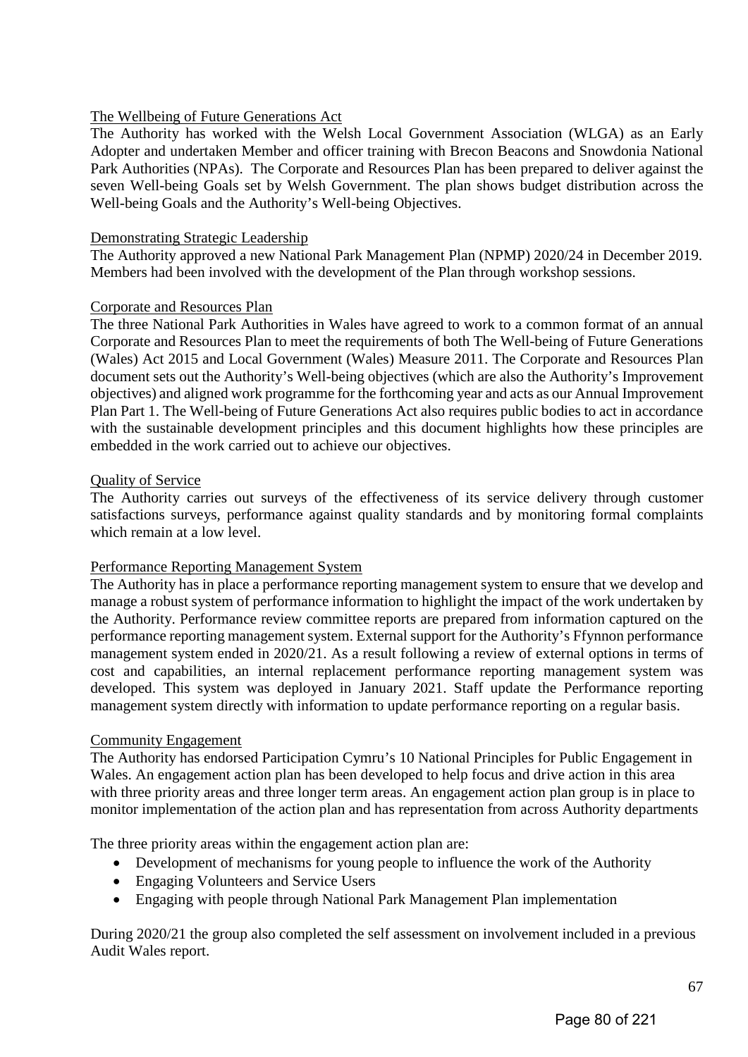The Wellbeing of Future Generations Act

The Authority has worked with the Welsh Local Government Association (WLGA) as an Early Adopter and undertaken Member and officer training with Brecon Beacons and Snowdonia National Park Authorities (NPAs). The Corporate and Resources Plan has been prepared to deliver against the seven Well-being Goals set by Welsh Government. The plan shows budget distribution across the Well-being Goals and the Authority's Well-being Objectives.

Demonstrating Strategic Leadership

The Authority approved a new National Park Management Plan (NPMP) 2020/24 in December 2019. Members had been involved with the development of the Plan through workshop sessions.

Corporate and Resources Plan

The three National Park Authorities in Wales have agreed to work to a common format of an annual Corporate and Resources Plan to meet the requirements of both The Well-being of Future Generations (Wales) Act 2015 and Local Government (Wales) Measure 2011. The Corporate and Resources Plan document sets out the Authority's Well-being objectives (which are also the Authority's Improvement objectives) and aligned work programme for the forthcoming year and acts as our Annual Improvement Plan Part 1. The Well-being of Future Generations Act also requires public bodies to act in accordance with the sustainable development principles and this document highlights how these principles are embedded in the work carried out to achieve our objectives.

Quality of Service

The Authority carries out surveys of the effectiveness of its service delivery through customer satisfactions surveys, performance against quality standards and by monitoring formal complaints which remain at a low level.

Performance Reporting Management System

The Authority has in place a performance reporting management system to ensure that we develop and manage a robust system of performance information to highlight the impact of the work undertaken by the Authority. Performance review committee reports are prepared from information captured on the performance reporting management system. External support for the Authority's Ffynnon performance management system ended in 2020/21. As a result following a review of external options in terms of cost and capabilities, an internal replacement performance reporting management system was developed. This system was deployed in January 2021. Staff update the Performance reporting management system directly with information to update performance reporting on a regular basis.

Community Engagement

The Authority has endorsed Participation Cymru's 10 National Principles for Public Engagement in Wales. An engagement action plan has been developed to help focus and drive action in this area with three priority areas and three longer term areas. An engagement action plan group is in place to monitor implementation of the action plan and has representation from across Authority departments

The three priority areas within the engagement action plan are:

- Development of mechanisms for young people to influence the work of the Authority
- Engaging Volunteers and Service Users
- Engaging with people through National Park Management Plan implementation

During 2020/21 the group also completed the self assessment on involvement included in a previous Audit Wales report.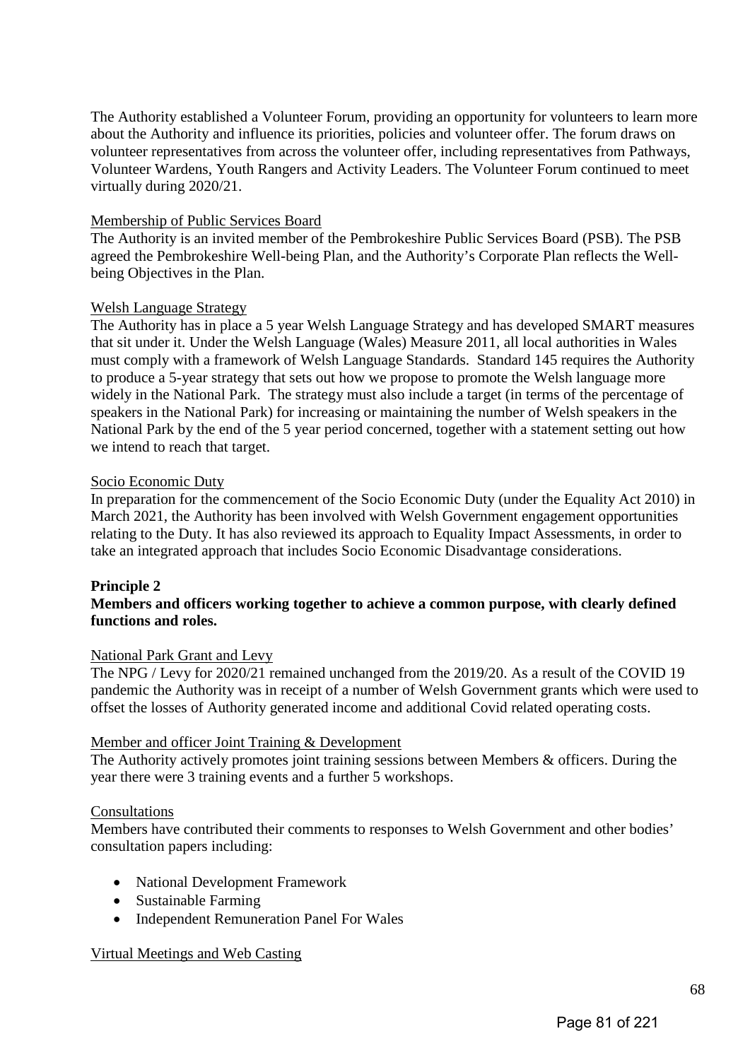The Authority established a Volunteer Forum, providing an opportunity for volunteers to learn more about the Authority and influence its priorities, policies and volunteer offer. The forum draws on volunteer representatives from across the volunteer offer, including representatives from Pathways, Volunteer Wardens, Youth Rangers and Activity Leaders. The Volunteer Forum continued to meet virtually during 2020/21.

Membership of Public Services Board

The Authority is an invited member of the Pembrokeshire Public Services Board (PSB). The PSB agreed the Pembrokeshire Well-being Plan, and the Authority's Corporate Plan reflects the Well-being Objectives in the Plan.

Welsh Language Strategy

The Authority has in place a 5 year Welsh Language Strategy and has developed SMART measures that sit under it. Under the Welsh Language (Wales) Measure 2011, all local authorities in Wales must comply with a framework of Welsh Language Standards. Standard 145 requires the Authority to produce a 5-year strategy that sets out how we propose to promote the Welsh language more widely in the National Park. The strategy must also include a target (in terms of the percentage of speakers in the National Park) for increasing or maintaining the number of Welsh speakers in the National Park by the end of the 5 year period concerned, together with a statement setting out how we intend to reach that target.

Socio Economic Duty

In preparation for the commencement of the Socio Economic Duty (under the Equality Act 2010) in March 2021, the Authority has been involved with Welsh Government engagement opportunities relating to the Duty. It has also reviewed its approach to Equality Impact Assessments, in order to take an integrated approach that includes Socio Economic Disadvantage considerations.

**Principle 2**

**Members and officers working together to achieve a common purpose, with clearly defined functions and roles.**

National Park Grant and Levy

The NPG / Levy for 2020/21 remained unchanged from the 2019/20. As a result of the COVID 19 pandemic the Authority was in receipt of a number of Welsh Government grants which were used to offset the losses of Authority generated income and additional Covid related operating costs.

Member and officer Joint Training & Development

The Authority actively promotes joint training sessions between Members & officers. During the year there were 3 training events and a further 5 workshops.

Consultations

Members have contributed their comments to responses to Welsh Government and other bodies' consultation papers including:

- National Development Framework
- Sustainable Farming
- Independent Remuneration Panel For Wales

Virtual Meetings and Web Casting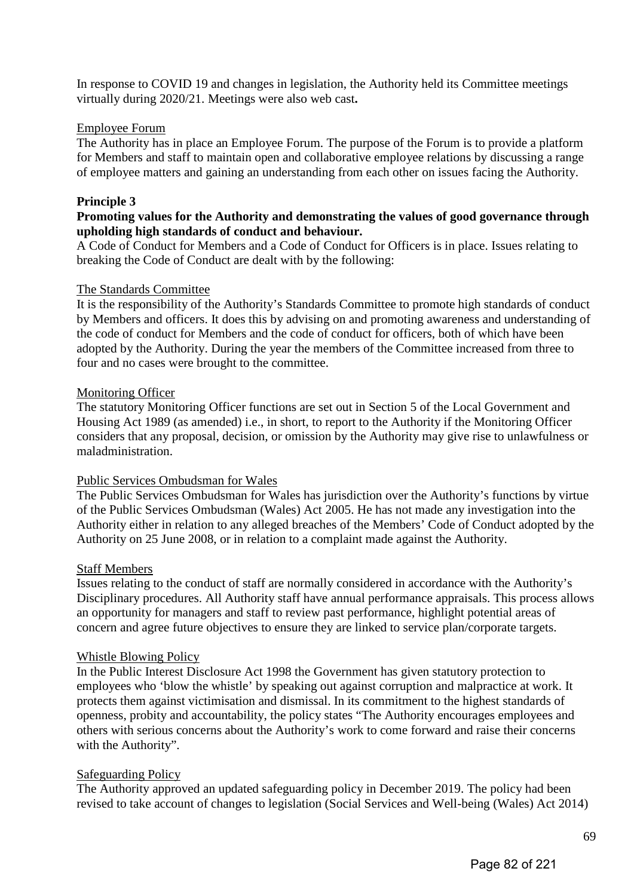In response to COVID 19 and changes in legislation, the Authority held its Committee meetings virtually during 2020/21. Meetings were also web cast**.**

Employee Forum

The Authority has in place an Employee Forum. The purpose of the Forum is to provide a platform for Members and staff to maintain open and collaborative employee relations by discussing a range of employee matters and gaining an understanding from each other on issues facing the Authority.

**Principle 3**

**Promoting values for the Authority and demonstrating the values of good governance through upholding high standards of conduct and behaviour.**

A Code of Conduct for Members and a Code of Conduct for Officers is in place. Issues relating to breaking the Code of Conduct are dealt with by the following:

The Standards Committee

It is the responsibility of the Authority's Standards Committee to promote high standards of conduct by Members and officers. It does this by advising on and promoting awareness and understanding of the code of conduct for Members and the code of conduct for officers, both of which have been adopted by the Authority. During the year the members of the Committee increased from three to four and no cases were brought to the committee.

Monitoring Officer

The statutory Monitoring Officer functions are set out in Section 5 of the Local Government and Housing Act 1989 (as amended) i.e., in short, to report to the Authority if the Monitoring Officer considers that any proposal, decision, or omission by the Authority may give rise to unlawfulness or maladministration.

Public Services Ombudsman for Wales

The Public Services Ombudsman for Wales has jurisdiction over the Authority's functions by virtue of the Public Services Ombudsman (Wales) Act 2005. He has not made any investigation into the Authority either in relation to any alleged breaches of the Members' Code of Conduct adopted by the Authority on 25 June 2008, or in relation to a complaint made against the Authority.

Staff Members

Issues relating to the conduct of staff are normally considered in accordance with the Authority's Disciplinary procedures. All Authority staff have annual performance appraisals. This process allows an opportunity for managers and staff to review past performance, highlight potential areas of concern and agree future objectives to ensure they are linked to service plan/corporate targets.

Whistle Blowing Policy

In the Public Interest Disclosure Act 1998 the Government has given statutory protection to employees who 'blow the whistle' by speaking out against corruption and malpractice at work. It protects them against victimisation and dismissal. In its commitment to the highest standards of openness, probity and accountability, the policy states "The Authority encourages employees and others with serious concerns about the Authority's work to come forward and raise their concerns with the Authority".

Safeguarding Policy

The Authority approved an updated safeguarding policy in December 2019. The policy had been revised to take account of changes to legislation (Social Services and Well-being (Wales) Act 2014)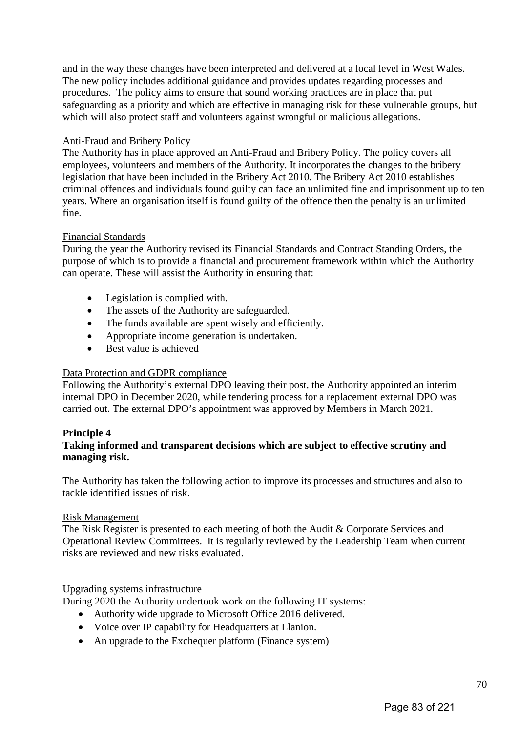and in the way these changes have been interpreted and delivered at a local level in West Wales. The new policy includes additional guidance and provides updates regarding processes and procedures. The policy aims to ensure that sound working practices are in place that put safeguarding as a priority and which are effective in managing risk for these vulnerable groups, but which will also protect staff and volunteers against wrongful or malicious allegations.

<u>Anti-Fraud and Bribery Policy</u>

The Authority has in place approved an Anti-Fraud and Bribery Policy. The policy covers all employees, volunteers and members of the Authority. It incorporates the changes to the bribery legislation that have been included in the Bribery Act 2010. The Bribery Act 2010 establishes criminal offences and individuals found guilty can face an unlimited fine and imprisonment up to ten years. Where an organisation itself is found guilty of the offence then the penalty is an unlimited fine.

<u>Financial Standards</u>

During the year the Authority revised its Financial Standards and Contract Standing Orders, the purpose of which is to provide a financial and procurement framework within which the Authority can operate. These will assist the Authority in ensuring that:

- Legislation is complied with.
- The assets of the Authority are safeguarded.
- The funds available are spent wisely and efficiently.
- Appropriate income generation is undertaken.
- Best value is achieved

<u>Data Protection and GDPR compliance</u>

Following the Authority's external DPO leaving their post, the Authority appointed an interim internal DPO in December 2020, while tendering process for a replacement external DPO was carried out. The external DPO's appointment was approved by Members in March 2021.

**Principle 4**

**Taking informed and transparent decisions which are subject to effective scrutiny and managing risk.**

The Authority has taken the following action to improve its processes and structures and also to tackle identified issues of risk.

<u>Risk Management</u>

The Risk Register is presented to each meeting of both the Audit & Corporate Services and Operational Review Committees. It is regularly reviewed by the Leadership Team when current risks are reviewed and new risks evaluated.

<u>Upgrading systems infrastructure</u>

During 2020 the Authority undertook work on the following IT systems:

- Authority wide upgrade to Microsoft Office 2016 delivered.
- Voice over IP capability for Headquarters at Llanion.
- An upgrade to the Exchequer platform (Finance system)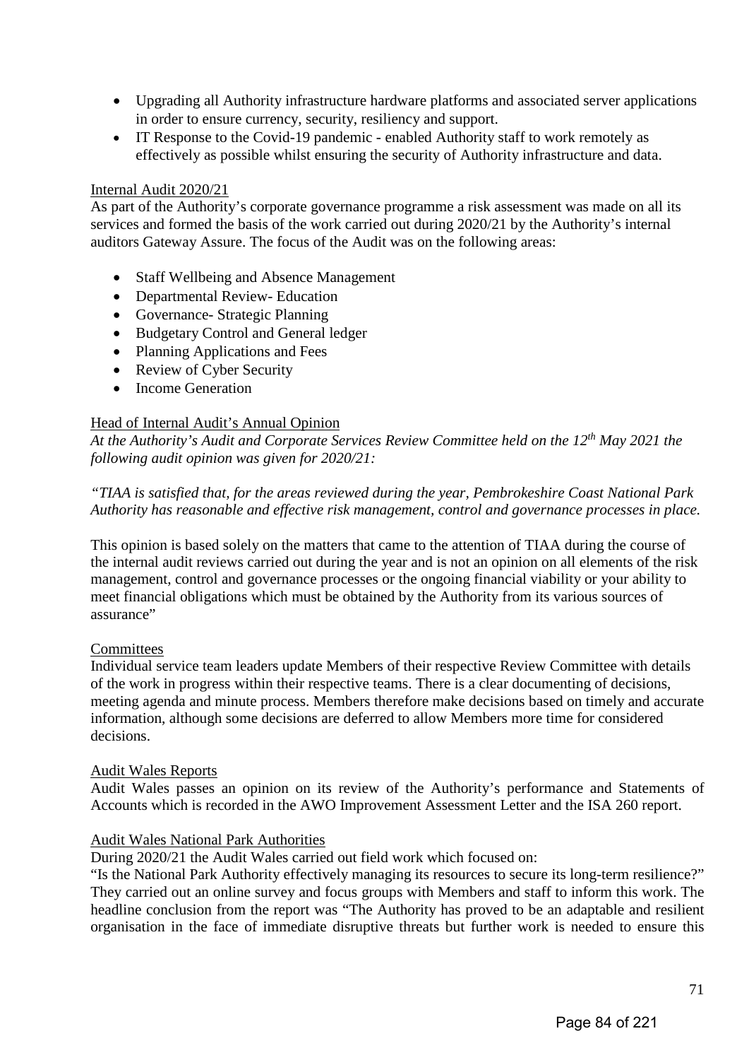- Upgrading all Authority infrastructure hardware platforms and associated server applications in order to ensure currency, security, resiliency and support.
- IT Response to the Covid-19 pandemic - enabled Authority staff to work remotely as effectively as possible whilst ensuring the security of Authority infrastructure and data.

Internal Audit 2020/21

As part of the Authority's corporate governance programme a risk assessment was made on all its services and formed the basis of the work carried out during 2020/21 by the Authority's internal auditors Gateway Assure. The focus of the Audit was on the following areas:

- Staff Wellbeing and Absence Management
- Departmental Review- Education
- Governance- Strategic Planning
- Budgetary Control and General ledger
- Planning Applications and Fees
- Review of Cyber Security
- Income Generation

Head of Internal Audit's Annual Opinion

*At the Authority's Audit and Corporate Services Review Committee held on the 12th May 2021 the following audit opinion was given for 2020/21:*

*"TIAA is satisfied that, for the areas reviewed during the year, Pembrokeshire Coast National Park Authority has reasonable and effective risk management, control and governance processes in place.*

This opinion is based solely on the matters that came to the attention of TIAA during the course of the internal audit reviews carried out during the year and is not an opinion on all elements of the risk management, control and governance processes or the ongoing financial viability or your ability to meet financial obligations which must be obtained by the Authority from its various sources of assurance"

Committees

Individual service team leaders update Members of their respective Review Committee with details of the work in progress within their respective teams. There is a clear documenting of decisions, meeting agenda and minute process. Members therefore make decisions based on timely and accurate information, although some decisions are deferred to allow Members more time for considered decisions.

Audit Wales Reports

Audit Wales passes an opinion on its review of the Authority's performance and Statements of Accounts which is recorded in the AWO Improvement Assessment Letter and the ISA 260 report.

Audit Wales National Park Authorities

During 2020/21 the Audit Wales carried out field work which focused on:

"Is the National Park Authority effectively managing its resources to secure its long-term resilience?" They carried out an online survey and focus groups with Members and staff to inform this work. The headline conclusion from the report was "The Authority has proved to be an adaptable and resilient organisation in the face of immediate disruptive threats but further work is needed to ensure this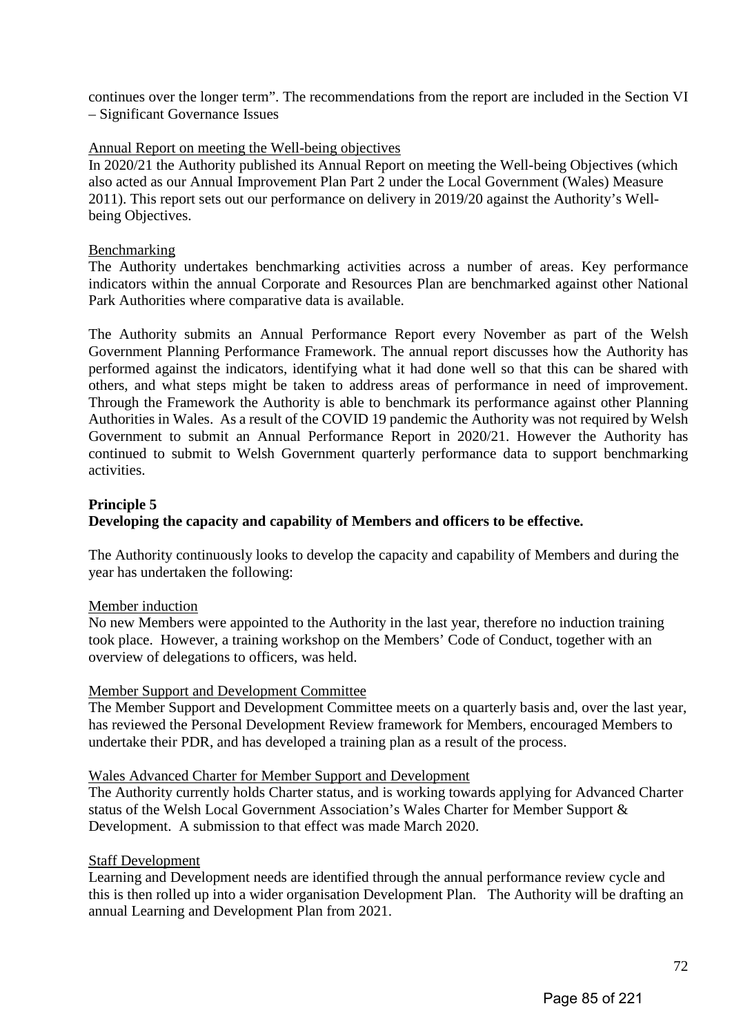continues over the longer term". The recommendations from the report are included in the Section VI – Significant Governance Issues

Annual Report on meeting the Well-being objectives

In 2020/21 the Authority published its Annual Report on meeting the Well-being Objectives (which also acted as our Annual Improvement Plan Part 2 under the Local Government (Wales) Measure 2011). This report sets out our performance on delivery in 2019/20 against the Authority's Well-being Objectives.

Benchmarking

The Authority undertakes benchmarking activities across a number of areas. Key performance indicators within the annual Corporate and Resources Plan are benchmarked against other National Park Authorities where comparative data is available.

The Authority submits an Annual Performance Report every November as part of the Welsh Government Planning Performance Framework. The annual report discusses how the Authority has performed against the indicators, identifying what it had done well so that this can be shared with others, and what steps might be taken to address areas of performance in need of improvement. Through the Framework the Authority is able to benchmark its performance against other Planning Authorities in Wales. As a result of the COVID 19 pandemic the Authority was not required by Welsh Government to submit an Annual Performance Report in 2020/21. However the Authority has continued to submit to Welsh Government quarterly performance data to support benchmarking activities.

**Principle 5**
**Developing the capacity and capability of Members and officers to be effective.**

The Authority continuously looks to develop the capacity and capability of Members and during the year has undertaken the following:

Member induction

No new Members were appointed to the Authority in the last year, therefore no induction training took place. However, a training workshop on the Members' Code of Conduct, together with an overview of delegations to officers, was held.

Member Support and Development Committee

The Member Support and Development Committee meets on a quarterly basis and, over the last year, has reviewed the Personal Development Review framework for Members, encouraged Members to undertake their PDR, and has developed a training plan as a result of the process.

Wales Advanced Charter for Member Support and Development

The Authority currently holds Charter status, and is working towards applying for Advanced Charter status of the Welsh Local Government Association's Wales Charter for Member Support & Development. A submission to that effect was made March 2020.

Staff Development

Learning and Development needs are identified through the annual performance review cycle and this is then rolled up into a wider organisation Development Plan. The Authority will be drafting an annual Learning and Development Plan from 2021.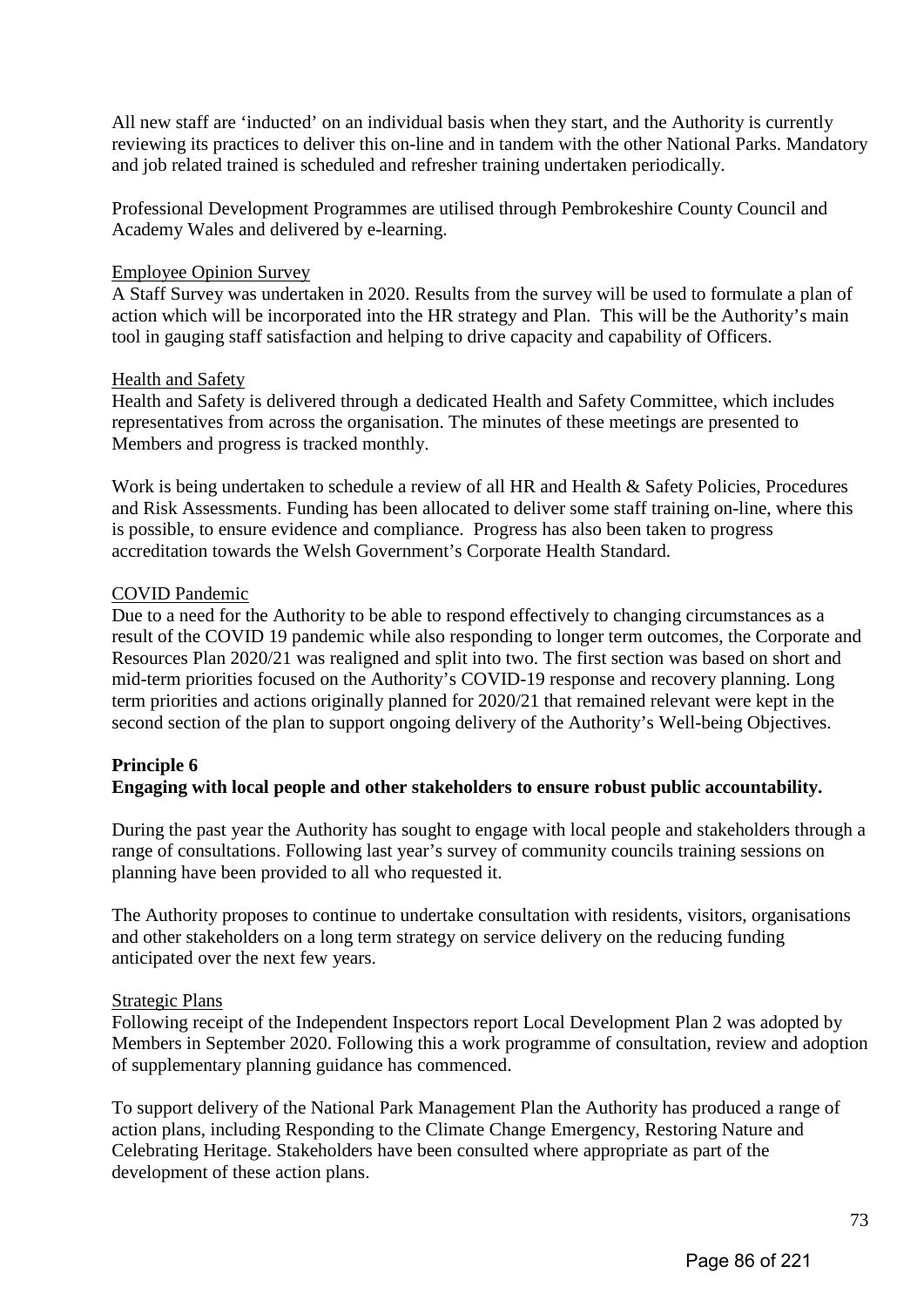All new staff are 'inducted' on an individual basis when they start, and the Authority is currently reviewing its practices to deliver this on-line and in tandem with the other National Parks. Mandatory and job related trained is scheduled and refresher training undertaken periodically.

Professional Development Programmes are utilised through Pembrokeshire County Council and Academy Wales and delivered by e-learning.

Employee Opinion Survey

A Staff Survey was undertaken in 2020. Results from the survey will be used to formulate a plan of action which will be incorporated into the HR strategy and Plan. This will be the Authority's main tool in gauging staff satisfaction and helping to drive capacity and capability of Officers.

Health and Safety

Health and Safety is delivered through a dedicated Health and Safety Committee, which includes representatives from across the organisation. The minutes of these meetings are presented to Members and progress is tracked monthly.

Work is being undertaken to schedule a review of all HR and Health & Safety Policies, Procedures and Risk Assessments. Funding has been allocated to deliver some staff training on-line, where this is possible, to ensure evidence and compliance. Progress has also been taken to progress accreditation towards the Welsh Government's Corporate Health Standard.

COVID Pandemic

Due to a need for the Authority to be able to respond effectively to changing circumstances as a result of the COVID 19 pandemic while also responding to longer term outcomes, the Corporate and Resources Plan 2020/21 was realigned and split into two. The first section was based on short and mid-term priorities focused on the Authority's COVID-19 response and recovery planning. Long term priorities and actions originally planned for 2020/21 that remained relevant were kept in the second section of the plan to support ongoing delivery of the Authority's Well-being Objectives.

**Principle 6**
**Engaging with local people and other stakeholders to ensure robust public accountability.**

During the past year the Authority has sought to engage with local people and stakeholders through a range of consultations. Following last year's survey of community councils training sessions on planning have been provided to all who requested it.

The Authority proposes to continue to undertake consultation with residents, visitors, organisations and other stakeholders on a long term strategy on service delivery on the reducing funding anticipated over the next few years.

Strategic Plans

Following receipt of the Independent Inspectors report Local Development Plan 2 was adopted by Members in September 2020. Following this a work programme of consultation, review and adoption of supplementary planning guidance has commenced.

To support delivery of the National Park Management Plan the Authority has produced a range of action plans, including Responding to the Climate Change Emergency, Restoring Nature and Celebrating Heritage. Stakeholders have been consulted where appropriate as part of the development of these action plans.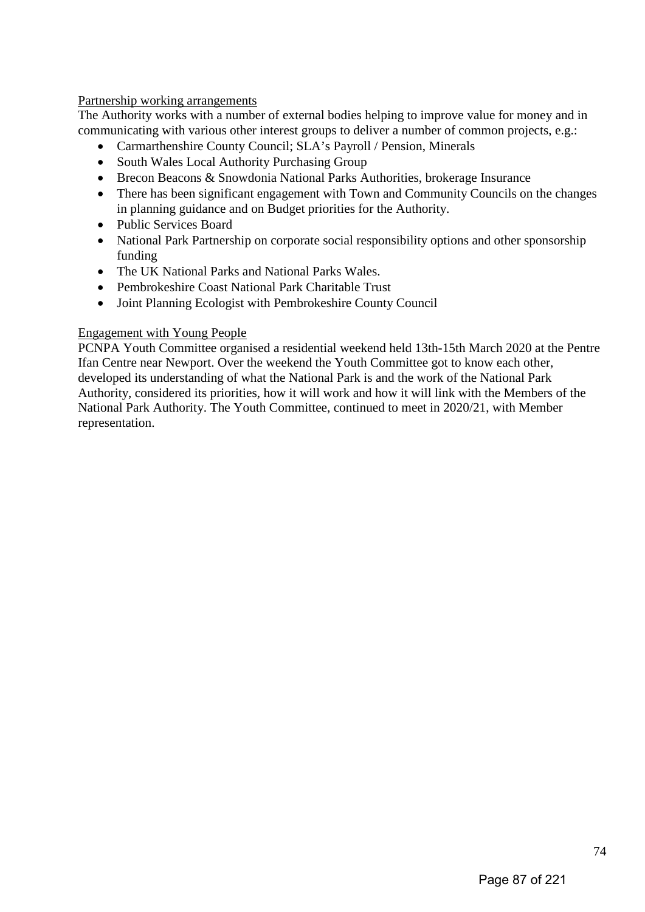Partnership working arrangements

The Authority works with a number of external bodies helping to improve value for money and in communicating with various other interest groups to deliver a number of common projects, e.g.:

- Carmarthenshire County Council; SLA's Payroll / Pension, Minerals
- South Wales Local Authority Purchasing Group
- Brecon Beacons & Snowdonia National Parks Authorities, brokerage Insurance
- There has been significant engagement with Town and Community Councils on the changes in planning guidance and on Budget priorities for the Authority.
- Public Services Board
- National Park Partnership on corporate social responsibility options and other sponsorship funding
- The UK National Parks and National Parks Wales.
- Pembrokeshire Coast National Park Charitable Trust
- Joint Planning Ecologist with Pembrokeshire County Council

Engagement with Young People

PCNPA Youth Committee organised a residential weekend held 13th-15th March 2020 at the Pentre Ifan Centre near Newport. Over the weekend the Youth Committee got to know each other, developed its understanding of what the National Park is and the work of the National Park Authority, considered its priorities, how it will work and how it will link with the Members of the National Park Authority. The Youth Committee, continued to meet in 2020/21, with Member representation.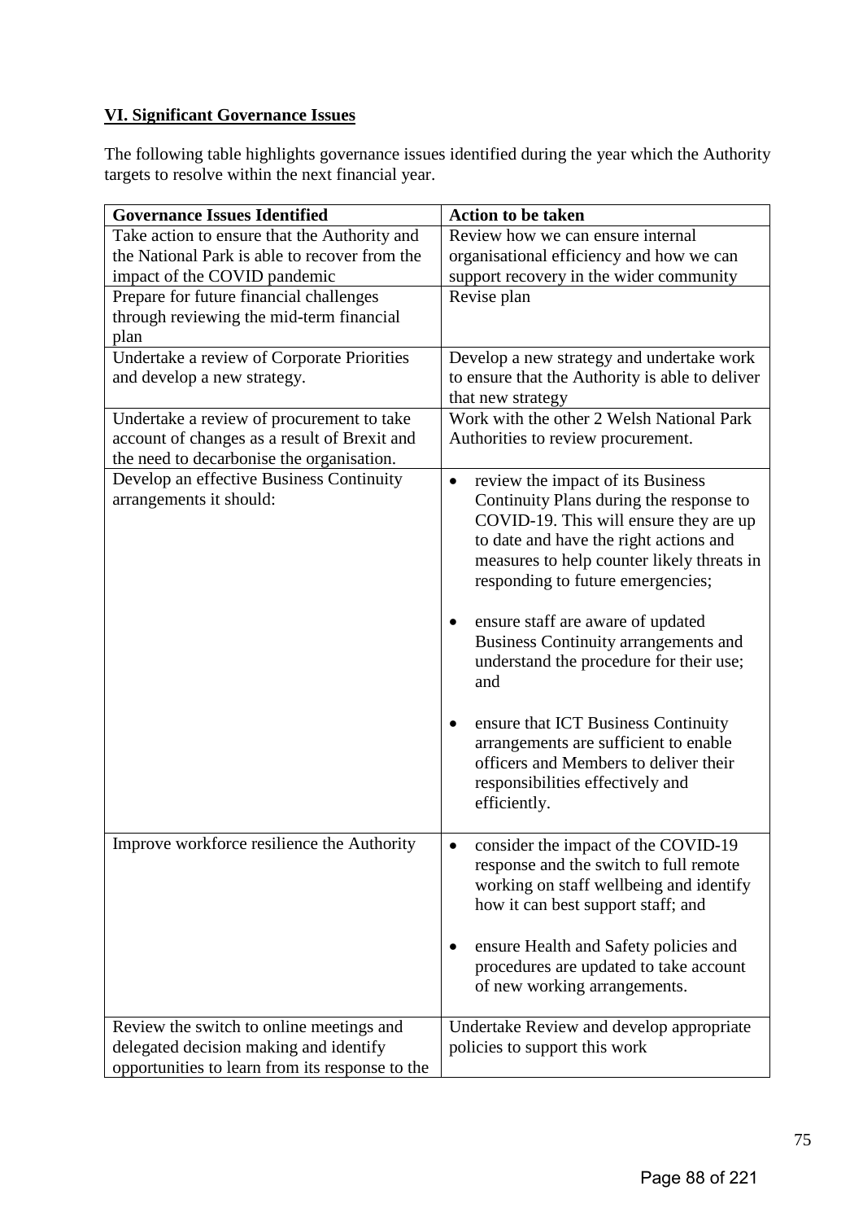## VI. Significant Governance Issues

The following table highlights governance issues identified during the year which the Authority targets to resolve within the next financial year.

| Governance Issues Identified | Action to be taken |
|---|---|
| Take action to ensure that the Authority and the National Park is able to recover from the impact of the COVID pandemic | Review how we can ensure internal organisational efficiency and how we can support recovery in the wider community |
| Prepare for future financial challenges through reviewing the mid-term financial plan | Revise plan |
| Undertake a review of Corporate Priorities and develop a new strategy. | Develop a new strategy and undertake work to ensure that the Authority is able to deliver that new strategy |
| Undertake a review of procurement to take account of changes as a result of Brexit and the need to decarbonise the organisation. | Work with the other 2 Welsh National Park Authorities to review procurement. |
| Develop an effective Business Continuity arrangements it should: | • review the impact of its Business Continuity Plans during the response to COVID-19. This will ensure they are up to date and have the right actions and measures to help counter likely threats in responding to future emergencies;<br><br>• ensure staff are aware of updated Business Continuity arrangements and understand the procedure for their use; and<br><br>• ensure that ICT Business Continuity arrangements are sufficient to enable officers and Members to deliver their responsibilities effectively and efficiently. |
| Improve workforce resilience the Authority | • consider the impact of the COVID-19 response and the switch to full remote working on staff wellbeing and identify how it can best support staff; and<br><br>• ensure Health and Safety policies and procedures are updated to take account of new working arrangements. |
| Review the switch to online meetings and delegated decision making and identify opportunities to learn from its response to the | Undertake Review and develop appropriate policies to support this work |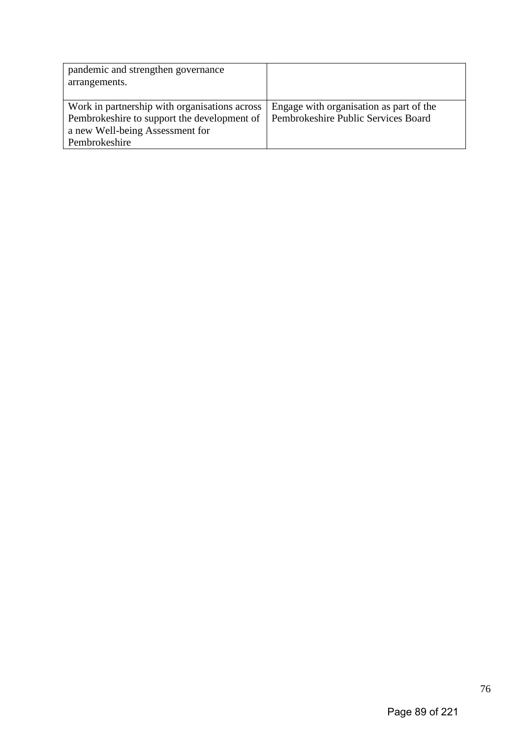| | |
|---|---|
| pandemic and strengthen governance arrangements. | |
| Work in partnership with organisations across Pembrokeshire to support the development of a new Well-being Assessment for Pembrokeshire | Engage with organisation as part of the Pembrokeshire Public Services Board |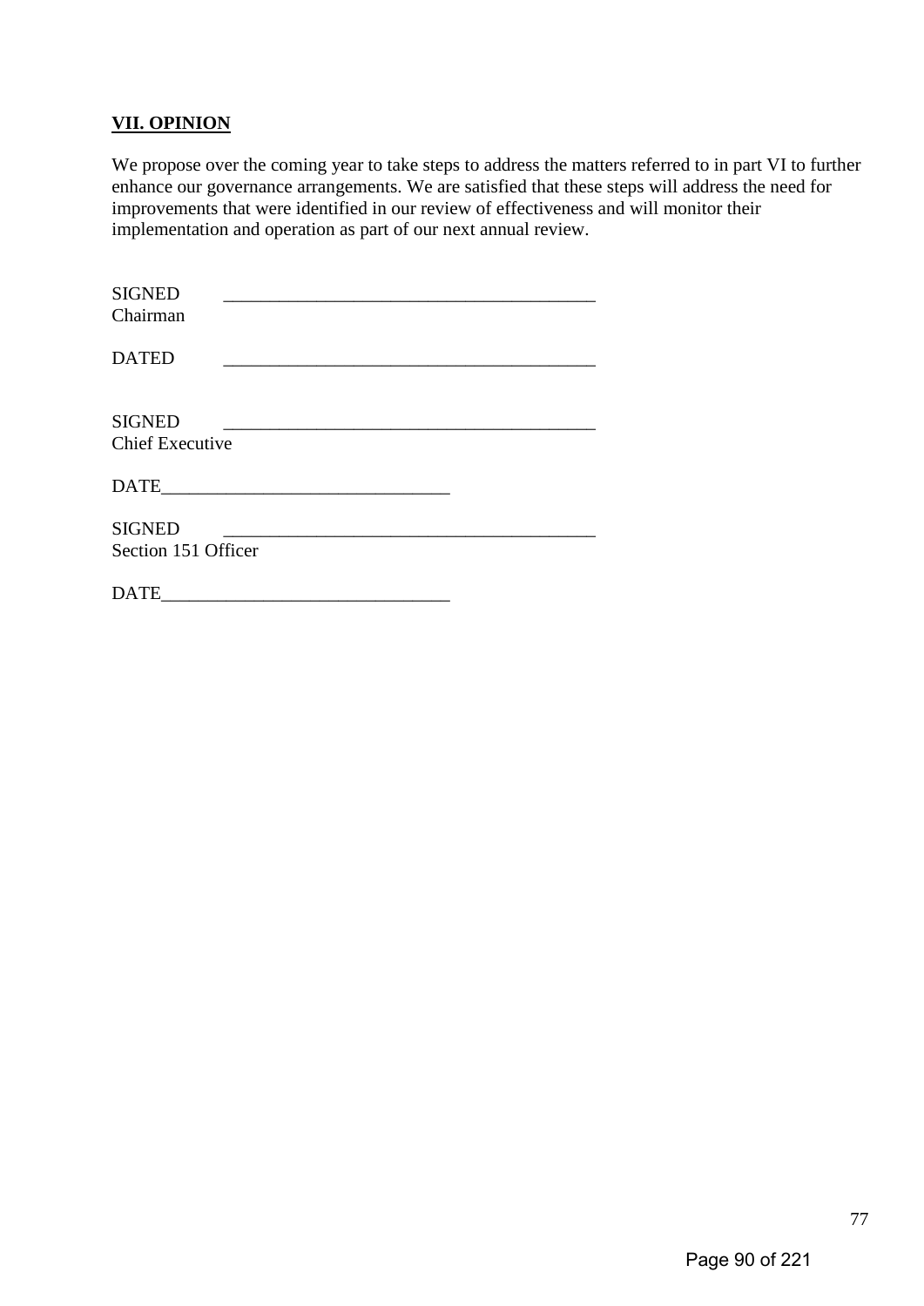## **VII. OPINION**

We propose over the coming year to take steps to address the matters referred to in part VI to further enhance our governance arrangements. We are satisfied that these steps will address the need for improvements that were identified in our review of effectiveness and will monitor their implementation and operation as part of our next annual review.

SIGNED \_\_\_\_\_\_\_\_\_\_\_\_\_\_\_\_\_\_\_\_\_\_\_\_\_\_\_\_\_\_\_\_\_\_\_\_\_\_\_\_
Chairman

DATED \_\_\_\_\_\_\_\_\_\_\_\_\_\_\_\_\_\_\_\_\_\_\_\_\_\_\_\_\_\_\_\_\_\_\_\_\_\_\_\_

SIGNED \_\_\_\_\_\_\_\_\_\_\_\_\_\_\_\_\_\_\_\_\_\_\_\_\_\_\_\_\_\_\_\_\_\_\_\_\_\_\_\_
Chief Executive

DATE\_\_\_\_\_\_\_\_\_\_\_\_\_\_\_\_\_\_\_\_\_\_\_\_\_\_\_\_\_\_

SIGNED \_\_\_\_\_\_\_\_\_\_\_\_\_\_\_\_\_\_\_\_\_\_\_\_\_\_\_\_\_\_\_\_\_\_\_\_\_\_\_\_
Section 151 Officer

DATE\_\_\_\_\_\_\_\_\_\_\_\_\_\_\_\_\_\_\_\_\_\_\_\_\_\_\_\_\_\_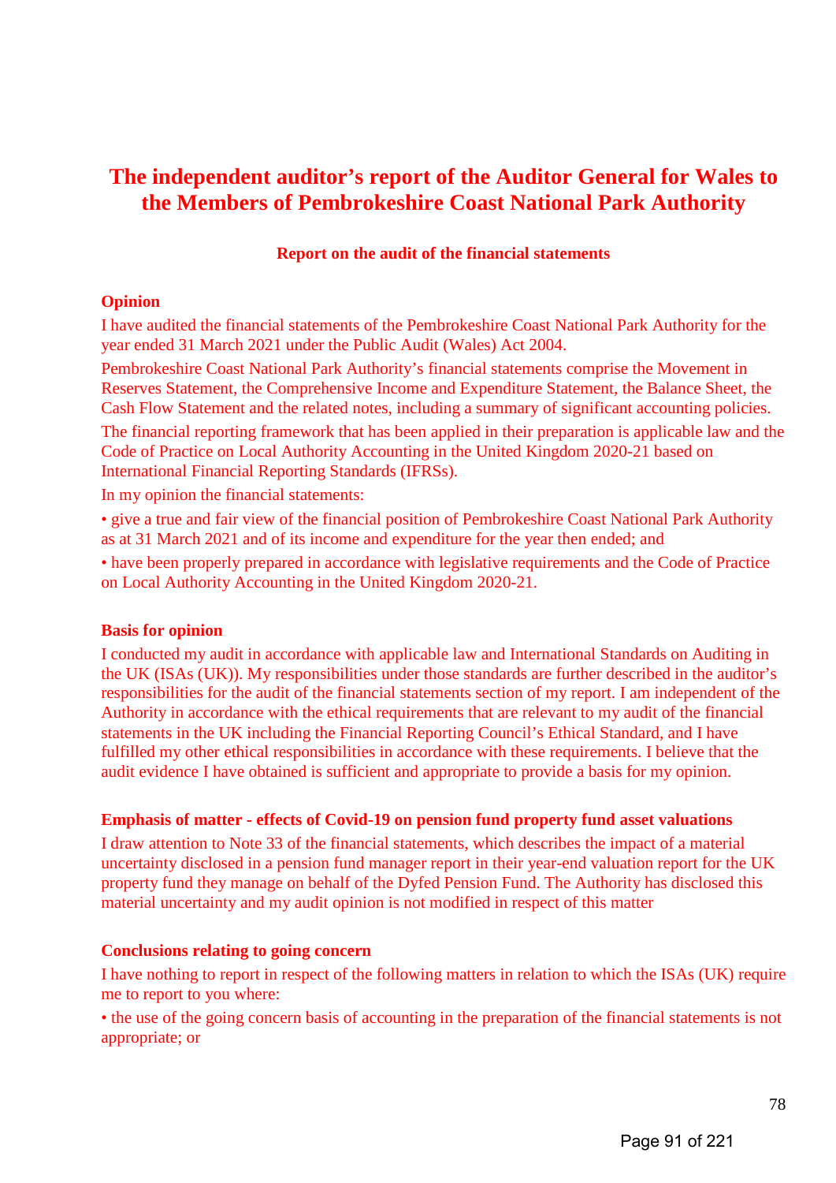# The independent auditor's report of the Auditor General for Wales to the Members of Pembrokeshire Coast National Park Authority

## Report on the audit of the financial statements

### Opinion

I have audited the financial statements of the Pembrokeshire Coast National Park Authority for the year ended 31 March 2021 under the Public Audit (Wales) Act 2004.

Pembrokeshire Coast National Park Authority's financial statements comprise the Movement in Reserves Statement, the Comprehensive Income and Expenditure Statement, the Balance Sheet, the Cash Flow Statement and the related notes, including a summary of significant accounting policies.

The financial reporting framework that has been applied in their preparation is applicable law and the Code of Practice on Local Authority Accounting in the United Kingdom 2020-21 based on International Financial Reporting Standards (IFRSs).

In my opinion the financial statements:

- give a true and fair view of the financial position of Pembrokeshire Coast National Park Authority as at 31 March 2021 and of its income and expenditure for the year then ended; and
- have been properly prepared in accordance with legislative requirements and the Code of Practice on Local Authority Accounting in the United Kingdom 2020-21.

### Basis for opinion

I conducted my audit in accordance with applicable law and International Standards on Auditing in the UK (ISAs (UK)). My responsibilities under those standards are further described in the auditor's responsibilities for the audit of the financial statements section of my report. I am independent of the Authority in accordance with the ethical requirements that are relevant to my audit of the financial statements in the UK including the Financial Reporting Council's Ethical Standard, and I have fulfilled my other ethical responsibilities in accordance with these requirements. I believe that the audit evidence I have obtained is sufficient and appropriate to provide a basis for my opinion.

### Emphasis of matter - effects of Covid-19 on pension fund property fund asset valuations

I draw attention to Note 33 of the financial statements, which describes the impact of a material uncertainty disclosed in a pension fund manager report in their year-end valuation report for the UK property fund they manage on behalf of the Dyfed Pension Fund. The Authority has disclosed this material uncertainty and my audit opinion is not modified in respect of this matter

### Conclusions relating to going concern

I have nothing to report in respect of the following matters in relation to which the ISAs (UK) require me to report to you where:

- the use of the going concern basis of accounting in the preparation of the financial statements is not appropriate; or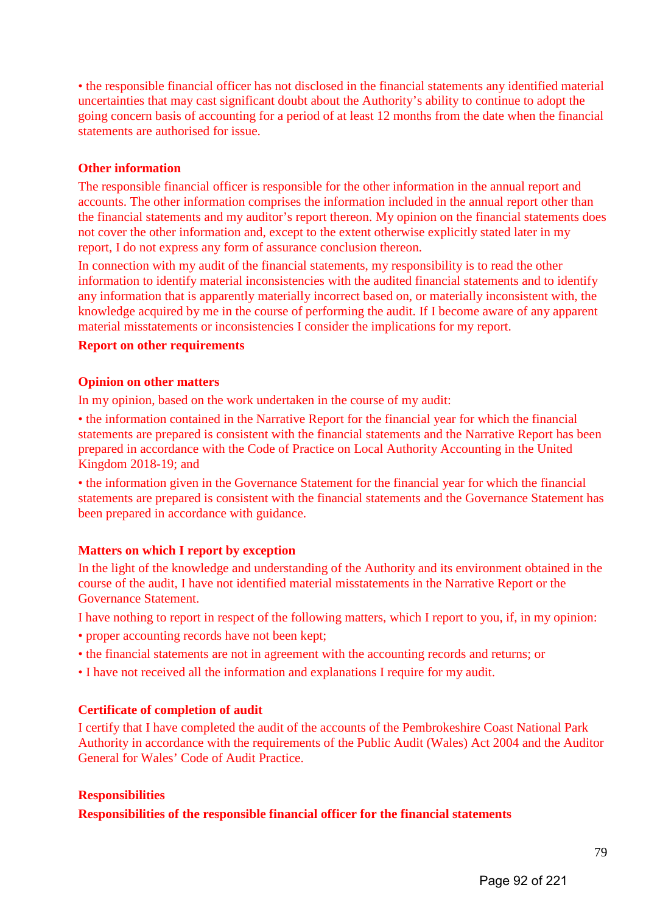• the responsible financial officer has not disclosed in the financial statements any identified material uncertainties that may cast significant doubt about the Authority's ability to continue to adopt the going concern basis of accounting for a period of at least 12 months from the date when the financial statements are authorised for issue.

### Other information

The responsible financial officer is responsible for the other information in the annual report and accounts. The other information comprises the information included in the annual report other than the financial statements and my auditor's report thereon. My opinion on the financial statements does not cover the other information and, except to the extent otherwise explicitly stated later in my report, I do not express any form of assurance conclusion thereon.

In connection with my audit of the financial statements, my responsibility is to read the other information to identify material inconsistencies with the audited financial statements and to identify any information that is apparently materially incorrect based on, or materially inconsistent with, the knowledge acquired by me in the course of performing the audit. If I become aware of any apparent material misstatements or inconsistencies I consider the implications for my report.

### Report on other requirements

### Opinion on other matters

In my opinion, based on the work undertaken in the course of my audit:

• the information contained in the Narrative Report for the financial year for which the financial statements are prepared is consistent with the financial statements and the Narrative Report has been prepared in accordance with the Code of Practice on Local Authority Accounting in the United Kingdom 2018-19; and

• the information given in the Governance Statement for the financial year for which the financial statements are prepared is consistent with the financial statements and the Governance Statement has been prepared in accordance with guidance.

### Matters on which I report by exception

In the light of the knowledge and understanding of the Authority and its environment obtained in the course of the audit, I have not identified material misstatements in the Narrative Report or the Governance Statement.

I have nothing to report in respect of the following matters, which I report to you, if, in my opinion:

• proper accounting records have not been kept;

• the financial statements are not in agreement with the accounting records and returns; or

• I have not received all the information and explanations I require for my audit.

### Certificate of completion of audit

I certify that I have completed the audit of the accounts of the Pembrokeshire Coast National Park Authority in accordance with the requirements of the Public Audit (Wales) Act 2004 and the Auditor General for Wales' Code of Audit Practice.

### Responsibilities

### Responsibilities of the responsible financial officer for the financial statements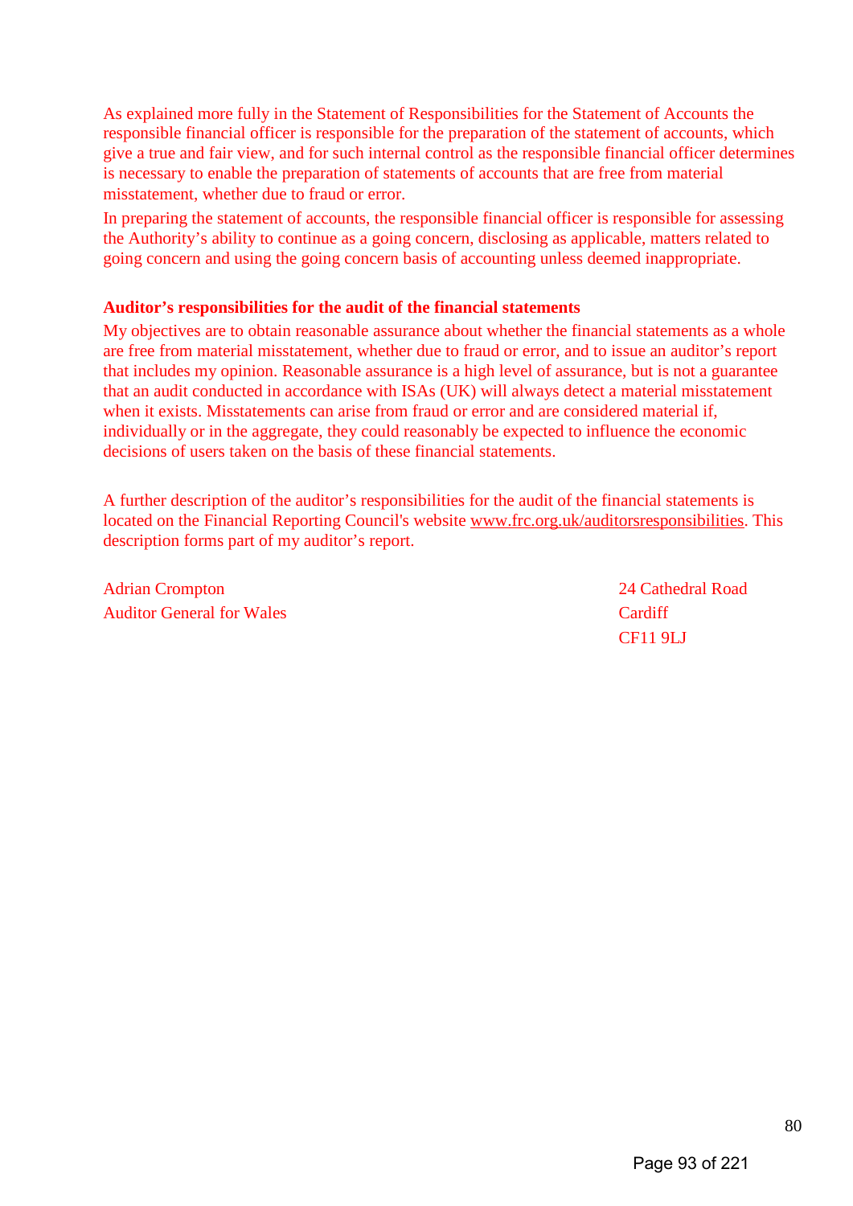As explained more fully in the Statement of Responsibilities for the Statement of Accounts the responsible financial officer is responsible for the preparation of the statement of accounts, which give a true and fair view, and for such internal control as the responsible financial officer determines is necessary to enable the preparation of statements of accounts that are free from material misstatement, whether due to fraud or error.

In preparing the statement of accounts, the responsible financial officer is responsible for assessing the Authority's ability to continue as a going concern, disclosing as applicable, matters related to going concern and using the going concern basis of accounting unless deemed inappropriate.

**Auditor's responsibilities for the audit of the financial statements**

My objectives are to obtain reasonable assurance about whether the financial statements as a whole are free from material misstatement, whether due to fraud or error, and to issue an auditor's report that includes my opinion. Reasonable assurance is a high level of assurance, but is not a guarantee that an audit conducted in accordance with ISAs (UK) will always detect a material misstatement when it exists. Misstatements can arise from fraud or error and are considered material if, individually or in the aggregate, they could reasonably be expected to influence the economic decisions of users taken on the basis of these financial statements.

A further description of the auditor's responsibilities for the audit of the financial statements is located on the Financial Reporting Council's website www.frc.org.uk/auditorsresponsibilities. This description forms part of my auditor's report.

Adrian Crompton
Auditor General for Wales

24 Cathedral Road
Cardiff
CF11 9LJ